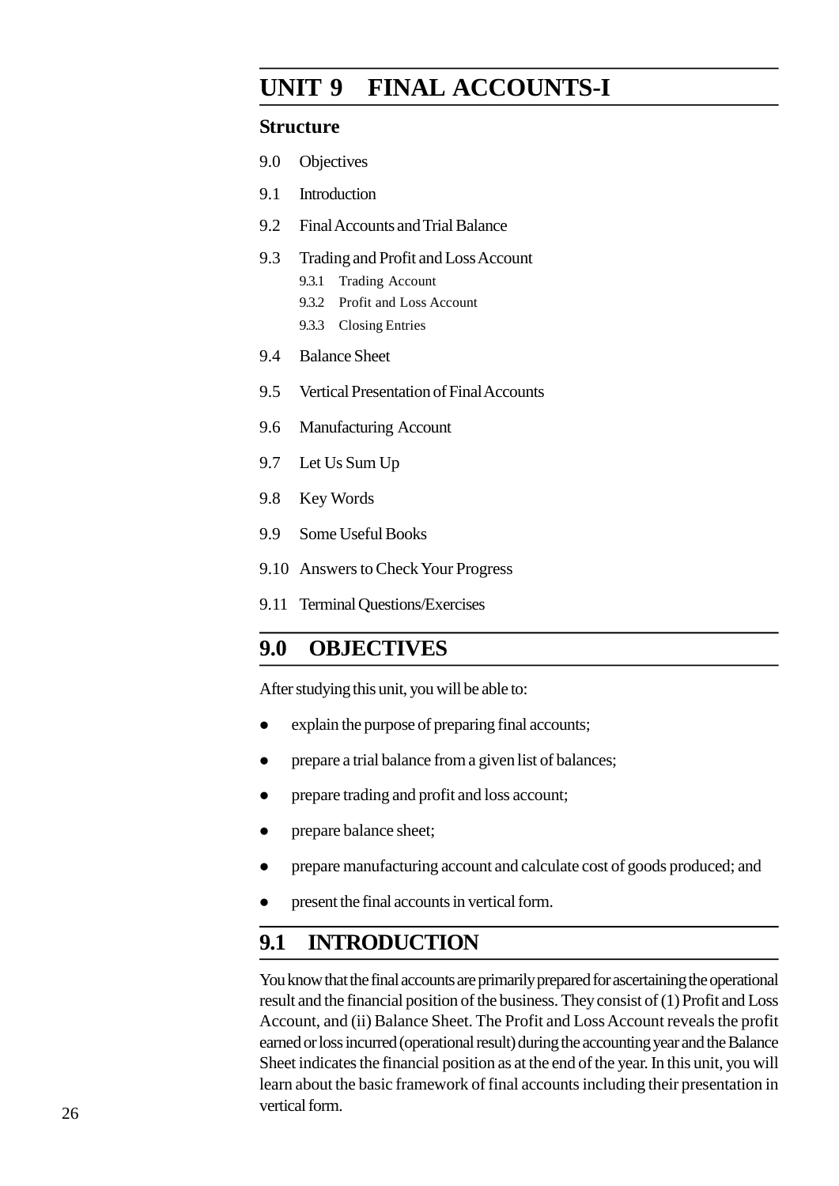# UNIT 9 FINAL ACCOUNTS-I

## Structure

9.0 Objectives

9.1 Introduction

9.2 Final Accounts and Trial Balance

9.3 Trading and Profit and Loss Account

- 9.3.1 Trading Account
- 9.3.2 Profit and Loss Account
- 9.3.3 Closing Entries

9.4 Balance Sheet

9.5 Vertical Presentation of Final Accounts

9.6 Manufacturing Account

9.7 Let Us Sum Up

9.8 Key Words

9.9 Some Useful Books

9.10 Answers to Check Your Progress

9.11 Terminal Questions/Exercises

## 9.0 OBJECTIVES

After studying this unit, you will be able to:

- explain the purpose of preparing final accounts;
- prepare a trial balance from a given list of balances;
- prepare trading and profit and loss account;
- prepare balance sheet;
- prepare manufacturing account and calculate cost of goods produced; and
- present the final accounts in vertical form.

## 9.1 INTRODUCTION

You know that the final accounts are primarily prepared for ascertaining the operational result and the financial position of the business. They consist of (1) Profit and Loss Account, and (ii) Balance Sheet. The Profit and Loss Account reveals the profit earned or loss incurred (operational result) during the accounting year and the Balance Sheet indicates the financial position as at the end of the year. In this unit, you will learn about the basic framework of final accounts including their presentation in vertical form.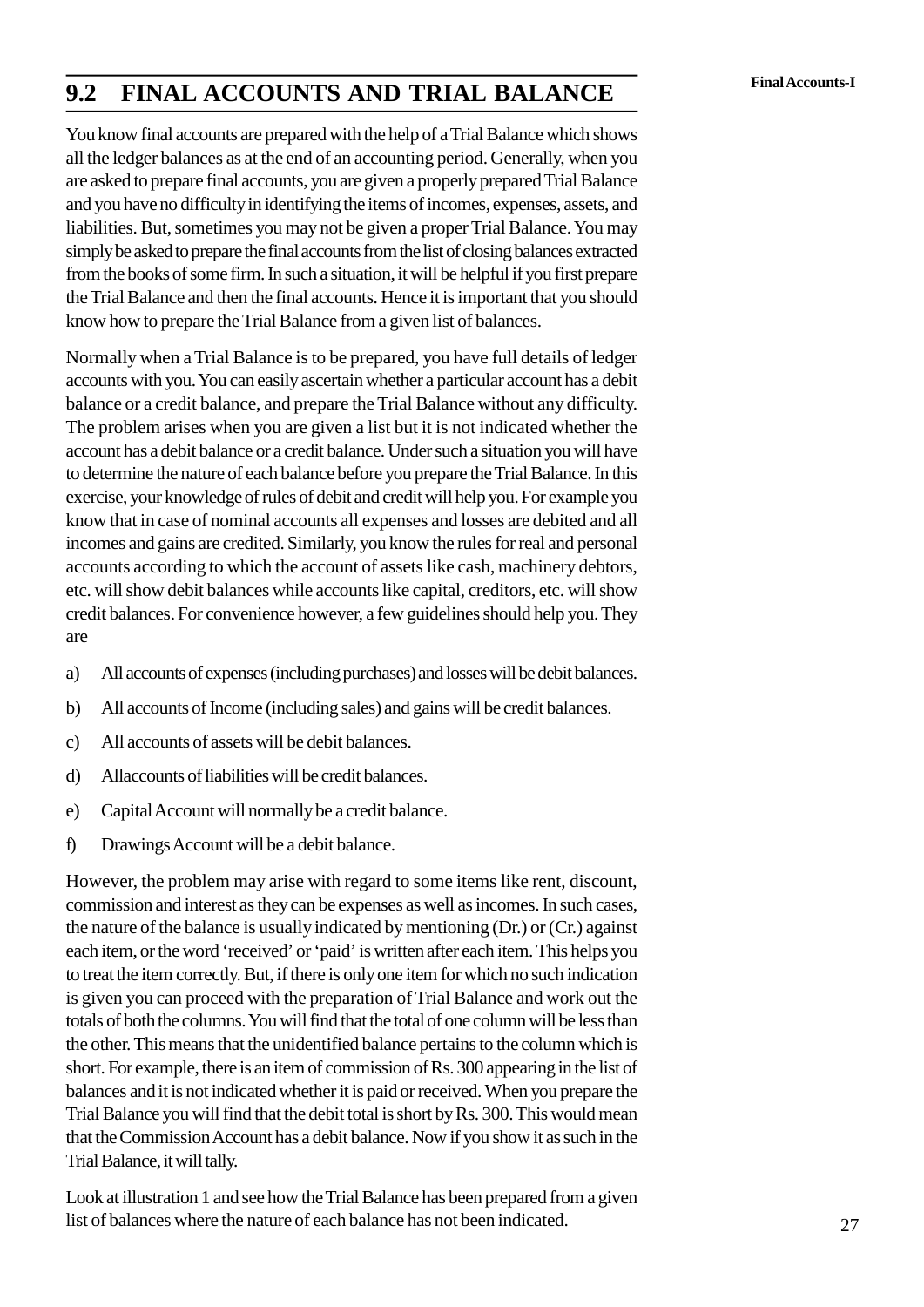## 9.2 FINAL ACCOUNTS AND TRIAL BALANCE

You know final accounts are prepared with the help of a Trial Balance which shows all the ledger balances as at the end of an accounting period. Generally, when you are asked to prepare final accounts, you are given a properly prepared Trial Balance and you have no difficulty in identifying the items of incomes, expenses, assets, and liabilities. But, sometimes you may not be given a proper Trial Balance. You may simply be asked to prepare the final accounts from the list of closing balances extracted from the books of some firm. In such a situation, it will be helpful if you first prepare the Trial Balance and then the final accounts. Hence it is important that you should know how to prepare the Trial Balance from a given list of balances.

Normally when a Trial Balance is to be prepared, you have full details of ledger accounts with you. You can easily ascertain whether a particular account has a debit balance or a credit balance, and prepare the Trial Balance without any difficulty. The problem arises when you are given a list but it is not indicated whether the account has a debit balance or a credit balance. Under such a situation you will have to determine the nature of each balance before you prepare the Trial Balance. In this exercise, your knowledge of rules of debit and credit will help you. For example you know that in case of nominal accounts all expenses and losses are debited and all incomes and gains are credited. Similarly, you know the rules for real and personal accounts according to which the account of assets like cash, machinery debtors, etc. will show debit balances while accounts like capital, creditors, etc. will show credit balances. For convenience however, a few guidelines should help you. They are

a) All accounts of expenses (including purchases) and losses will be debit balances.

b) All accounts of Income (including sales) and gains will be credit balances.

c) All accounts of assets will be debit balances.

d) All accounts of liabilities will be credit balances.

e) Capital Account will normally be a credit balance.

f) Drawings Account will be a debit balance.

However, the problem may arise with regard to some items like rent, discount, commission and interest as they can be expenses as well as incomes. In such cases, the nature of the balance is usually indicated by mentioning (Dr.) or (Cr.) against each item, or the word 'received' or 'paid' is written after each item. This helps you to treat the item correctly. But, if there is only one item for which no such indication is given you can proceed with the preparation of Trial Balance and work out the totals of both the columns. You will find that the total of one column will be less than the other. This means that the unidentified balance pertains to the column which is short. For example, there is an item of commission of Rs. 300 appearing in the list of balances and it is not indicated whether it is paid or received. When you prepare the Trial Balance you will find that the debit total is short by Rs. 300. This would mean that the Commission Account has a debit balance. Now if you show it as such in the Trial Balance, it will tally.

Look at illustration 1 and see how the Trial Balance has been prepared from a given list of balances where the nature of each balance has not been indicated.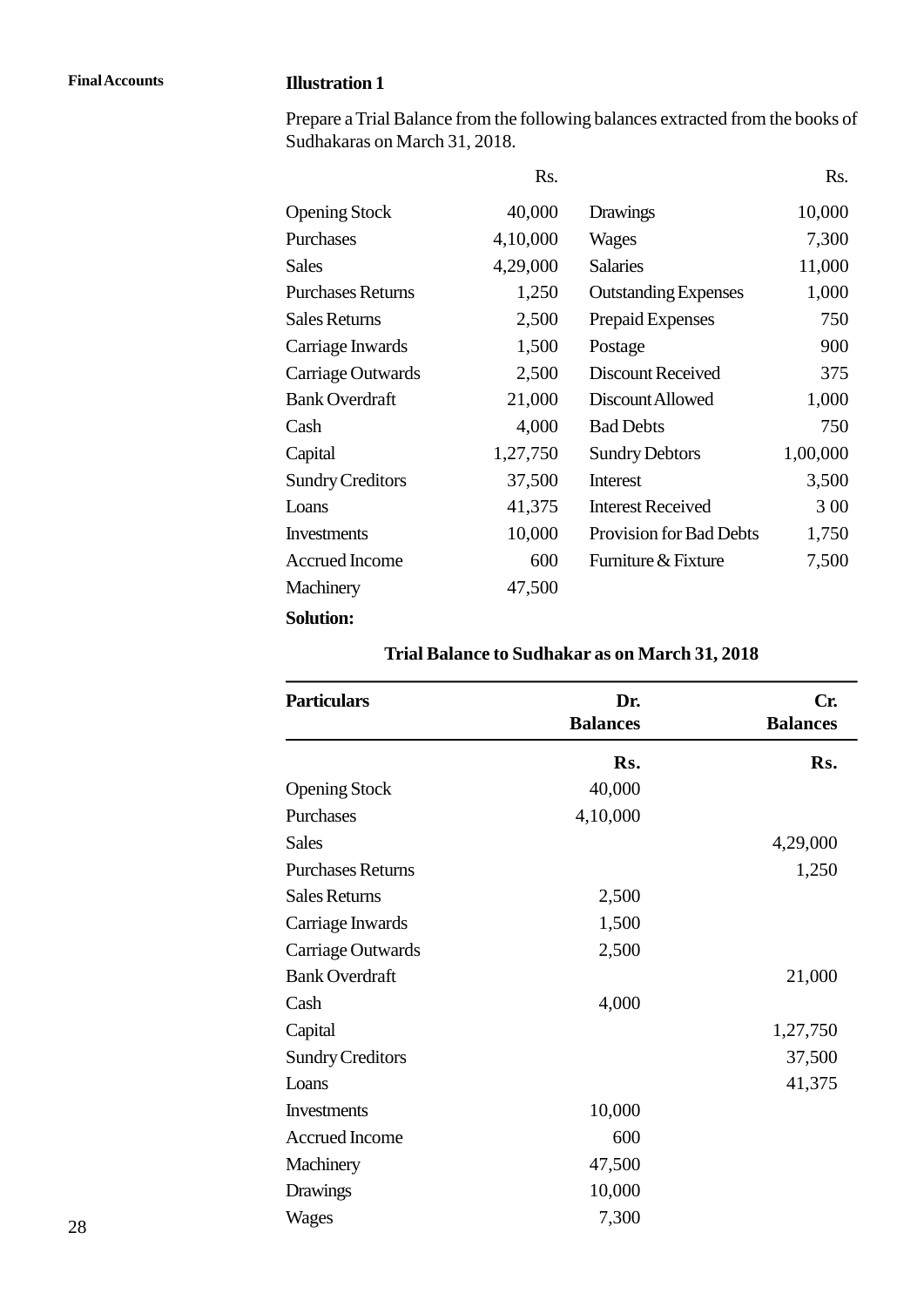**Illustration 1**

Prepare a Trial Balance from the following balances extracted from the books of Sudhakaras on March 31, 2018.

| | Rs. | | Rs. |
|---|---|---|---|
| Opening Stock | 40,000 | Drawings | 10,000 |
| Purchases | 4,10,000 | Wages | 7,300 |
| Sales | 4,29,000 | Salaries | 11,000 |
| Purchases Returns | 1,250 | Outstanding Expenses | 1,000 |
| Sales Returns | 2,500 | Prepaid Expenses | 750 |
| Carriage Inwards | 1,500 | Postage | 900 |
| Carriage Outwards | 2,500 | Discount Received | 375 |
| Bank Overdraft | 21,000 | Discount Allowed | 1,000 |
| Cash | 4,000 | Bad Debts | 750 |
| Capital | 1,27,750 | Sundry Debtors | 1,00,000 |
| Sundry Creditors | 37,500 | Interest | 3,500 |
| Loans | 41,375 | Interest Received | 3 00 |
| Investments | 10,000 | Provision for Bad Debts | 1,750 |
| Accrued Income | 600 | Furniture & Fixture | 7,500 |
| Machinery | 47,500 | | |

**Solution:**

**Trial Balance to Sudhakar as on March 31, 2018**

| Particulars | Dr. Balances | Cr. Balances |
|---|---|---|
| | Rs. | Rs. |
| Opening Stock | 40,000 | |
| Purchases | 4,10,000 | |
| Sales | | 4,29,000 |
| Purchases Returns | | 1,250 |
| Sales Returns | 2,500 | |
| Carriage Inwards | 1,500 | |
| Carriage Outwards | 2,500 | |
| Bank Overdraft | | 21,000 |
| Cash | 4,000 | |
| Capital | | 1,27,750 |
| Sundry Creditors | | 37,500 |
| Loans | | 41,375 |
| Investments | 10,000 | |
| Accrued Income | 600 | |
| Machinery | 47,500 | |
| Drawings | 10,000 | |
| Wages | 7,300 | |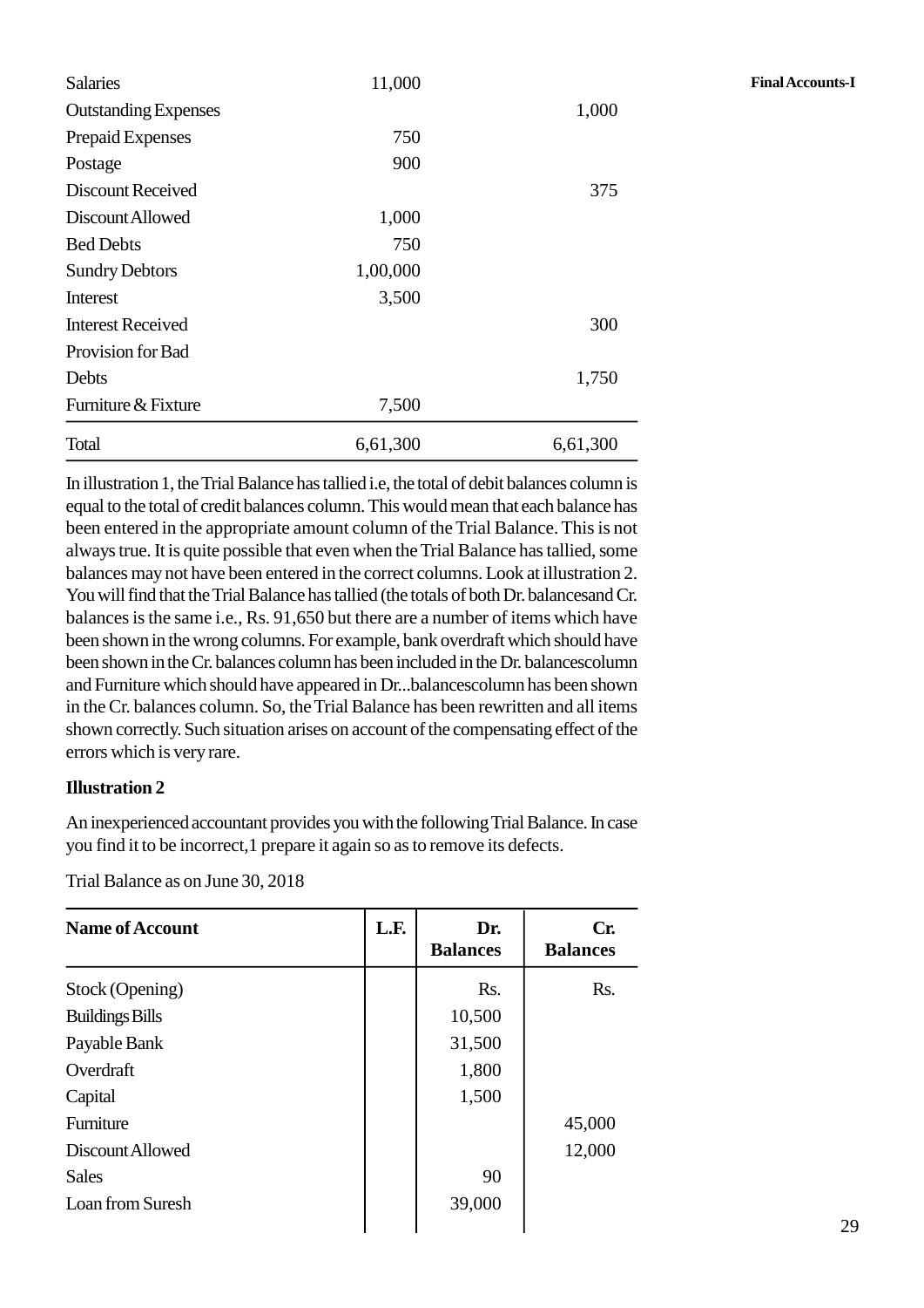| | | |
|---|---|---|
| Salaries | 11,000 | |
| Outstanding Expenses | | 1,000 |
| Prepaid Expenses | 750 | |
| Postage | 900 | |
| Discount Received | | 375 |
| Discount Allowed | 1,000 | |
| Bed Debts | 750 | |
| Sundry Debtors | 1,00,000 | |
| Interest | 3,500 | |
| Interest Received | | 300 |
| Provision for Bad Debts | | 1,750 |
| Furniture & Fixture | 7,500 | |
| Total | 6,61,300 | 6,61,300 |

In illustration 1, the Trial Balance has tallied i.e, the total of debit balances column is equal to the total of credit balances column. This would mean that each balance has been entered in the appropriate amount column of the Trial Balance. This is not always true. It is quite possible that even when the Trial Balance has tallied, some balances may not have been entered in the correct columns. Look at illustration 2. You will find that the Trial Balance has tallied (the totals of both Dr. balancesand Cr. balances is the same i.e., Rs. 91,650 but there are a number of items which have been shown in the wrong columns. For example, bank overdraft which should have been shown in the Cr. balances column has been included in the Dr. balancescolumn and Furniture which should have appeared in Dr...balancescolumn has been shown in the Cr. balances column. So, the Trial Balance has been rewritten and all items shown correctly. Such situation arises on account of the compensating effect of the errors which is very rare.

**Illustration 2**

An inexperienced accountant provides you with the following Trial Balance. In case you find it to be incorrect,1 prepare it again so as to remove its defects.

Trial Balance as on June 30, 2018

| Name of Account | L.F. | Dr. Balances | Cr. Balances |
|---|---|---|---|
| Stock (Opening) | | Rs. | Rs. |
| Buildings Bills | | 10,500 | |
| Payable Bank | | 31,500 | |
| Overdraft | | 1,800 | |
| Capital | | 1,500 | |
| Furniture | | | 45,000 |
| Discount Allowed | | | 12,000 |
| Sales | | 90 | |
| Loan from Suresh | | 39,000 | |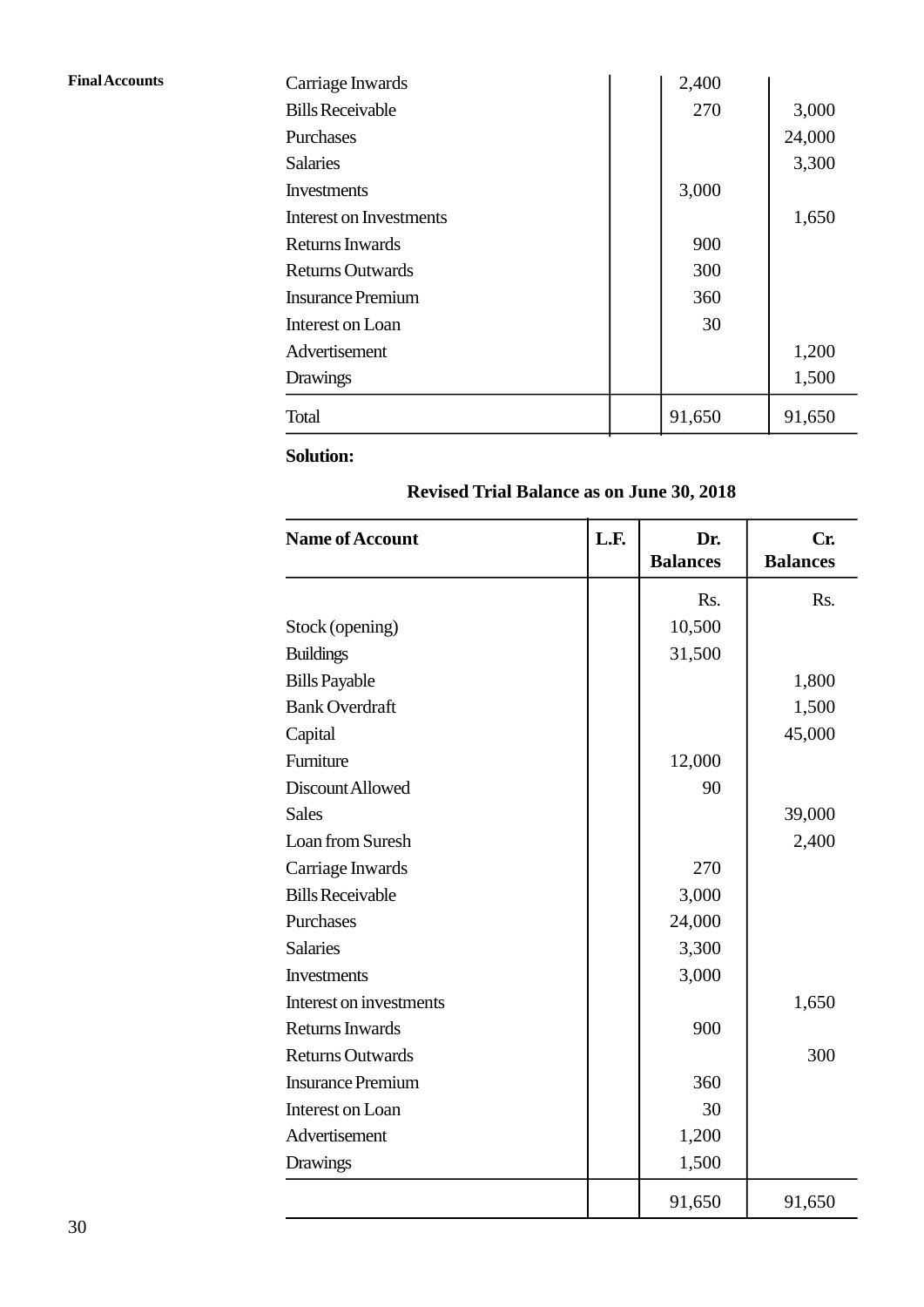| | | | |
|---|---|---|---|
| Carriage Inwards | | 2,400 | |
| Bills Receivable | | 270 | 3,000 |
| Purchases | | | 24,000 |
| Salaries | | | 3,300 |
| Investments | | 3,000 | |
| Interest on Investments | | | 1,650 |
| Returns Inwards | | 900 | |
| Returns Outwards | | 300 | |
| Insurance Premium | | 360 | |
| Interest on Loan | | 30 | |
| Advertisement | | | 1,200 |
| Drawings | | | 1,500 |
| Total | | 91,650 | 91,650 |

**Solution:**

**Revised Trial Balance as on June 30, 2018**

| Name of Account | L.F. | Dr. Balances | Cr. Balances |
|---|---|---|---|
| | | Rs. | Rs. |
| Stock (opening) | | 10,500 | |
| Buildings | | 31,500 | |
| Bills Payable | | | 1,800 |
| Bank Overdraft | | | 1,500 |
| Capital | | | 45,000 |
| Furniture | | 12,000 | |
| Discount Allowed | | 90 | |
| Sales | | | 39,000 |
| Loan from Suresh | | | 2,400 |
| Carriage Inwards | | 270 | |
| Bills Receivable | | 3,000 | |
| Purchases | | 24,000 | |
| Salaries | | 3,300 | |
| Investments | | 3,000 | |
| Interest on investments | | | 1,650 |
| Returns Inwards | | 900 | |
| Returns Outwards | | | 300 |
| Insurance Premium | | 360 | |
| Interest on Loan | | 30 | |
| Advertisement | | 1,200 | |
| Drawings | | 1,500 | |
| | | 91,650 | 91,650 |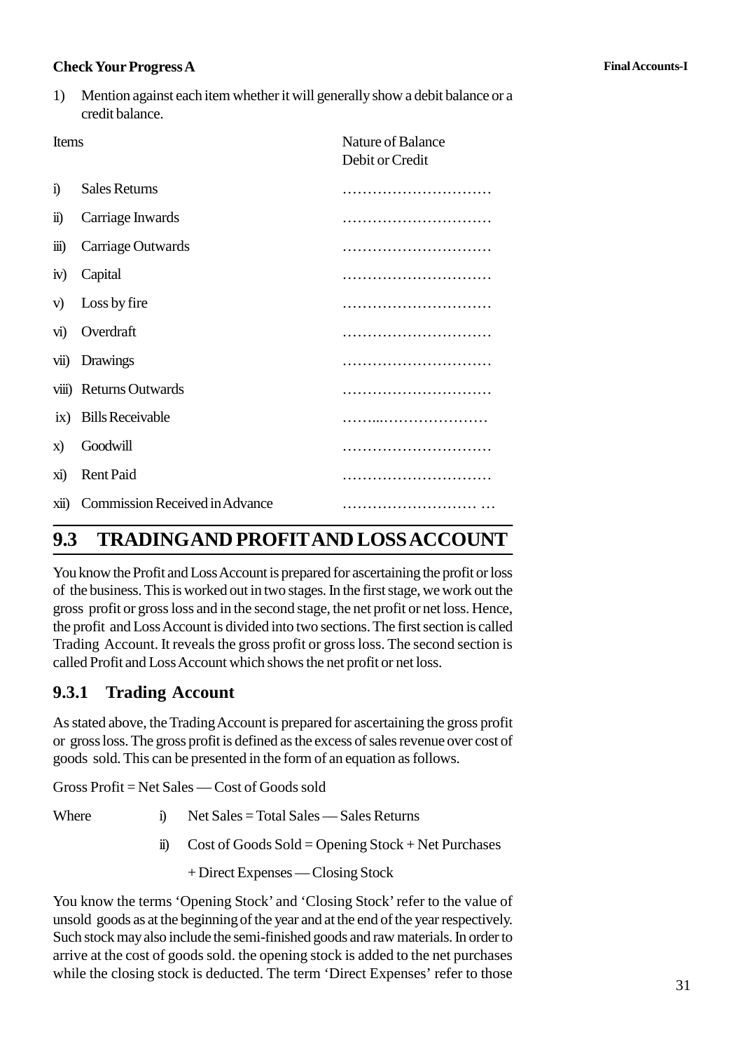**Check Your Progress A**

1) Mention against each item whether it will generally show a debit balance or a credit balance.

| Items | | Nature of Balance Debit or Credit |
|---|---|---|
| i) | Sales Returns | ………………………… |
| ii) | Carriage Inwards | ………………………… |
| iii) | Carriage Outwards | ………………………… |
| iv) | Capital | ………………………… |
| v) | Loss by fire | ………………………… |
| vi) | Overdraft | ………………………… |
| vii) | Drawings | ………………………… |
| viii) | Returns Outwards | ………………………… |
| ix) | Bills Receivable | ………………………… |
| x) | Goodwill | ………………………… |
| xi) | Rent Paid | ………………………… |
| xii) | Commission Received in Advance | ………………………… |

## 9.3 TRADING AND PROFIT AND LOSS ACCOUNT

You know the Profit and Loss Account is prepared for ascertaining the profit or loss of the business. This is worked out in two stages. In the first stage, we work out the gross profit or gross loss and in the second stage, the net profit or net loss. Hence, the profit and Loss Account is divided into two sections. The first section is called Trading Account. It reveals the gross profit or gross loss. The second section is called Profit and Loss Account which shows the net profit or net loss.

### 9.3.1 Trading Account

As stated above, the Trading Account is prepared for ascertaining the gross profit or gross loss. The gross profit is defined as the excess of sales revenue over cost of goods sold. This can be presented in the form of an equation as follows.

Gross Profit = Net Sales — Cost of Goods sold

Where
- i) Net Sales = Total Sales — Sales Returns
- ii) Cost of Goods Sold = Opening Stock + Net Purchases + Direct Expenses — Closing Stock

You know the terms 'Opening Stock' and 'Closing Stock' refer to the value of unsold goods as at the beginning of the year and at the end of the year respectively. Such stock may also include the semi-finished goods and raw materials. In order to arrive at the cost of goods sold. the opening stock is added to the net purchases while the closing stock is deducted. The term 'Direct Expenses' refer to those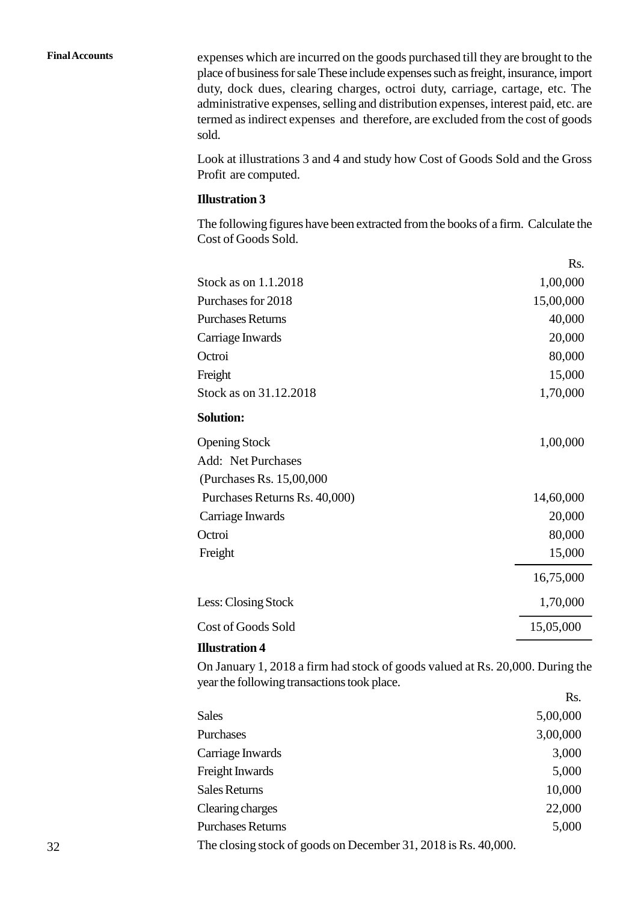expenses which are incurred on the goods purchased till they are brought to the place of business for sale These include expenses such as freight, insurance, import duty, dock dues, clearing charges, octroi duty, carriage, cartage, etc. The administrative expenses, selling and distribution expenses, interest paid, etc. are termed as indirect expenses and therefore, are excluded from the cost of goods sold.

Look at illustrations 3 and 4 and study how Cost of Goods Sold and the Gross Profit are computed.

**Illustration 3**

The following figures have been extracted from the books of a firm. Calculate the Cost of Goods Sold.

| | Rs. |
|---|---|
| Stock as on 1.1.2018 | 1,00,000 |
| Purchases for 2018 | 15,00,000 |
| Purchases Returns | 40,000 |
| Carriage Inwards | 20,000 |
| Octroi | 80,000 |
| Freight | 15,000 |
| Stock as on 31.12.2018 | 1,70,000 |

**Solution:**

| | |
|---|---|
| Opening Stock | 1,00,000 |
| Add: Net Purchases | |
| (Purchases Rs. 15,00,000 | |
| Purchases Returns Rs. 40,000) | 14,60,000 |
| Carriage Inwards | 20,000 |
| Octroi | 80,000 |
| Freight | 15,000 |
| | 16,75,000 |
| Less: Closing Stock | 1,70,000 |
| Cost of Goods Sold | 15,05,000 |

**Illustration 4**

On January 1, 2018 a firm had stock of goods valued at Rs. 20,000. During the year the following transactions took place.

| | Rs. |
|---|---|
| Sales | 5,00,000 |
| Purchases | 3,00,000 |
| Carriage Inwards | 3,000 |
| Freight Inwards | 5,000 |
| Sales Returns | 10,000 |
| Clearing charges | 22,000 |
| Purchases Returns | 5,000 |

The closing stock of goods on December 31, 2018 is Rs. 40,000.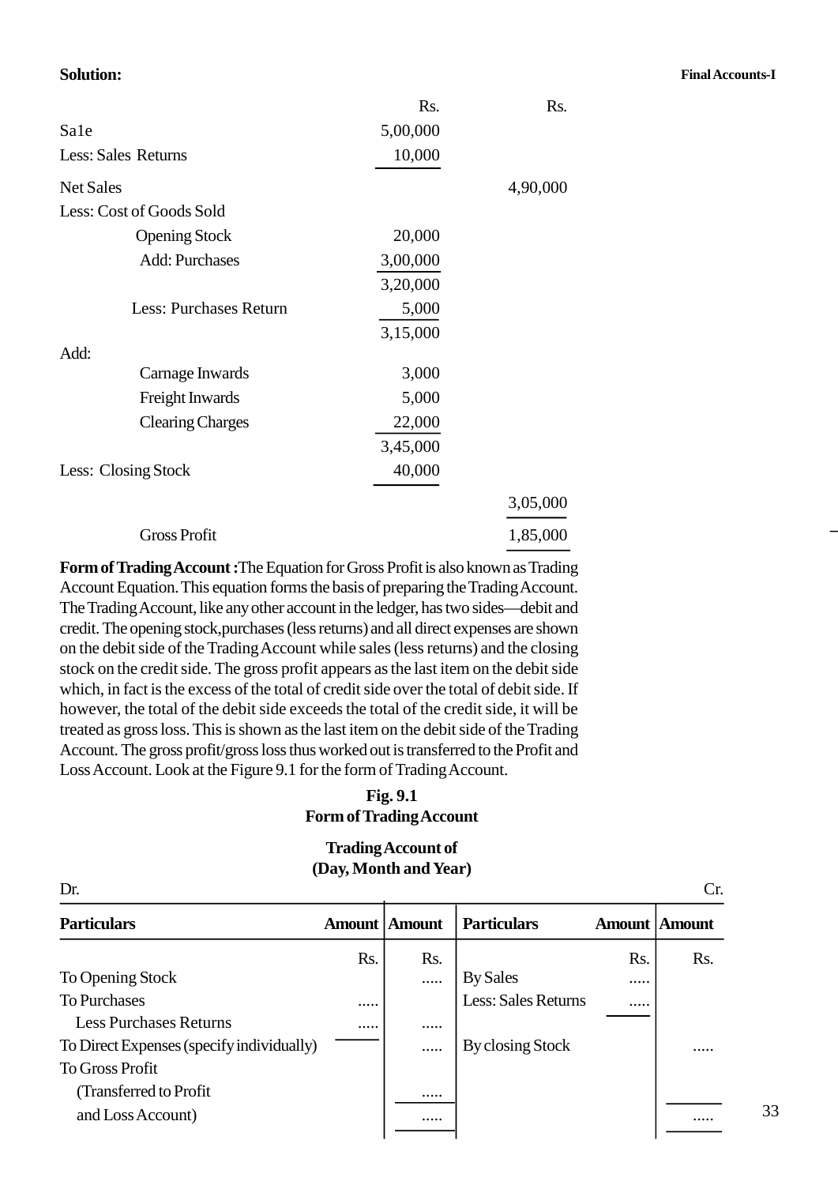**Solution:**

| | Rs. | Rs. |
|---|---|---|
| Sa1e | 5,00,000 | |
| Less: Sales Returns | 10,000 | |
| Net Sales | | 4,90,000 |
| Less: Cost of Goods Sold | | |
| Opening Stock | 20,000 | |
| Add: Purchases | 3,00,000 | |
| | 3,20,000 | |
| Less: Purchases Return | 5,000 | |
| | 3,15,000 | |
| Add: | | |
| Carnage Inwards | 3,000 | |
| Freight Inwards | 5,000 | |
| Clearing Charges | 22,000 | |
| | 3,45,000 | |
| Less: Closing Stock | 40,000 | |
| | | 3,05,000 |
| Gross Profit | | 1,85,000 |

**Form of Trading Account :** The Equation for Gross Profit is also known as Trading Account Equation. This equation forms the basis of preparing the Trading Account. The Trading Account, like any other account in the ledger, has two sides—debit and credit. The opening stock,purchases (less returns) and all direct expenses are shown on the debit side of the Trading Account while sales (less returns) and the closing stock on the credit side. The gross profit appears as the last item on the debit side which, in fact is the excess of the total of credit side over the total of debit side. If however, the total of the debit side exceeds the total of the credit side, it will be treated as gross loss. This is shown as the last item on the debit side of the Trading Account. The gross profit/gross loss thus worked out is transferred to the Profit and Loss Account. Look at the Figure 9.1 for the form of Trading Account.

**Fig. 9.1**
**Form of Trading Account**

**Trading Account of**
**(Day, Month and Year)**

Dr. Cr.

| Particulars | Amount | Amount | Particulars | Amount | Amount |
|---|---|---|---|---|---|
| | Rs. | Rs. | | Rs. | Rs. |
| To Opening Stock | | ..... | By Sales | ..... | |
| To Purchases | ..... | | Less: Sales Returns | ..... | |
| Less Purchases Returns | ..... | ..... | | | |
| To Direct Expenses (specify individually) | | ..... | By closing Stock | | ..... |
| To Gross Profit | | | | | |
| (Transferred to Profit | | ..... | | | |
| and Loss Account) | | ..... | | | ..... |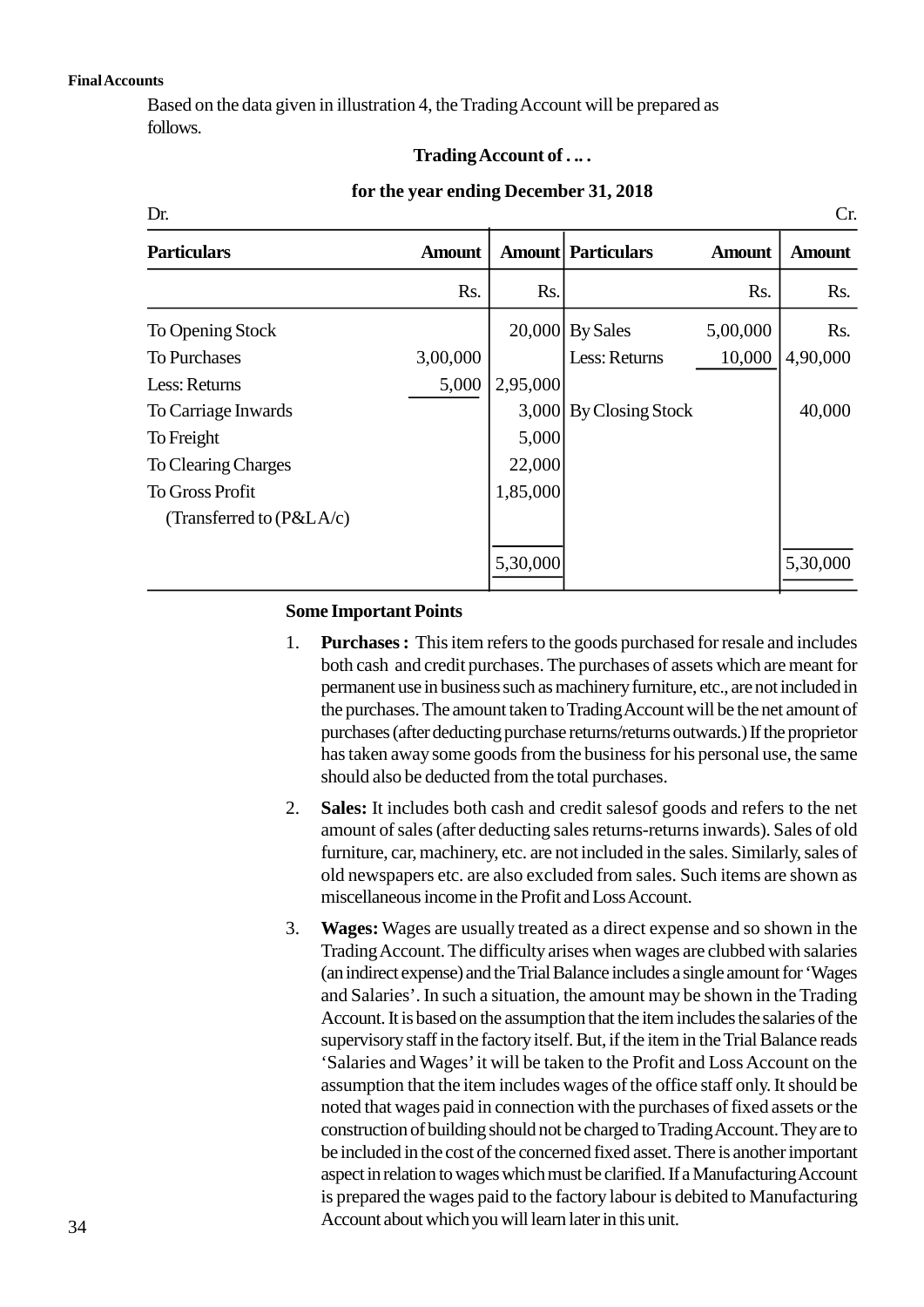Based on the data given in illustration 4, the Trading Account will be prepared as follows.

**Trading Account of . ... .**

**for the year ending December 31, 2018**

| Dr. | | | | | Cr. |
|---|---|---|---|---|---|
| **Particulars** | **Amount** | **Amount** | **Particulars** | **Amount** | **Amount** |
| | Rs. | Rs. | | Rs. | Rs. |
| To Opening Stock | | 20,000 | By Sales | 5,00,000 | Rs. |
| To Purchases | 3,00,000 | | Less: Returns | 10,000 | 4,90,000 |
| Less: Returns | 5,000 | 2,95,000 | | | |
| To Carriage Inwards | | 3,000 | By Closing Stock | | 40,000 |
| To Freight | | 5,000 | | | |
| To Clearing Charges | | 22,000 | | | |
| To Gross Profit (Transferred to (P&L A/c) | | 1,85,000 | | | |
| | | 5,30,000 | | | 5,30,000 |

**Some Important Points**

1. **Purchases :** This item refers to the goods purchased for resale and includes both cash and credit purchases. The purchases of assets which are meant for permanent use in business such as machinery furniture, etc., are not included in the purchases. The amount taken to Trading Account will be the net amount of purchases (after deducting purchase returns/returns outwards.) If the proprietor has taken away some goods from the business for his personal use, the same should also be deducted from the total purchases.

2. **Sales:** It includes both cash and credit salesof goods and refers to the net amount of sales (after deducting sales returns-returns inwards). Sales of old furniture, car, machinery, etc. are not included in the sales. Similarly, sales of old newspapers etc. are also excluded from sales. Such items are shown as miscellaneous income in the Profit and Loss Account.

3. **Wages:** Wages are usually treated as a direct expense and so shown in the Trading Account. The difficulty arises when wages are clubbed with salaries (an indirect expense) and the Trial Balance includes a single amount for 'Wages and Salaries'. In such a situation, the amount may be shown in the Trading Account. It is based on the assumption that the item includes the salaries of the supervisory staff in the factory itself. But, if the item in the Trial Balance reads 'Salaries and Wages' it will be taken to the Profit and Loss Account on the assumption that the item includes wages of the office staff only. It should be noted that wages paid in connection with the purchases of fixed assets or the construction of building should not be charged to Trading Account. They are to be included in the cost of the concerned fixed asset. There is another important aspect in relation to wages which must be clarified. If a Manufacturing Account is prepared the wages paid to the factory labour is debited to Manufacturing Account about which you will learn later in this unit.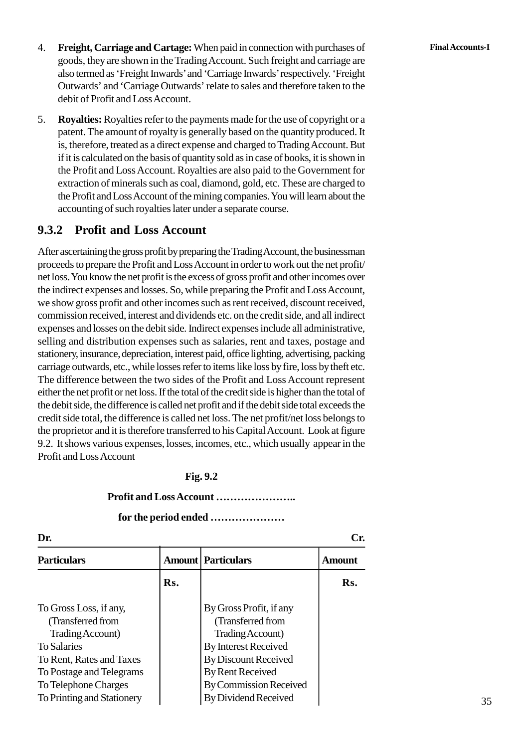4. **Freight, Carriage and Cartage:** When paid in connection with purchases of goods, they are shown in the Trading Account. Such freight and carriage are also termed as 'Freight Inwards' and 'Carriage Inwards' respectively. 'Freight Outwards' and 'Carriage Outwards' relate to sales and therefore taken to the debit of Profit and Loss Account.

5. **Royalties:** Royalties refer to the payments made for the use of copyright or a patent. The amount of royalty is generally based on the quantity produced. It is, therefore, treated as a direct expense and charged to Trading Account. But if it is calculated on the basis of quantity sold as in case of books, it is shown in the Profit and Loss Account. Royalties are also paid to the Government for extraction of minerals such as coal, diamond, gold, etc. These are charged to the Profit and Loss Account of the mining companies. You will learn about the accounting of such royalties later under a separate course.

### 9.3.2 Profit and Loss Account

After ascertaining the gross profit by preparing the Trading Account, the businessman proceeds to prepare the Profit and Loss Account in order to work out the net profit/ net loss. You know the net profit is the excess of gross profit and other incomes over the indirect expenses and losses. So, while preparing the Profit and Loss Account, we show gross profit and other incomes such as rent received, discount received, commission received, interest and dividends etc. on the credit side, and all indirect expenses and losses on the debit side. Indirect expenses include all administrative, selling and distribution expenses such as salaries, rent and taxes, postage and stationery, insurance, depreciation, interest paid, office lighting, advertising, packing carriage outwards, etc., while losses refer to items like loss by fire, loss by theft etc. The difference between the two sides of the Profit and Loss Account represent either the net profit or net loss. If the total of the credit side is higher than the total of the debit side, the difference is called net profit and if the debit side total exceeds the credit side total, the difference is called net loss. The net profit/net loss belongs to the proprietor and it is therefore transferred to his Capital Account. Look at figure 9.2. It shows various expenses, losses, incomes, etc., which usually appear in the Profit and Loss Account

**Fig. 9.2**

**Profit and Loss Account …………………..**

**for the period ended …………………**

| Dr. | | | Cr. |
|---|---|---|---|
| **Particulars** | **Amount** | **Particulars** | **Amount** |
| | **Rs.** | | **Rs.** |
| To Gross Loss, if any, (Transferred from Trading Account) | | By Gross Profit, if any (Transferred from Trading Account) | |
| To Salaries | | By Interest Received | |
| To Rent, Rates and Taxes | | By Discount Received | |
| To Postage and Telegrams | | By Rent Received | |
| To Telephone Charges | | By Commission Received | |
| To Printing and Stationery | | By Dividend Received | |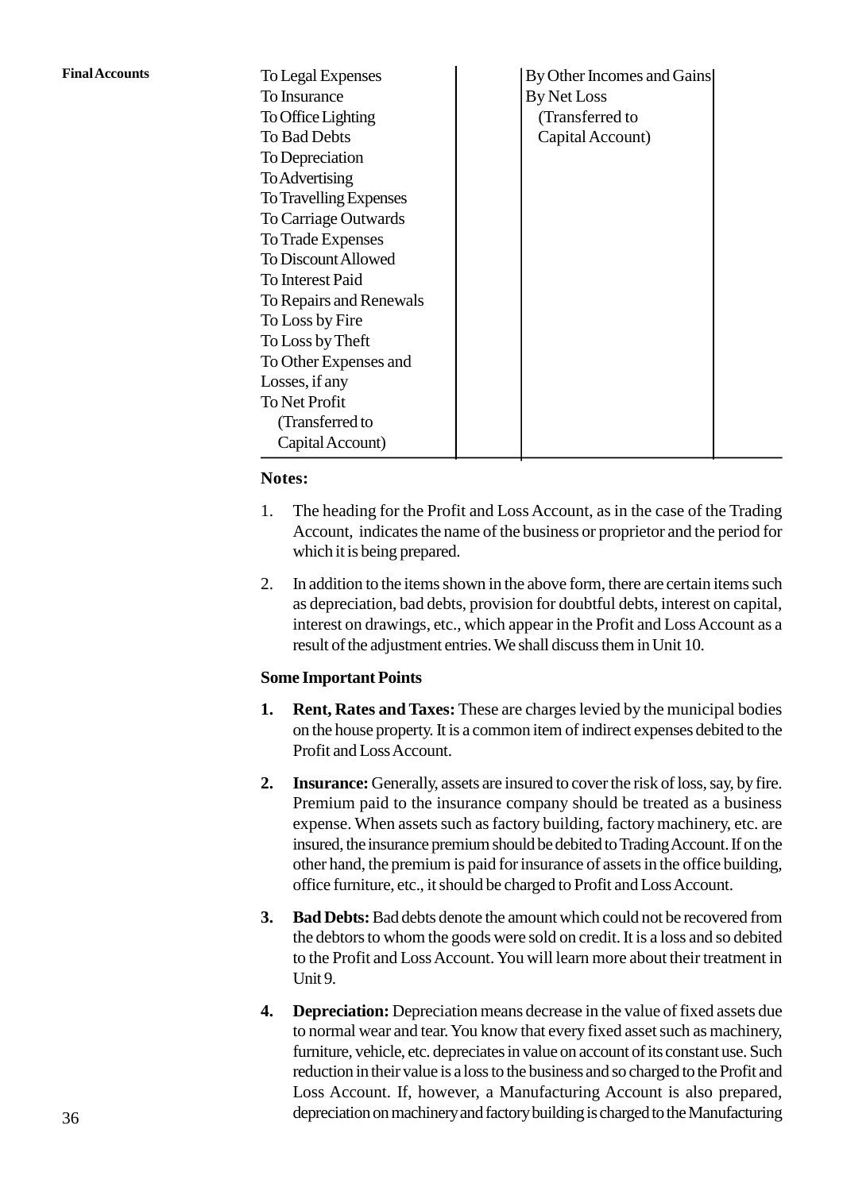| | | | |
|---|---|---|---|
| To Legal Expenses | | By Other Incomes and Gains | |
| To Insurance | | By Net Loss | |
| To Office Lighting | | (Transferred to | |
| To Bad Debts | | Capital Account) | |
| To Depreciation | | | |
| To Advertising | | | |
| To Travelling Expenses | | | |
| To Carriage Outwards | | | |
| To Trade Expenses | | | |
| To Discount Allowed | | | |
| To Interest Paid | | | |
| To Repairs and Renewals | | | |
| To Loss by Fire | | | |
| To Loss by Theft | | | |
| To Other Expenses and Losses, if any | | | |
| To Net Profit (Transferred to Capital Account) | | | |

**Notes:**

1. The heading for the Profit and Loss Account, as in the case of the Trading Account, indicates the name of the business or proprietor and the period for which it is being prepared.

2. In addition to the items shown in the above form, there are certain items such as depreciation, bad debts, provision for doubtful debts, interest on capital, interest on drawings, etc., which appear in the Profit and Loss Account as a result of the adjustment entries. We shall discuss them in Unit 10.

**Some Important Points**

1. **Rent, Rates and Taxes:** These are charges levied by the municipal bodies on the house property. It is a common item of indirect expenses debited to the Profit and Loss Account.

2. **Insurance:** Generally, assets are insured to cover the risk of loss, say, by fire. Premium paid to the insurance company should be treated as a business expense. When assets such as factory building, factory machinery, etc. are insured, the insurance premium should be debited to Trading Account. If on the other hand, the premium is paid for insurance of assets in the office building, office furniture, etc., it should be charged to Profit and Loss Account.

3. **Bad Debts:** Bad debts denote the amount which could not be recovered from the debtors to whom the goods were sold on credit. It is a loss and so debited to the Profit and Loss Account. You will learn more about their treatment in Unit 9.

4. **Depreciation:** Depreciation means decrease in the value of fixed assets due to normal wear and tear. You know that every fixed asset such as machinery, furniture, vehicle, etc. depreciates in value on account of its constant use. Such reduction in their value is a loss to the business and so charged to the Profit and Loss Account. If, however, a Manufacturing Account is also prepared, depreciation on machinery and factory building is charged to the Manufacturing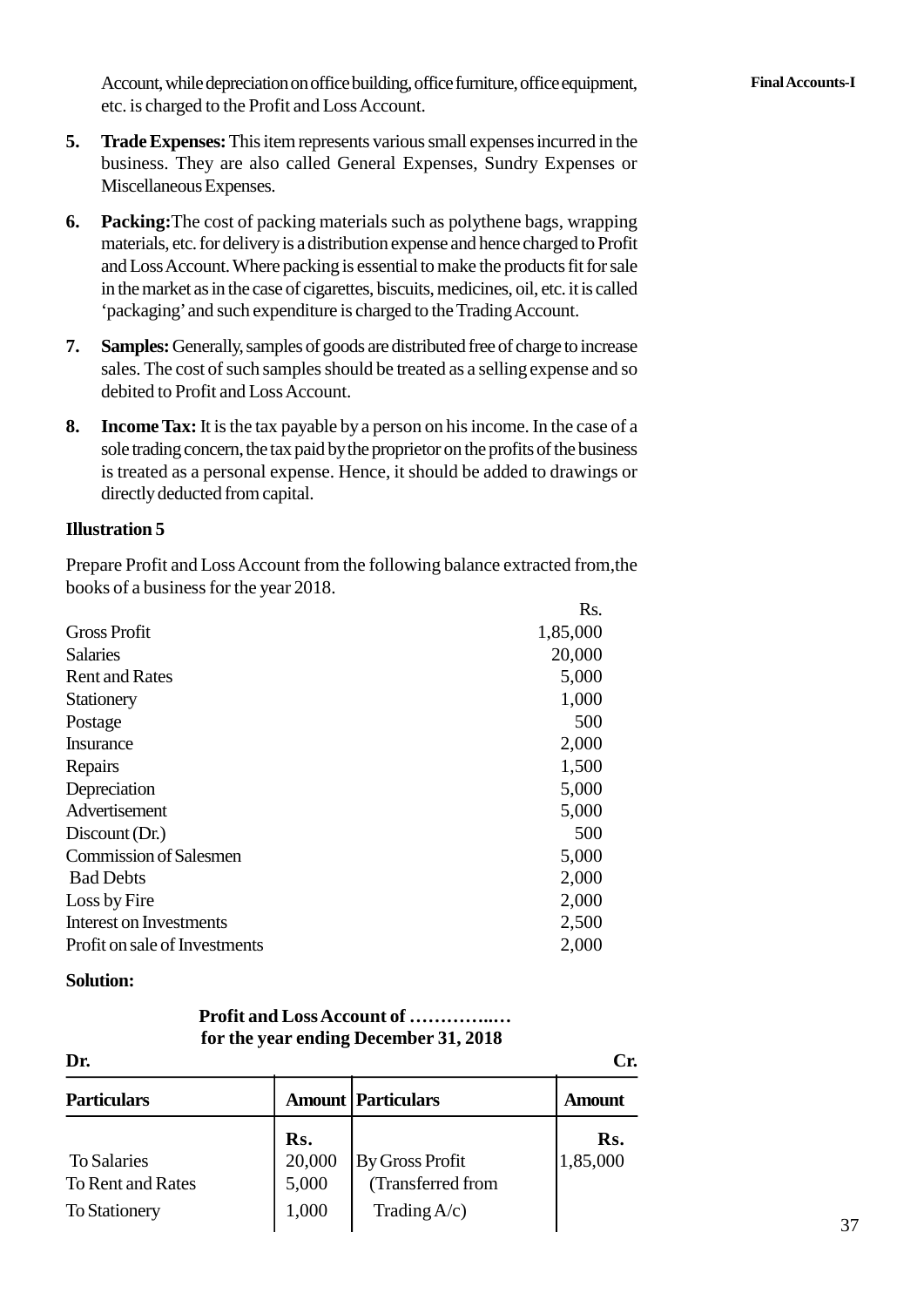Account, while depreciation on office building, office furniture, office equipment, etc. is charged to the Profit and Loss Account.

5. **Trade Expenses:** This item represents various small expenses incurred in the business. They are also called General Expenses, Sundry Expenses or Miscellaneous Expenses.

6. **Packing:** The cost of packing materials such as polythene bags, wrapping materials, etc. for delivery is a distribution expense and hence charged to Profit and Loss Account. Where packing is essential to make the products fit for sale in the market as in the case of cigarettes, biscuits, medicines, oil, etc. it is called 'packaging' and such expenditure is charged to the Trading Account.

7. **Samples:** Generally, samples of goods are distributed free of charge to increase sales. The cost of such samples should be treated as a selling expense and so debited to Profit and Loss Account.

8. **Income Tax:** It is the tax payable by a person on his income. In the case of a sole trading concern, the tax paid by the proprietor on the profits of the business is treated as a personal expense. Hence, it should be added to drawings or directly deducted from capital.

**Illustration 5**

Prepare Profit and Loss Account from the following balance extracted from,the books of a business for the year 2018.

| | Rs. |
|---|---|
| Gross Profit | 1,85,000 |
| Salaries | 20,000 |
| Rent and Rates | 5,000 |
| Stationery | 1,000 |
| Postage | 500 |
| Insurance | 2,000 |
| Repairs | 1,500 |
| Depreciation | 5,000 |
| Advertisement | 5,000 |
| Discount (Dr.) | 500 |
| Commission of Salesmen | 5,000 |
| Bad Debts | 2,000 |
| Loss by Fire | 2,000 |
| Interest on Investments | 2,500 |
| Profit on sale of Investments | 2,000 |

**Solution:**

**Profit and Loss Account of …………..…**
**for the year ending December 31, 2018**

**Dr.** **Cr.**

| Particulars | Amount | Particulars | Amount |
|---|---|---|---|
| | Rs. | | Rs. |
| To Salaries | 20,000 | By Gross Profit | 1,85,000 |
| To Rent and Rates | 5,000 | (Transferred from | |
| To Stationery | 1,000 | Trading A/c) | |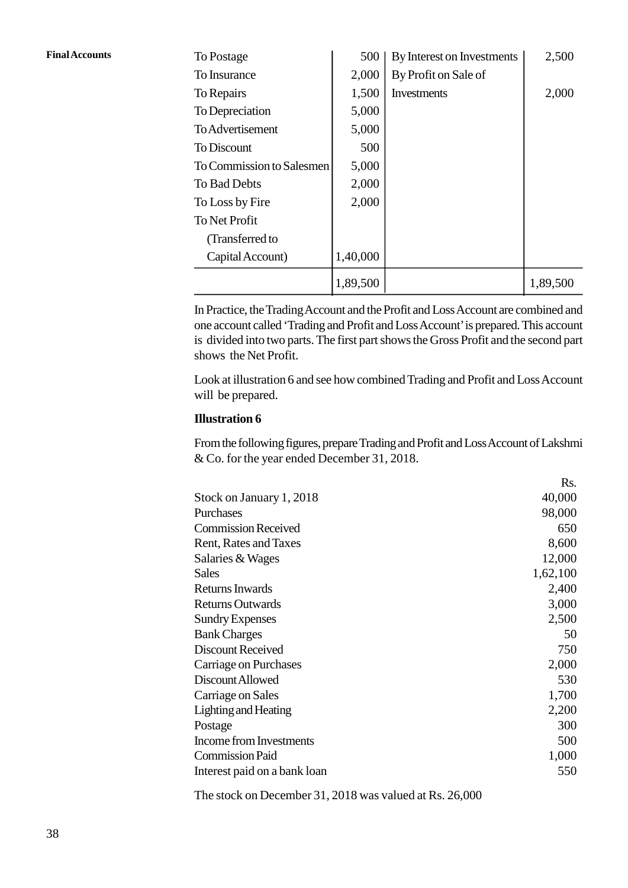| | Rs. | | Rs. |
|---|---|---|---|
| To Postage | 500 | By Interest on Investments | 2,500 |
| To Insurance | 2,000 | By Profit on Sale of | |
| To Repairs | 1,500 | Investments | 2,000 |
| To Depreciation | 5,000 | | |
| To Advertisement | 5,000 | | |
| To Discount | 500 | | |
| To Commission to Salesmen | 5,000 | | |
| To Bad Debts | 2,000 | | |
| To Loss by Fire | 2,000 | | |
| To Net Profit | | | |
| (Transferred to | | | |
| Capital Account) | 1,40,000 | | |
| | 1,89,500 | | 1,89,500 |

In Practice, the Trading Account and the Profit and Loss Account are combined and one account called 'Trading and Profit and Loss Account' is prepared. This account is divided into two parts. The first part shows the Gross Profit and the second part shows the Net Profit.

Look at illustration 6 and see how combined Trading and Profit and Loss Account will be prepared.

**Illustration 6**

From the following figures, prepare Trading and Profit and Loss Account of Lakshmi & Co. for the year ended December 31, 2018.

| | Rs. |
|---|---|
| Stock on January 1, 2018 | 40,000 |
| Purchases | 98,000 |
| Commission Received | 650 |
| Rent, Rates and Taxes | 8,600 |
| Salaries & Wages | 12,000 |
| Sales | 1,62,100 |
| Returns Inwards | 2,400 |
| Returns Outwards | 3,000 |
| Sundry Expenses | 2,500 |
| Bank Charges | 50 |
| Discount Received | 750 |
| Carriage on Purchases | 2,000 |
| Discount Allowed | 530 |
| Carriage on Sales | 1,700 |
| Lighting and Heating | 2,200 |
| Postage | 300 |
| Income from Investments | 500 |
| Commission Paid | 1,000 |
| Interest paid on a bank loan | 550 |

The stock on December 31, 2018 was valued at Rs. 26,000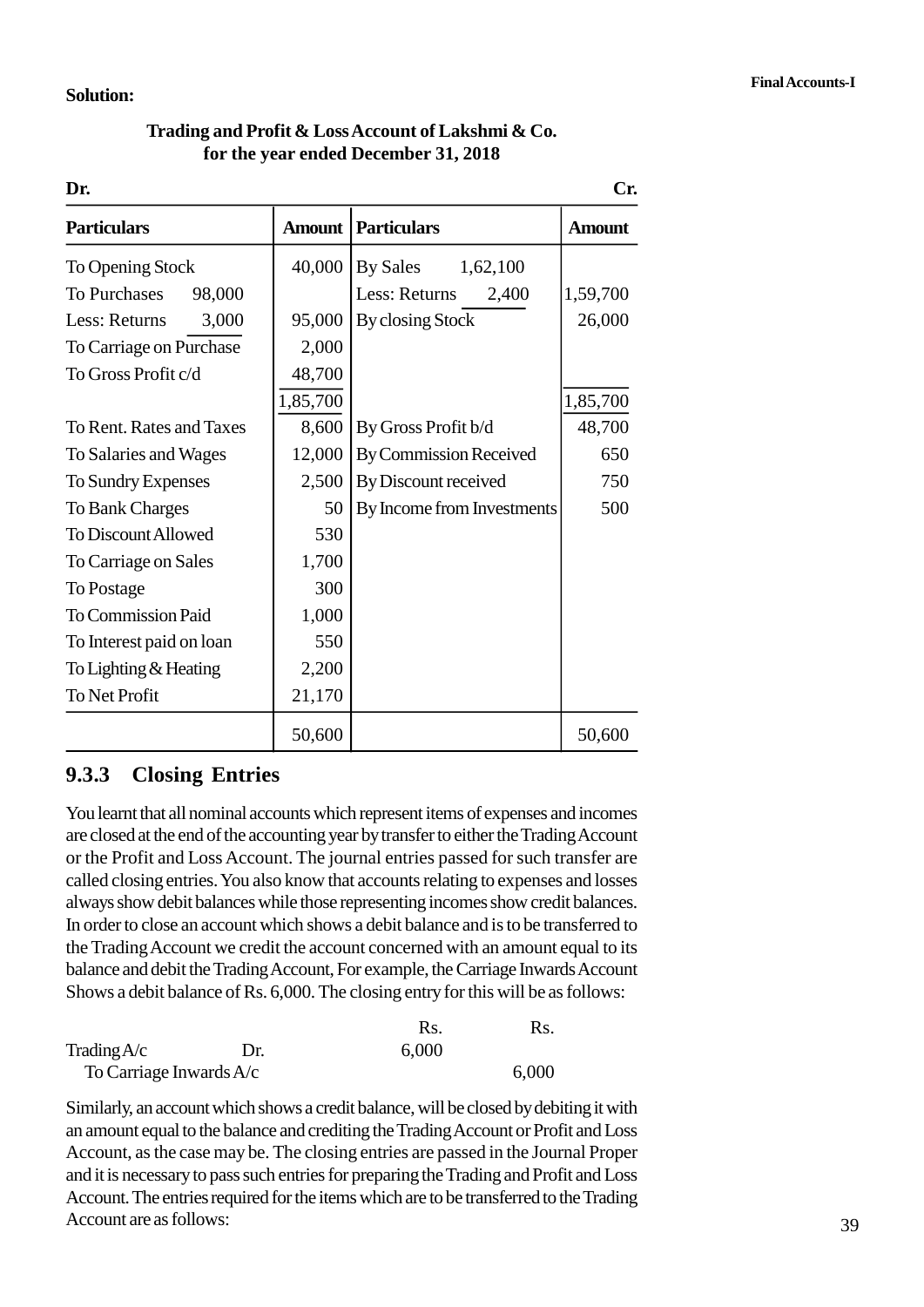**Solution:**

**Trading and Profit & Loss Account of Lakshmi & Co.**
**for the year ended December 31, 2018**

| **Dr.** | | | | |
|---|---|---|---|---|
| **Particulars** | **Amount** | **Particulars** | | **Amount** |
| To Opening Stock | 40,000 | By Sales | 1,62,100 | |
| To Purchases 98,000 | | Less: Returns | 2,400 | 1,59,700 |
| Less: Returns 3,000 | 95,000 | By closing Stock | | 26,000 |
| To Carriage on Purchase | 2,000 | | | |
| To Gross Profit c/d | 48,700 | | | |
| | 1,85,700 | | | 1,85,700 |
| To Rent. Rates and Taxes | 8,600 | By Gross Profit b/d | | 48,700 |
| To Salaries and Wages | 12,000 | By Commission Received | | 650 |
| To Sundry Expenses | 2,500 | By Discount received | | 750 |
| To Bank Charges | 50 | By Income from Investments | | 500 |
| To Discount Allowed | 530 | | | |
| To Carriage on Sales | 1,700 | | | |
| To Postage | 300 | | | |
| To Commission Paid | 1,000 | | | |
| To Interest paid on loan | 550 | | | |
| To Lighting & Heating | 2,200 | | | |
| To Net Profit | 21,170 | | | |
| | 50,600 | | | 50,600 |

**Cr.**

### 9.3.3 Closing Entries

You learnt that all nominal accounts which represent items of expenses and incomes are closed at the end of the accounting year by transfer to either the Trading Account or the Profit and Loss Account. The journal entries passed for such transfer are called closing entries. You also know that accounts relating to expenses and losses always show debit balances while those representing incomes show credit balances. In order to close an account which shows a debit balance and is to be transferred to the Trading Account we credit the account concerned with an amount equal to its balance and debit the Trading Account, For example, the Carriage Inwards Account Shows a debit balance of Rs. 6,000. The closing entry for this will be as follows:

| | | Rs. | Rs. |
|---|---|---|---|
| Trading A/c | Dr. | 6,000 | |
| To Carriage Inwards A/c | | | 6,000 |

Similarly, an account which shows a credit balance, will be closed by debiting it with an amount equal to the balance and crediting the Trading Account or Profit and Loss Account, as the case may be. The closing entries are passed in the Journal Proper and it is necessary to pass such entries for preparing the Trading and Profit and Loss Account. The entries required for the items which are to be transferred to the Trading Account are as follows: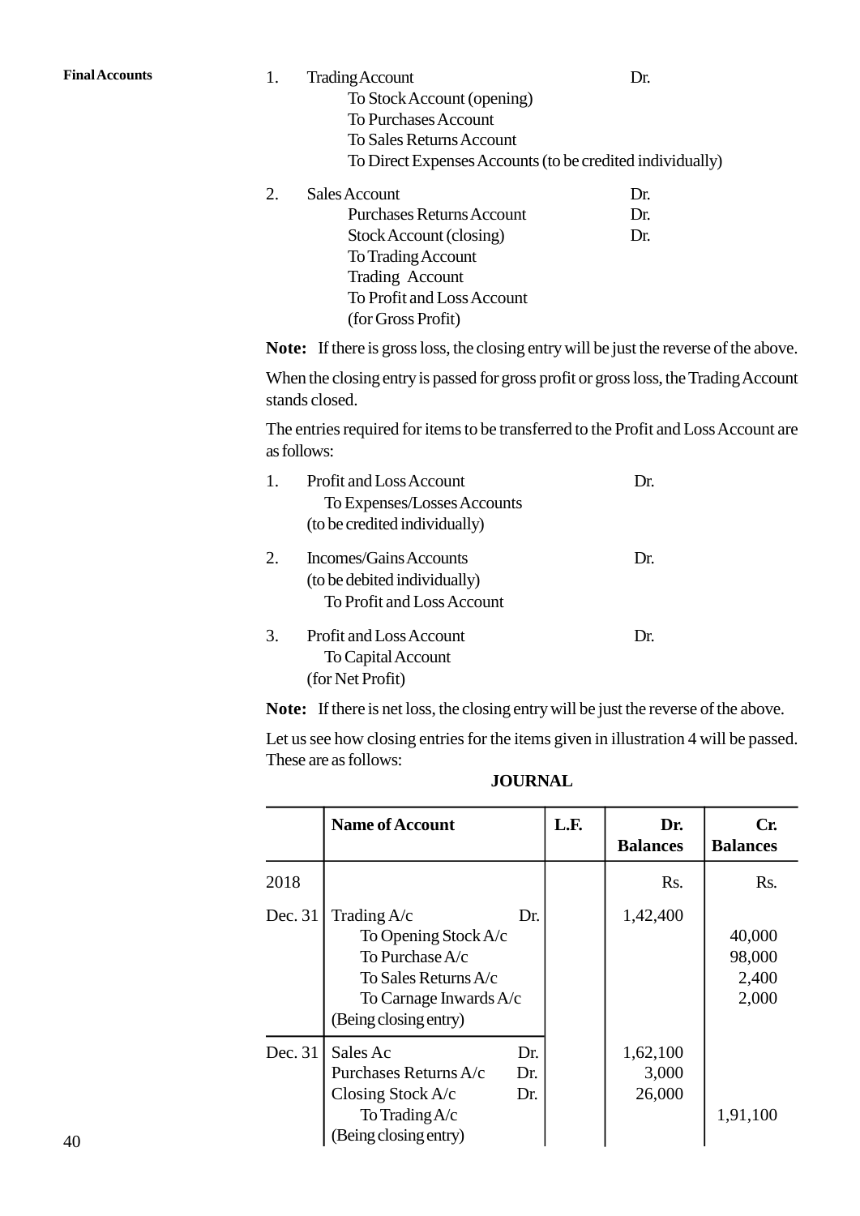**Final Accounts**

1. Trading Account Dr.
   To Stock Account (opening)
   To Purchases Account
   To Sales Returns Account
   To Direct Expenses Accounts (to be credited individually)

2. Sales Account Dr.
   Purchases Returns Account Dr.
   Stock Account (closing) Dr.
   To Trading Account
   Trading Account
   To Profit and Loss Account
   (for Gross Profit)

**Note:** If there is gross loss, the closing entry will be just the reverse of the above.

When the closing entry is passed for gross profit or gross loss, the Trading Account stands closed.

The entries required for items to be transferred to the Profit and Loss Account are as follows:

1. Profit and Loss Account Dr.
   To Expenses/Losses Accounts
   (to be credited individually)

2. Incomes/Gains Accounts Dr.
   (to be debited individually)
   To Profit and Loss Account

3. Profit and Loss Account Dr.
   To Capital Account
   (for Net Profit)

**Note:** If there is net loss, the closing entry will be just the reverse of the above.

Let us see how closing entries for the items given in illustration 4 will be passed. These are as follows:

**JOURNAL**

| | Name of Account | | L.F. | Dr. Balances | Cr. Balances |
|---|---|---|---|---|---|
| 2018 | | | | Rs. | Rs. |
| Dec. 31 | Trading A/c | Dr. | | 1,42,400 | |
| | To Opening Stock A/c | | | | 40,000 |
| | To Purchase A/c | | | | 98,000 |
| | To Sales Returns A/c | | | | 2,400 |
| | To Carnage Inwards A/c | | | | 2,000 |
| | (Being closing entry) | | | | |
| Dec. 31 | Sales Ac | Dr. | | 1,62,100 | |
| | Purchases Returns A/c | Dr. | | 3,000 | |
| | Closing Stock A/c | Dr. | | 26,000 | |
| | To Trading A/c | | | | 1,91,100 |
| | (Being closing entry) | | | | |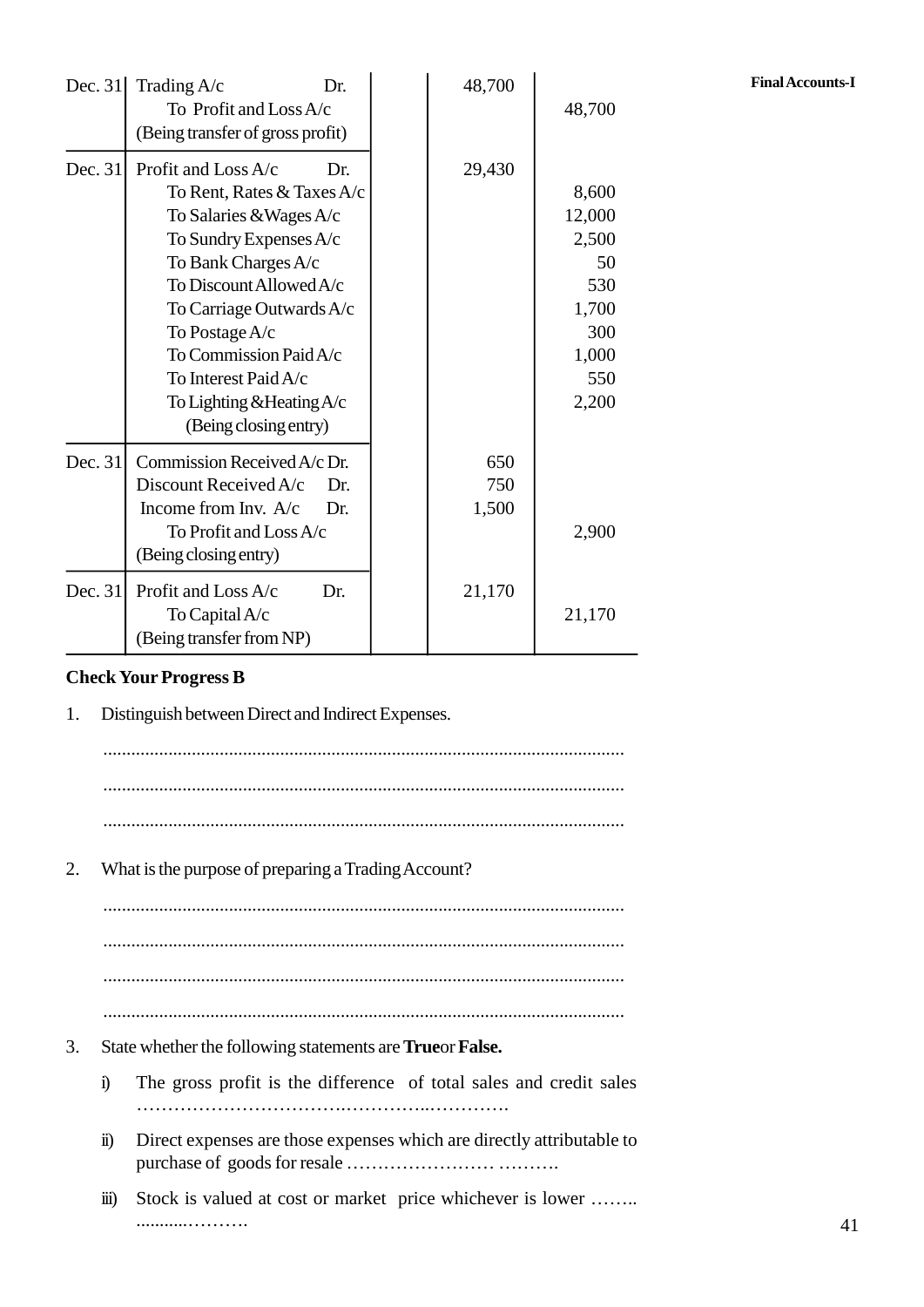| Date | Particulars | | L.F. | Dr. Amount | Cr. Amount |
|---|---|---|---|---|---|
| Dec. 31 | Trading A/c | Dr. | | 48,700 | |
| | To Profit and Loss A/c | | | | 48,700 |
| | (Being transfer of gross profit) | | | | |
| Dec. 31 | Profit and Loss A/c | Dr. | | 29,430 | |
| | To Rent, Rates & Taxes A/c | | | | 8,600 |
| | To Salaries &Wages A/c | | | | 12,000 |
| | To Sundry Expenses A/c | | | | 2,500 |
| | To Bank Charges A/c | | | | 50 |
| | To Discount Allowed A/c | | | | 530 |
| | To Carriage Outwards A/c | | | | 1,700 |
| | To Postage A/c | | | | 300 |
| | To Commission Paid A/c | | | | 1,000 |
| | To Interest Paid A/c | | | | 550 |
| | To Lighting &Heating A/c | | | | 2,200 |
| | (Being closing entry) | | | | |
| Dec. 31 | Commission Received A/c | Dr. | | 650 | |
| | Discount Received A/c | Dr. | | 750 | |
| | Income from Inv. A/c | Dr. | | 1,500 | |
| | To Profit and Loss A/c | | | | 2,900 |
| | (Being closing entry) | | | | |
| Dec. 31 | Profit and Loss A/c | Dr. | | 21,170 | |
| | To Capital A/c | | | | 21,170 |
| | (Being transfer from NP) | | | | |

**Check Your Progress B**

1. Distinguish between Direct and Indirect Expenses.

...............................................................................................................
...............................................................................................................
...............................................................................................................

2. What is the purpose of preparing a Trading Account?

...............................................................................................................
...............................................................................................................
...............................................................................................................
...............................................................................................................

3. State whether the following statements are **True** or **False.**

   i) The gross profit is the difference of total sales and credit sales ……………………………..…………..………….

   ii) Direct expenses are those expenses which are directly attributable to purchase of goods for resale …………………… ……….

   iii) Stock is valued at cost or market price whichever is lower …….. ..........……….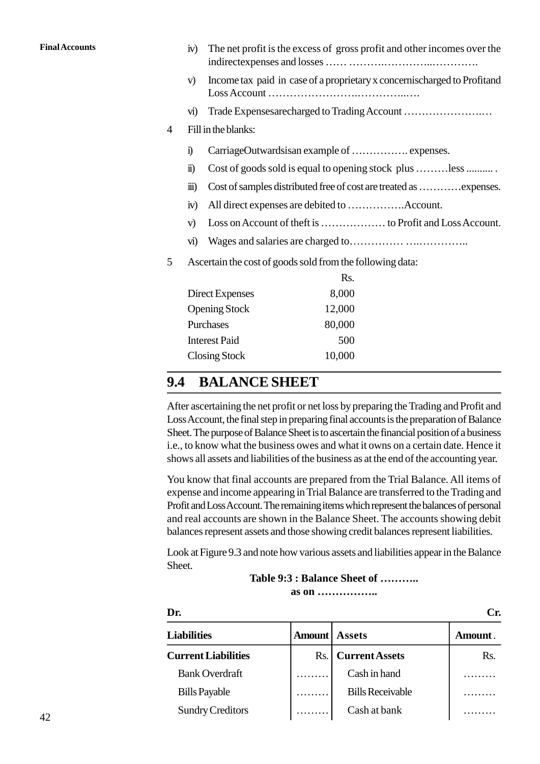iv) The net profit is the excess of gross profit and other incomes over the indirectexpenses and losses …… ……….…………..………….

v) Income tax paid in case of a proprietary x concernischarged to Profitand Loss Account …………………….…………..….

vi) Trade Expensesarecharged to Trading Account ……………………..…

4 Fill in the blanks:

i) CarriageOutwardsisan example of ……………. expenses.

ii) Cost of goods sold is equal to opening stock plus ………less .......... .

iii) Cost of samples distributed free of cost are treated as …………expenses.

iv) All direct expenses are debited to …………….Account.

v) Loss on Account of theft is ……………… to Profit and Loss Account.

vi) Wages and salaries are charged to…………… ….…………..

5 Ascertain the cost of goods sold from the following data:

| | Rs. |
|---|---|
| Direct Expenses | 8,000 |
| Opening Stock | 12,000 |
| Purchases | 80,000 |
| Interest Paid | 500 |
| Closing Stock | 10,000 |

## 9.4 BALANCE SHEET

After ascertaining the net profit or net loss by preparing the Trading and Profit and Loss Account, the final step in preparing final accounts is the preparation of Balance Sheet. The purpose of Balance Sheet is to ascertain the financial position of a business i.e., to know what the business owes and what it owns on a certain date. Hence it shows all assets and liabilities of the business as at the end of the accounting year.

You know that final accounts are prepared from the Trial Balance. All items of expense and income appearing in Trial Balance are transferred to the Trading and Profit and Loss Account. The remaining items which represent the balances of personal and real accounts are shown in the Balance Sheet. The accounts showing debit balances represent assets and those showing credit balances represent liabilities.

Look at Figure 9.3 and note how various assets and liabilities appear in the Balance Sheet.

**Table 9:3 : Balance Sheet of ………..**
**as on ……………..**

**Dr.** **Cr.**

| Liabilities | Amount | Assets | Amount. |
|---|---|---|---|
| **Current Liabilities** | Rs. | **Current Assets** | Rs. |
| Bank Overdraft | ……… | Cash in hand | ……… |
| Bills Payable | ……… | Bills Receivable | ……… |
| Sundry Creditors | ……… | Cash at bank | ……… |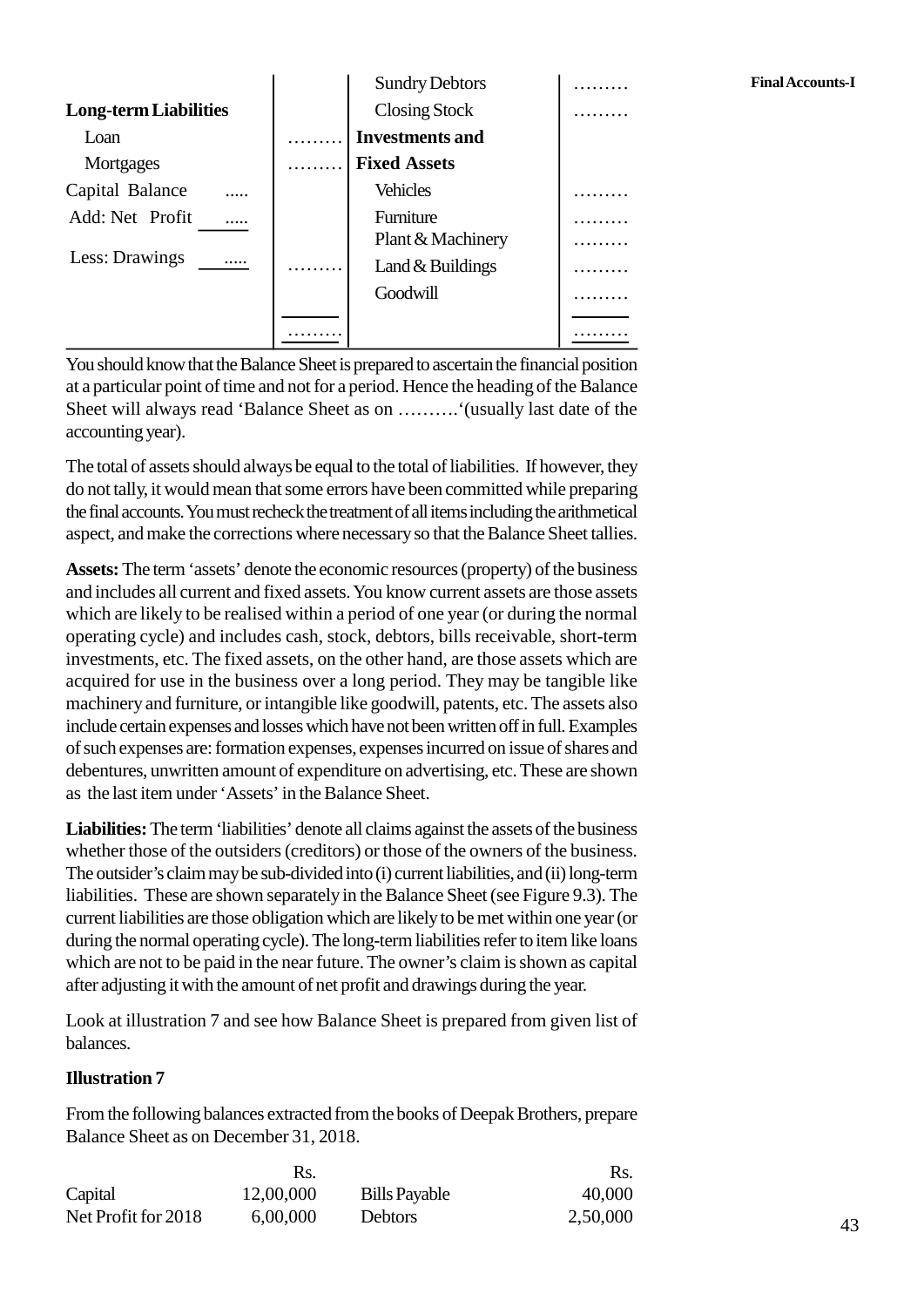| | | | |
|---|---|---|---|
| | | Sundry Debtors | ……… |
| **Long-term Liabilities** | | Closing Stock | ……… |
| Loan | ……… | **Investments and** | |
| Mortgages | ……… | **Fixed Assets** | |
| Capital Balance ….. | | Vehicles | ……… |
| Add: Net Profit ….. | | Furniture | ……… |
| | | Plant & Machinery | ……… |
| Less: Drawings ….. | ……… | Land & Buildings | ……… |
| | | Goodwill | ……… |
| | ……… | | ……… |

You should know that the Balance Sheet is prepared to ascertain the financial position at a particular point of time and not for a period. Hence the heading of the Balance Sheet will always read 'Balance Sheet as on ……….'(usually last date of the accounting year).

The total of assets should always be equal to the total of liabilities. If however, they do not tally, it would mean that some errors have been committed while preparing the final accounts. You must recheck the treatment of all items including the arithmetical aspect, and make the corrections where necessary so that the Balance Sheet tallies.

**Assets:** The term 'assets' denote the economic resources (property) of the business and includes all current and fixed assets. You know current assets are those assets which are likely to be realised within a period of one year (or during the normal operating cycle) and includes cash, stock, debtors, bills receivable, short-term investments, etc. The fixed assets, on the other hand, are those assets which are acquired for use in the business over a long period. They may be tangible like machinery and furniture, or intangible like goodwill, patents, etc. The assets also include certain expenses and losses which have not been written off in full. Examples of such expenses are: formation expenses, expenses incurred on issue of shares and debentures, unwritten amount of expenditure on advertising, etc. These are shown as the last item under 'Assets' in the Balance Sheet.

**Liabilities:** The term 'liabilities' denote all claims against the assets of the business whether those of the outsiders (creditors) or those of the owners of the business. The outsider's claim may be sub-divided into (i) current liabilities, and (ii) long-term liabilities. These are shown separately in the Balance Sheet (see Figure 9.3). The current liabilities are those obligation which are likely to be met within one year (or during the normal operating cycle). The long-term liabilities refer to item like loans which are not to be paid in the near future. The owner's claim is shown as capital after adjusting it with the amount of net profit and drawings during the year.

Look at illustration 7 and see how Balance Sheet is prepared from given list of balances.

**Illustration 7**

From the following balances extracted from the books of Deepak Brothers, prepare Balance Sheet as on December 31, 2018.

| | Rs. | | Rs. |
|---|---|---|---|
| Capital | 12,00,000 | Bills Payable | 40,000 |
| Net Profit for 2018 | 6,00,000 | Debtors | 2,50,000 |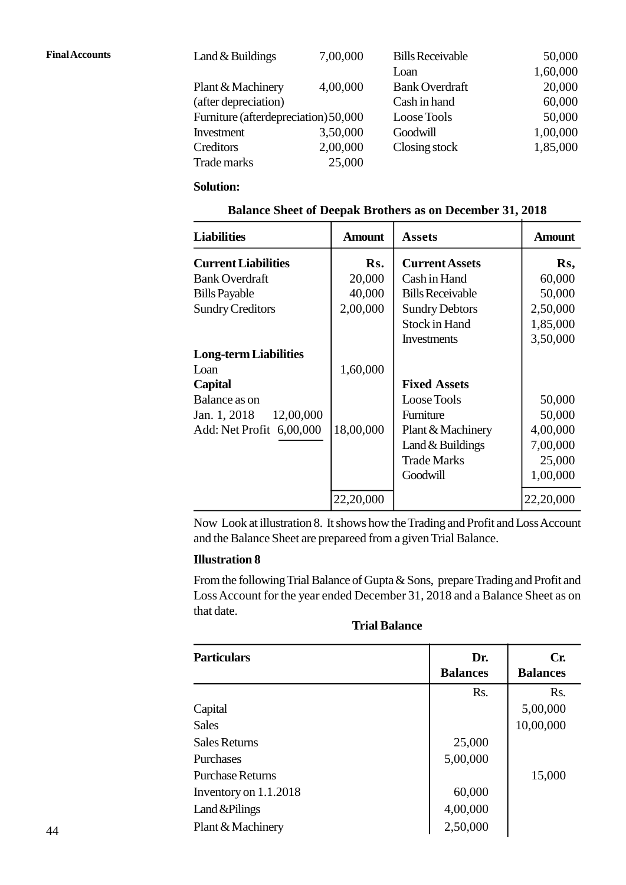| | | | |
|---|---|---|---|
| Land & Buildings | 7,00,000 | Bills Receivable | 50,000 |
| | | Loan | 1,60,000 |
| Plant & Machinery (after depreciation) | 4,00,000 | Bank Overdraft | 20,000 |
| | | Cash in hand | 60,000 |
| Furniture (afterdepreciation) | 50,000 | Loose Tools | 50,000 |
| Investment | 3,50,000 | Goodwill | 1,00,000 |
| Creditors | 2,00,000 | Closing stock | 1,85,000 |
| Trade marks | 25,000 | | |

**Solution:**

**Balance Sheet of Deepak Brothers as on December 31, 2018**

| Liabilities | | Amount | Assets | Amount |
|---|---|---|---|---|
| **Current Liabilities** | | **Rs.** | **Current Assets** | **Rs,** |
| Bank Overdraft | | 20,000 | Cash in Hand | 60,000 |
| Bills Payable | | 40,000 | Bills Receivable | 50,000 |
| Sundry Creditors | | 2,00,000 | Sundry Debtors | 2,50,000 |
| | | | Stock in Hand | 1,85,000 |
| | | | Investments | 3,50,000 |
| **Long-term Liabilities** | | | | |
| Loan | | 1,60,000 | | |
| **Capital** | | | **Fixed Assets** | |
| Balance as on | | | Loose Tools | 50,000 |
| Jan. 1, 2018 | 12,00,000 | | Furniture | 50,000 |
| Add: Net Profit | 6,00,000 | 18,00,000 | Plant & Machinery | 4,00,000 |
| | | | Land & Buildings | 7,00,000 |
| | | | Trade Marks | 25,000 |
| | | | Goodwill | 1,00,000 |
| | | 22,20,000 | | 22,20,000 |

Now Look at illustration 8. It shows how the Trading and Profit and Loss Account and the Balance Sheet are prepareed from a given Trial Balance.

**Illustration 8**

From the following Trial Balance of Gupta & Sons, prepare Trading and Profit and Loss Account for the year ended December 31, 2018 and a Balance Sheet as on that date.

**Trial Balance**

| Particulars | Dr. Balances | Cr. Balances |
|---|---|---|
| | Rs. | Rs. |
| Capital | | 5,00,000 |
| Sales | | 10,00,000 |
| Sales Returns | 25,000 | |
| Purchases | 5,00,000 | |
| Purchase Returns | | 15,000 |
| Inventory on 1.1.2018 | 60,000 | |
| Land &Pilings | 4,00,000 | |
| Plant & Machinery | 2,50,000 | |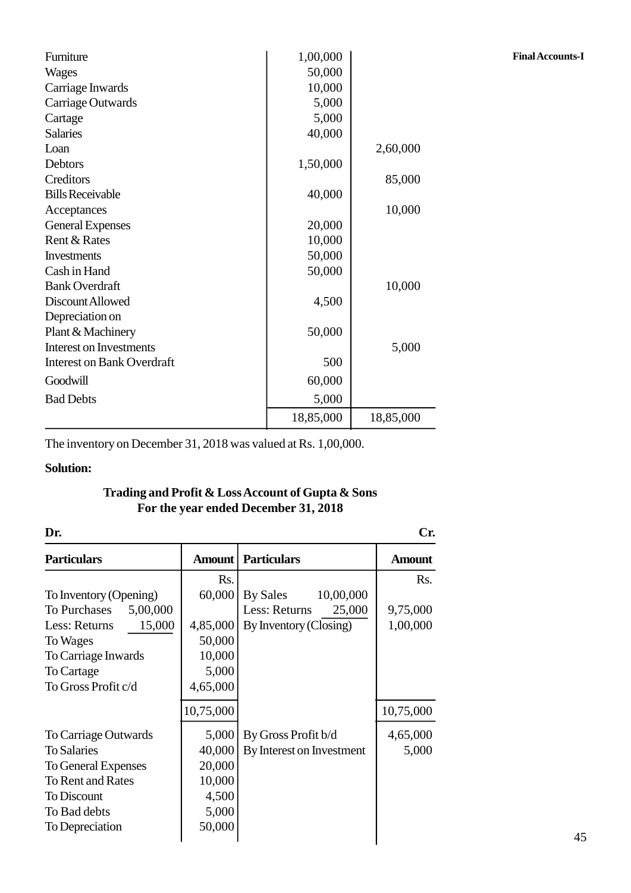| | | |
|---|---|---|
| Furniture | 1,00,000 | |
| Wages | 50,000 | |
| Carriage Inwards | 10,000 | |
| Carriage Outwards | 5,000 | |
| Cartage | 5,000 | |
| Salaries | 40,000 | |
| Loan | | 2,60,000 |
| Debtors | 1,50,000 | |
| Creditors | | 85,000 |
| Bills Receivable | 40,000 | |
| Acceptances | | 10,000 |
| General Expenses | 20,000 | |
| Rent & Rates | 10,000 | |
| Investments | 50,000 | |
| Cash in Hand | 50,000 | |
| Bank Overdraft | | 10,000 |
| Discount Allowed | 4,500 | |
| Depreciation on Plant & Machinery | 50,000 | |
| Interest on Investments | | 5,000 |
| Interest on Bank Overdraft | 500 | |
| Goodwill | 60,000 | |
| Bad Debts | 5,000 | |
| | 18,85,000 | 18,85,000 |

The inventory on December 31, 2018 was valued at Rs. 1,00,000.

**Solution:**

**Trading and Profit & Loss Account of Gupta & Sons**
**For the year ended December 31, 2018**

**Dr.** **Cr.**

| **Particulars** | | **Amount** | **Particulars** | | **Amount** |
|---|---|---|---|---|---|
| | | Rs. | | | Rs. |
| To Inventory (Opening) | | 60,000 | By Sales | 10,00,000 | |
| To Purchases | 5,00,000 | | Less: Returns | 25,000 | 9,75,000 |
| Less: Returns | 15,000 | 4,85,000 | By Inventory (Closing) | | 1,00,000 |
| To Wages | | 50,000 | | | |
| To Carriage Inwards | | 10,000 | | | |
| To Cartage | | 5,000 | | | |
| To Gross Profit c/d | | 4,65,000 | | | |
| | | 10,75,000 | | | 10,75,000 |
| To Carriage Outwards | | 5,000 | By Gross Profit b/d | | 4,65,000 |
| To Salaries | | 40,000 | By Interest on Investment | | 5,000 |
| To General Expenses | | 20,000 | | | |
| To Rent and Rates | | 10,000 | | | |
| To Discount | | 4,500 | | | |
| To Bad debts | | 5,000 | | | |
| To Depreciation | | 50,000 | | | |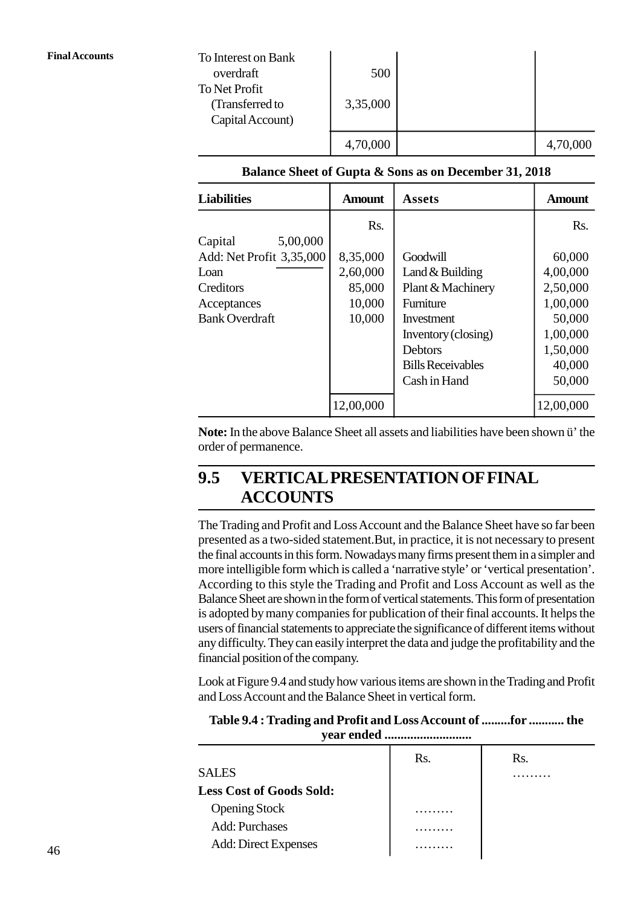| | | | |
|---|---|---|---|
| To Interest on Bank overdraft | 500 | | |
| To Net Profit (Transferred to Capital Account) | 3,35,000 | | |
| | 4,70,000 | | 4,70,000 |

**Balance Sheet of Gupta & Sons as on December 31, 2018**

| Liabilities | Amount | Assets | Amount |
|---|---|---|---|
| | Rs. | | Rs. |
| Capital 5,00,000 | | | |
| Add: Net Profit 3,35,000 | 8,35,000 | Goodwill | 60,000 |
| Loan | 2,60,000 | Land & Building | 4,00,000 |
| Creditors | 85,000 | Plant & Machinery | 2,50,000 |
| Acceptances | 10,000 | Furniture | 1,00,000 |
| Bank Overdraft | 10,000 | Investment | 50,000 |
| | | Inventory (closing) | 1,00,000 |
| | | Debtors | 1,50,000 |
| | | Bills Receivables | 40,000 |
| | | Cash in Hand | 50,000 |
| | 12,00,000 | | 12,00,000 |

**Note:** In the above Balance Sheet all assets and liabilities have been shown ü' the order of permanence.

## 9.5 VERTICAL PRESENTATION OF FINAL ACCOUNTS

The Trading and Profit and Loss Account and the Balance Sheet have so far been presented as a two-sided statement.But, in practice, it is not necessary to present the final accounts in this form. Nowadays many firms present them in a simpler and more intelligible form which is called a 'narrative style' or 'vertical presentation'. According to this style the Trading and Profit and Loss Account as well as the Balance Sheet are shown in the form of vertical statements. This form of presentation is adopted by many companies for publication of their final accounts. It helps the users of financial statements to appreciate the significance of different items without any difficulty. They can easily interpret the data and judge the profitability and the financial position of the company.

Look at Figure 9.4 and study how various items are shown in the Trading and Profit and Loss Account and the Balance Sheet in vertical form.

**Table 9.4 : Trading and Profit and Loss Account of .........for ........... the year ended ...........................**

| | Rs. | Rs. |
|---|---|---|
| SALES | | ……… |
| **Less Cost of Goods Sold:** | | |
| Opening Stock | ……… | |
| Add: Purchases | ……… | |
| Add: Direct Expenses | ……… | |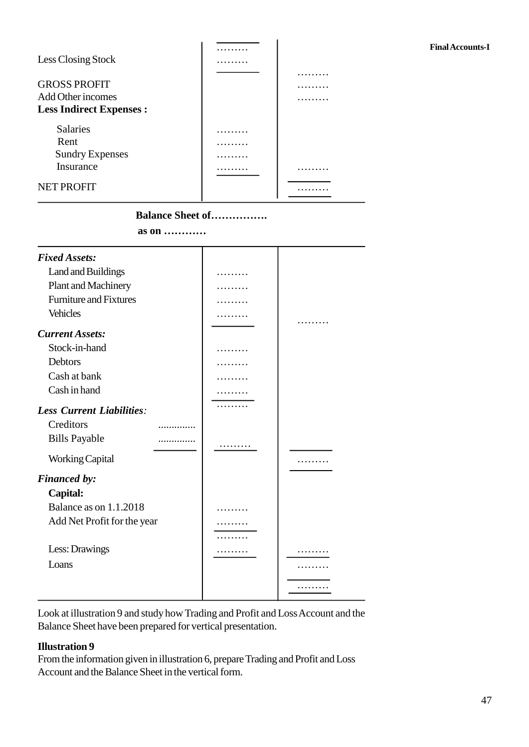| | | |
|---|---|---|
| | ……… | |
| Less Closing Stock | ……… | |
| | | ……… |
| GROSS PROFIT | | ……… |
| Add Other incomes | | ……… |
| **Less Indirect Expenses :** | | |
| Salaries | ……… | |
| Rent | ……… | |
| Sundry Expenses | ……… | |
| Insurance | ……… | ……… |
| NET PROFIT | | ……… |

**Balance Sheet of…………….**

**as on …………**

| | | | |
|---|---|---|---|
| ***Fixed Assets:*** | | | |
| Land and Buildings | | ……… | |
| Plant and Machinery | | ……… | |
| Furniture and Fixtures | | ……… | |
| Vehicles | | ……… | ……… |
| ***Current Assets:*** | | | |
| Stock-in-hand | | ……… | |
| Debtors | | ……… | |
| Cash at bank | | ……… | |
| Cash in hand | | ……… | |
| | | ……… | |
| ***Less Current Liabilities:*** | | | |
| Creditors | .............. | | |
| Bills Payable | .............. | ……… | |
| Working Capital | | | ……… |
| ***Financed by:*** | | | |
| **Capital:** | | | |
| Balance as on 1.1.2018 | | ……… | |
| Add Net Profit for the year | | ……… | |
| | | ……… | |
| Less: Drawings | | ……… | ……… |
| Loans | | | ……… |
| | | | ……… |

Look at illustration 9 and study how Trading and Profit and Loss Account and the Balance Sheet have been prepared for vertical presentation.

**Illustration 9**

From the information given in illustration 6, prepare Trading and Profit and Loss Account and the Balance Sheet in the vertical form.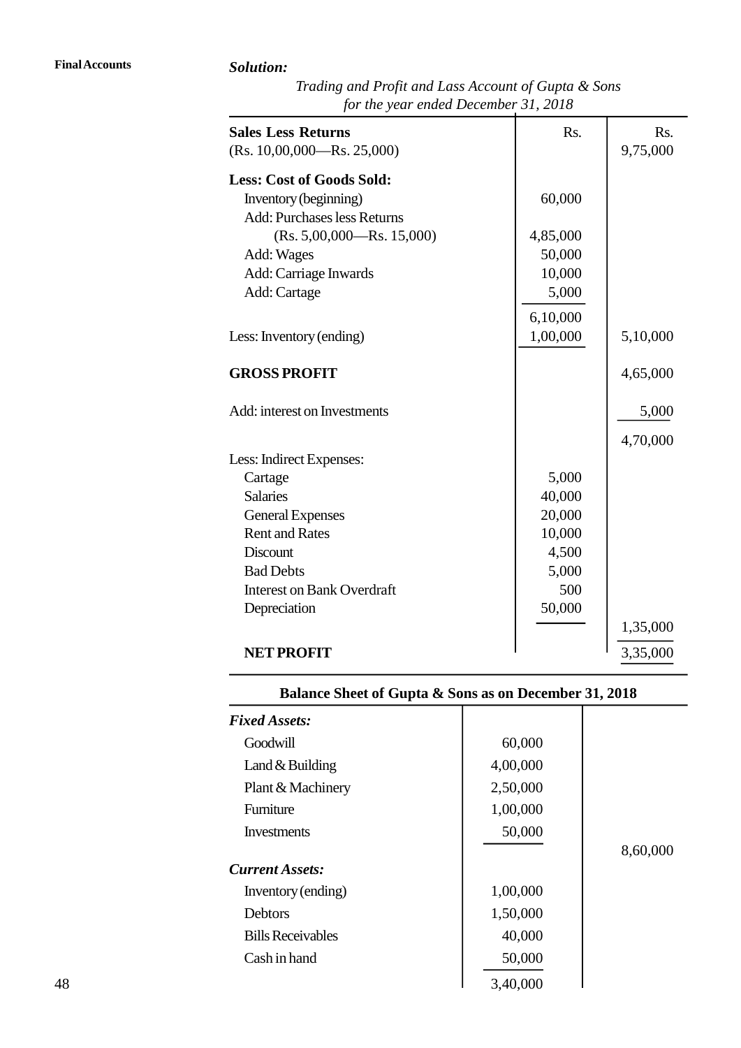***Solution:***

*Trading and Profit and Lass Account of Gupta & Sons*
*for the year ended December 31, 2018*

| | Rs. | Rs. |
|---|---|---|
| **Sales Less Returns** (Rs. 10,00,000—Rs. 25,000) | | 9,75,000 |
| **Less: Cost of Goods Sold:** | | |
| Inventory (beginning) | 60,000 | |
| Add: Purchases less Returns (Rs. 5,00,000—Rs. 15,000) | 4,85,000 | |
| Add: Wages | 50,000 | |
| Add: Carriage Inwards | 10,000 | |
| Add: Cartage | 5,000 | |
| | 6,10,000 | |
| Less: Inventory (ending) | 1,00,000 | 5,10,000 |
| **GROSS PROFIT** | | 4,65,000 |
| Add: interest on Investments | | 5,000 |
| | | 4,70,000 |
| Less: Indirect Expenses: | | |
| Cartage | 5,000 | |
| Salaries | 40,000 | |
| General Expenses | 20,000 | |
| Rent and Rates | 10,000 | |
| Discount | 4,500 | |
| Bad Debts | 5,000 | |
| Interest on Bank Overdraft | 500 | |
| Depreciation | 50,000 | |
| | | 1,35,000 |
| **NET PROFIT** | | 3,35,000 |

**Balance Sheet of Gupta & Sons as on December 31, 2018**

| | | |
|---|---|---|
| ***Fixed Assets:*** | | |
| Goodwill | 60,000 | |
| Land & Building | 4,00,000 | |
| Plant & Machinery | 2,50,000 | |
| Furniture | 1,00,000 | |
| Investments | 50,000 | |
| | | 8,60,000 |
| ***Current Assets:*** | | |
| Inventory (ending) | 1,00,000 | |
| Debtors | 1,50,000 | |
| Bills Receivables | 40,000 | |
| Cash in hand | 50,000 | |
| | 3,40,000 | |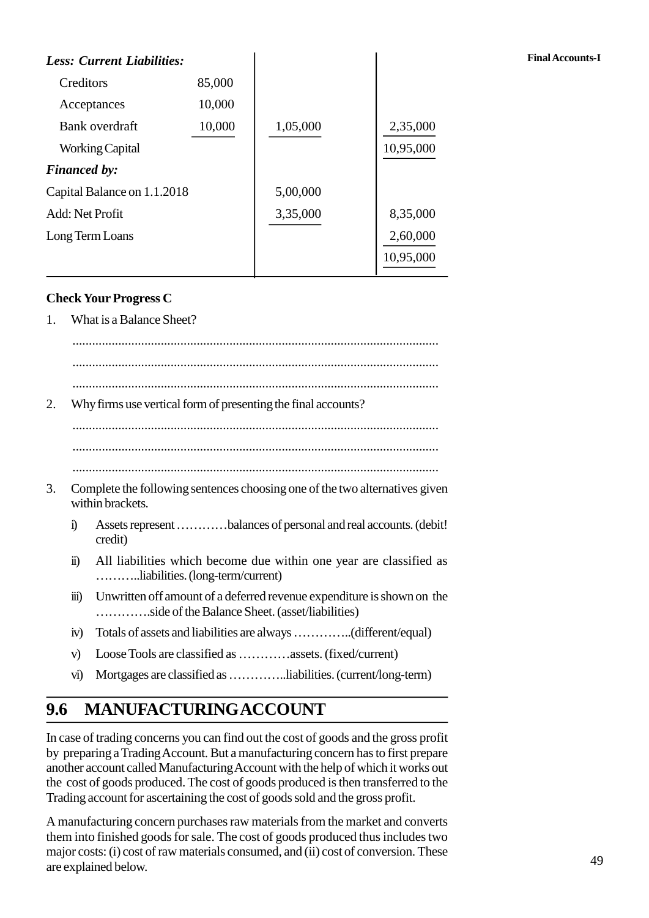| | | | |
|---|---|---|---|
| ***Less: Current Liabilities:*** | | | |
| Creditors | 85,000 | | |
| Acceptances | 10,000 | | |
| Bank overdraft | 10,000 | 1,05,000 | 2,35,000 |
| Working Capital | | | 10,95,000 |
| ***Financed by:*** | | | |
| Capital Balance on 1.1.2018 | | 5,00,000 | |
| Add: Net Profit | | 3,35,000 | 8,35,000 |
| Long Term Loans | | | 2,60,000 |
| | | | 10,95,000 |

**Check Your Progress C**

1. What is a Balance Sheet?

   ..................................................................................................................

   ..................................................................................................................

   ..................................................................................................................

2. Why firms use vertical form of presenting the final accounts?

   ..................................................................................................................

   ..................................................................................................................

   ..................................................................................................................

3. Complete the following sentences choosing one of the two alternatives given within brackets.

   i) Assets represent …………balances of personal and real accounts. (debit! credit)

   ii) All liabilities which become due within one year are classified as ………..liabilities. (long-term/current)

   iii) Unwritten off amount of a deferred revenue expenditure is shown on the ………….side of the Balance Sheet. (asset/liabilities)

   iv) Totals of assets and liabilities are always …………..(different/equal)

   v) Loose Tools are classified as …………assets. (fixed/current)

   vi) Mortgages are classified as …………..liabilities. (current/long-term)

## 9.6 MANUFACTURING ACCOUNT

In case of trading concerns you can find out the cost of goods and the gross profit by preparing a Trading Account. But a manufacturing concern has to first prepare another account called Manufacturing Account with the help of which it works out the cost of goods produced. The cost of goods produced is then transferred to the Trading account for ascertaining the cost of goods sold and the gross profit.

A manufacturing concern purchases raw materials from the market and converts them into finished goods for sale. The cost of goods produced thus includes two major costs: (i) cost of raw materials consumed, and (ii) cost of conversion. These are explained below.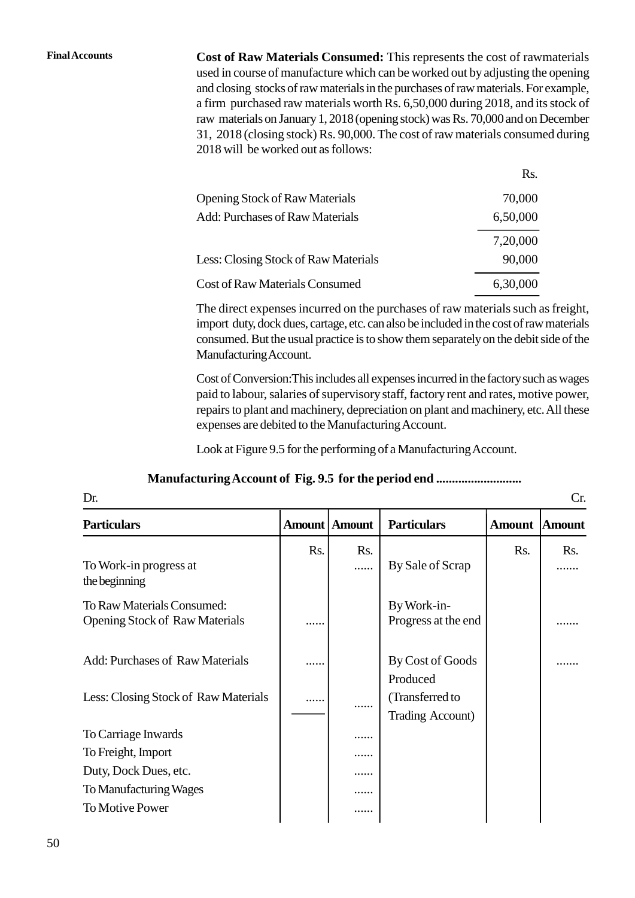**Cost of Raw Materials Consumed:** This represents the cost of rawmaterials used in course of manufacture which can be worked out by adjusting the opening and closing stocks of raw materials in the purchases of raw materials. For example, a firm purchased raw materials worth Rs. 6,50,000 during 2018, and its stock of raw materials on January 1, 2018 (opening stock) was Rs. 70,000 and on December 31, 2018 (closing stock) Rs. 90,000. The cost of raw materials consumed during 2018 will be worked out as follows:

| | Rs. |
|---|---|
| Opening Stock of Raw Materials | 70,000 |
| Add: Purchases of Raw Materials | 6,50,000 |
| | 7,20,000 |
| Less: Closing Stock of Raw Materials | 90,000 |
| Cost of Raw Materials Consumed | 6,30,000 |

The direct expenses incurred on the purchases of raw materials such as freight, import duty, dock dues, cartage, etc. can also be included in the cost of raw materials consumed. But the usual practice is to show them separately on the debit side of the Manufacturing Account.

Cost of Conversion:This includes all expenses incurred in the factory such as wages paid to labour, salaries of supervisory staff, factory rent and rates, motive power, repairs to plant and machinery, depreciation on plant and machinery, etc. All these expenses are debited to the Manufacturing Account.

Look at Figure 9.5 for the performing of a Manufacturing Account.

**Manufacturing Account of Fig. 9.5 for the period end ..........................**

Dr. Cr.

| Particulars | Amount | Amount | Particulars | Amount | Amount |
|---|---|---|---|---|---|
| | Rs. | Rs. | | Rs. | Rs. |
| To Work-in progress at the beginning | | ...... | By Sale of Scrap | | ....... |
| To Raw Materials Consumed: Opening Stock of Raw Materials | ...... | | By Work-in-Progress at the end | | ....... |
| Add: Purchases of Raw Materials | ...... | | By Cost of Goods Produced (Transferred to Trading Account) | | ....... |
| Less: Closing Stock of Raw Materials | ...... | ...... | | | |
| To Carriage Inwards | | ...... | | | |
| To Freight, Import Duty, Dock Dues, etc. | | ...... | | | |
| | | ...... | | | |
| To Manufacturing Wages | | ...... | | | |
| To Motive Power | | ...... | | | |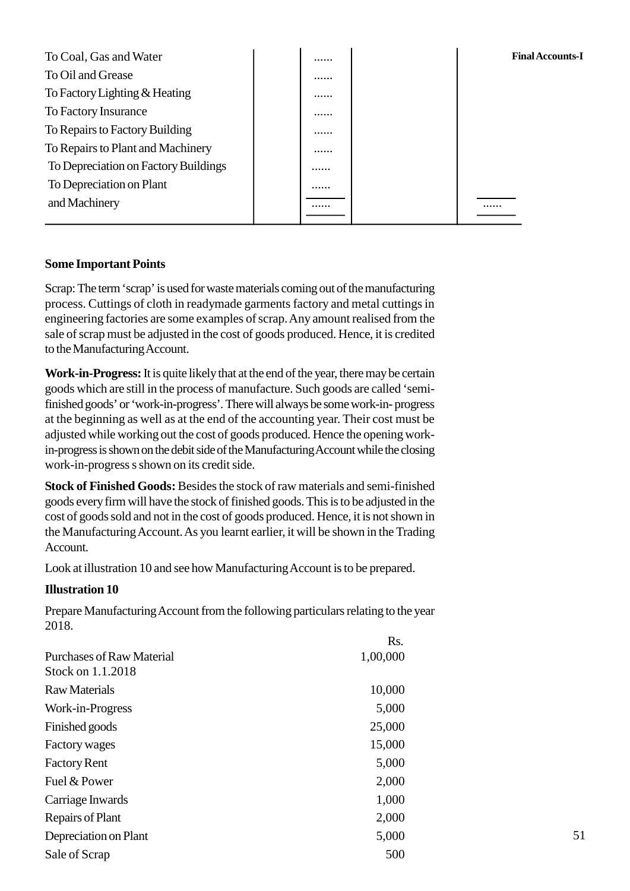| | | | | |
|---|---|---|---|---|
| To Coal, Gas and Water | | ...... | | |
| To Oil and Grease | | ...... | | |
| To Factory Lighting & Heating | | ...... | | |
| To Factory Insurance | | ...... | | |
| To Repairs to Factory Building | | ...... | | |
| To Repairs to Plant and Machinery | | ...... | | |
| To Depreciation on Factory Buildings | | ...... | | |
| To Depreciation on Plant | | ...... | | |
| and Machinery | | ...... | | ...... |

**Some Important Points**

Scrap: The term 'scrap' is used for waste materials coming out of the manufacturing process. Cuttings of cloth in readymade garments factory and metal cuttings in engineering factories are some examples of scrap. Any amount realised from the sale of scrap must be adjusted in the cost of goods produced. Hence, it is credited to the Manufacturing Account.

**Work-in-Progress:** It is quite likely that at the end of the year, there may be certain goods which are still in the process of manufacture. Such goods are called 'semi-finished goods' or 'work-in-progress'. There will always be some work-in- progress at the beginning as well as at the end of the accounting year. Their cost must be adjusted while working out the cost of goods produced. Hence the opening work-in-progress is shown on the debit side of the Manufacturing Account while the closing work-in-progress s shown on its credit side.

**Stock of Finished Goods:** Besides the stock of raw materials and semi-finished goods every firm will have the stock of finished goods. This is to be adjusted in the cost of goods sold and not in the cost of goods produced. Hence, it is not shown in the Manufacturing Account. As you learnt earlier, it will be shown in the Trading Account.

Look at illustration 10 and see how Manufacturing Account is to be prepared.

**Illustration 10**

Prepare Manufacturing Account from the following particulars relating to the year 2018.

| | Rs. |
|---|---:|
| Purchases of Raw Material | 1,00,000 |
| Stock on 1.1.2018 | |
| Raw Materials | 10,000 |
| Work-in-Progress | 5,000 |
| Finished goods | 25,000 |
| Factory wages | 15,000 |
| Factory Rent | 5,000 |
| Fuel & Power | 2,000 |
| Carriage Inwards | 1,000 |
| Repairs of Plant | 2,000 |
| Depreciation on Plant | 5,000 |
| Sale of Scrap | 500 |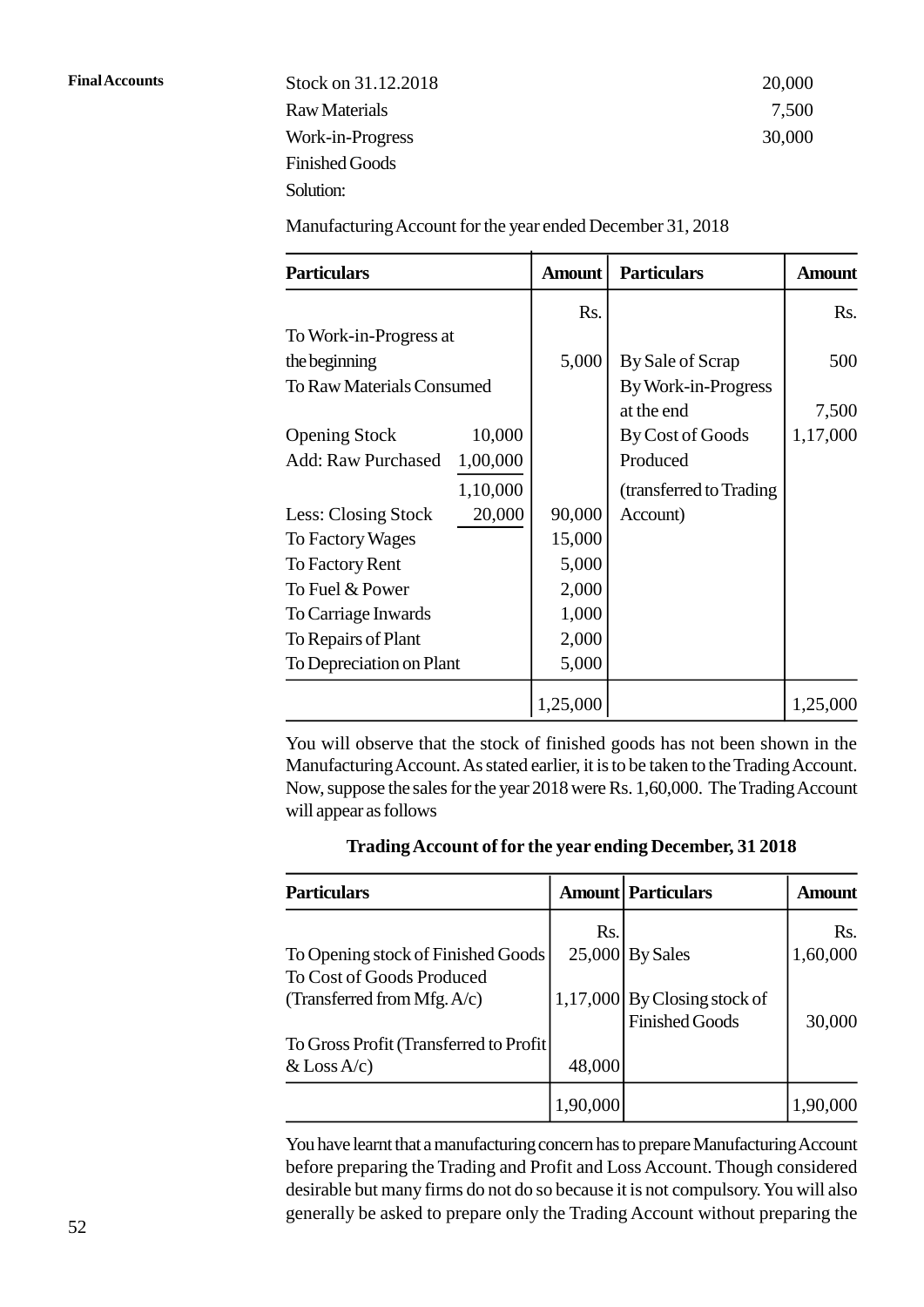| Stock on 31.12.2018 | |
|---|---|
| Raw Materials | 20,000 |
| Work-in-Progress | 7,500 |
| Finished Goods | 30,000 |

Solution:

Manufacturing Account for the year ended December 31, 2018

| Particulars | | Amount | Particulars | Amount |
|---|---|---|---|---|
| | | Rs. | | Rs. |
| To Work-in-Progress at the beginning | | 5,000 | By Sale of Scrap | 500 |
| To Raw Materials Consumed | | | By Work-in-Progress at the end | 7,500 |
| Opening Stock | 10,000 | | By Cost of Goods Produced (transferred to Trading Account) | 1,17,000 |
| Add: Raw Purchased | 1,00,000 | | | |
| | 1,10,000 | | | |
| Less: Closing Stock | 20,000 | 90,000 | | |
| To Factory Wages | | 15,000 | | |
| To Factory Rent | | 5,000 | | |
| To Fuel & Power | | 2,000 | | |
| To Carriage Inwards | | 1,000 | | |
| To Repairs of Plant | | 2,000 | | |
| To Depreciation on Plant | | 5,000 | | |
| | | 1,25,000 | | 1,25,000 |

You will observe that the stock of finished goods has not been shown in the Manufacturing Account. As stated earlier, it is to be taken to the Trading Account. Now, suppose the sales for the year 2018 were Rs. 1,60,000. The Trading Account will appear as follows

**Trading Account of for the year ending December, 31 2018**

| Particulars | Amount | Particulars | Amount |
|---|---|---|---|
| | Rs. | | Rs. |
| To Opening stock of Finished Goods | 25,000 | By Sales | 1,60,000 |
| To Cost of Goods Produced (Transferred from Mfg. A/c) | 1,17,000 | By Closing stock of Finished Goods | 30,000 |
| To Gross Profit (Transferred to Profit & Loss A/c) | 48,000 | | |
| | 1,90,000 | | 1,90,000 |

You have learnt that a manufacturing concern has to prepare Manufacturing Account before preparing the Trading and Profit and Loss Account. Though considered desirable but many firms do not do so because it is not compulsory. You will also generally be asked to prepare only the Trading Account without preparing the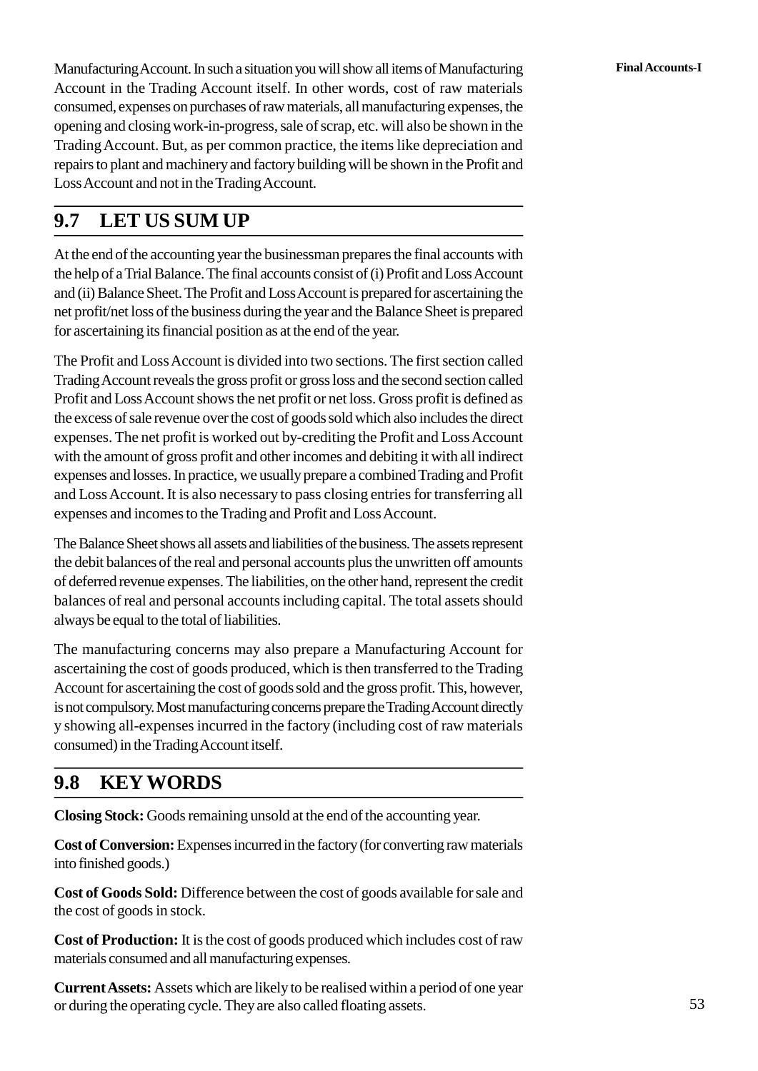Manufacturing Account. In such a situation you will show all items of Manufacturing Account in the Trading Account itself. In other words, cost of raw materials consumed, expenses on purchases of raw materials, all manufacturing expenses, the opening and closing work-in-progress, sale of scrap, etc. will also be shown in the Trading Account. But, as per common practice, the items like depreciation and repairs to plant and machinery and factory building will be shown in the Profit and Loss Account and not in the Trading Account.

## 9.7 LET US SUM UP

At the end of the accounting year the businessman prepares the final accounts with the help of a Trial Balance. The final accounts consist of (i) Profit and Loss Account and (ii) Balance Sheet. The Profit and Loss Account is prepared for ascertaining the net profit/net loss of the business during the year and the Balance Sheet is prepared for ascertaining its financial position as at the end of the year.

The Profit and Loss Account is divided into two sections. The first section called Trading Account reveals the gross profit or gross loss and the second section called Profit and Loss Account shows the net profit or net loss. Gross profit is defined as the excess of sale revenue over the cost of goods sold which also includes the direct expenses. The net profit is worked out by-crediting the Profit and Loss Account with the amount of gross profit and other incomes and debiting it with all indirect expenses and losses. In practice, we usually prepare a combined Trading and Profit and Loss Account. It is also necessary to pass closing entries for transferring all expenses and incomes to the Trading and Profit and Loss Account.

The Balance Sheet shows all assets and liabilities of the business. The assets represent the debit balances of the real and personal accounts plus the unwritten off amounts of deferred revenue expenses. The liabilities, on the other hand, represent the credit balances of real and personal accounts including capital. The total assets should always be equal to the total of liabilities.

The manufacturing concerns may also prepare a Manufacturing Account for ascertaining the cost of goods produced, which is then transferred to the Trading Account for ascertaining the cost of goods sold and the gross profit. This, however, is not compulsory. Most manufacturing concerns prepare the Trading Account directly y showing all-expenses incurred in the factory (including cost of raw materials consumed) in the Trading Account itself.

## 9.8 KEY WORDS

**Closing Stock:** Goods remaining unsold at the end of the accounting year.

**Cost of Conversion:** Expenses incurred in the factory (for converting raw materials into finished goods.)

**Cost of Goods Sold:** Difference between the cost of goods available for sale and the cost of goods in stock.

**Cost of Production:** It is the cost of goods produced which includes cost of raw materials consumed and all manufacturing expenses.

**Current Assets:** Assets which are likely to be realised within a period of one year or during the operating cycle. They are also called floating assets.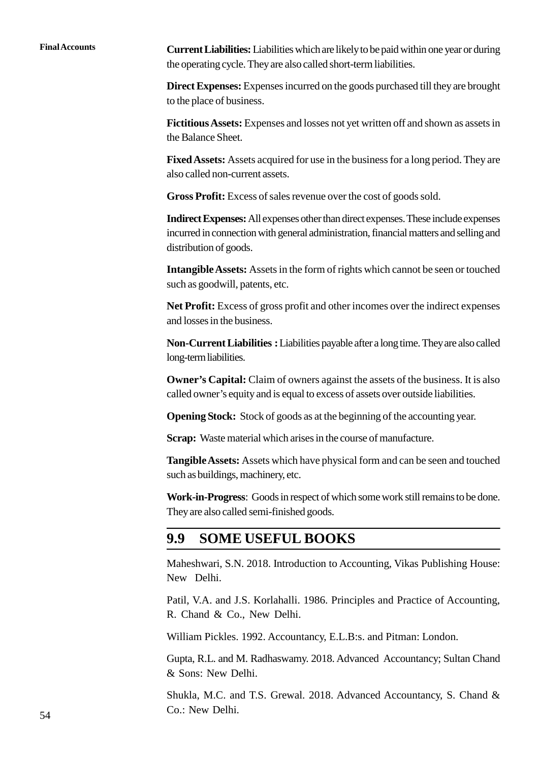**Current Liabilities:** Liabilities which are likely to be paid within one year or during the operating cycle. They are also called short-term liabilities.

**Direct Expenses:** Expenses incurred on the goods purchased till they are brought to the place of business.

**Fictitious Assets:** Expenses and losses not yet written off and shown as assets in the Balance Sheet.

**Fixed Assets:** Assets acquired for use in the business for a long period. They are also called non-current assets.

**Gross Profit:** Excess of sales revenue over the cost of goods sold.

**Indirect Expenses:** All expenses other than direct expenses. These include expenses incurred in connection with general administration, financial matters and selling and distribution of goods.

**Intangible Assets:** Assets in the form of rights which cannot be seen or touched such as goodwill, patents, etc.

**Net Profit:** Excess of gross profit and other incomes over the indirect expenses and losses in the business.

**Non-Current Liabilities :** Liabilities payable after a long time. They are also called long-term liabilities.

**Owner's Capital:** Claim of owners against the assets of the business. It is also called owner's equity and is equal to excess of assets over outside liabilities.

**Opening Stock:** Stock of goods as at the beginning of the accounting year.

**Scrap:** Waste material which arises in the course of manufacture.

**Tangible Assets:** Assets which have physical form and can be seen and touched such as buildings, machinery, etc.

**Work-in-Progress**: Goods in respect of which some work still remains to be done. They are also called semi-finished goods.

## 9.9 SOME USEFUL BOOKS

Maheshwari, S.N. 2018. Introduction to Accounting, Vikas Publishing House: New Delhi.

Patil, V.A. and J.S. Korlahalli. 1986. Principles and Practice of Accounting, R. Chand & Co., New Delhi.

William Pickles. 1992. Accountancy, E.L.B:s. and Pitman: London.

Gupta, R.L. and M. Radhaswamy. 2018. Advanced Accountancy; Sultan Chand & Sons: New Delhi.

Shukla, M.C. and T.S. Grewal. 2018. Advanced Accountancy, S. Chand & Co.: New Delhi.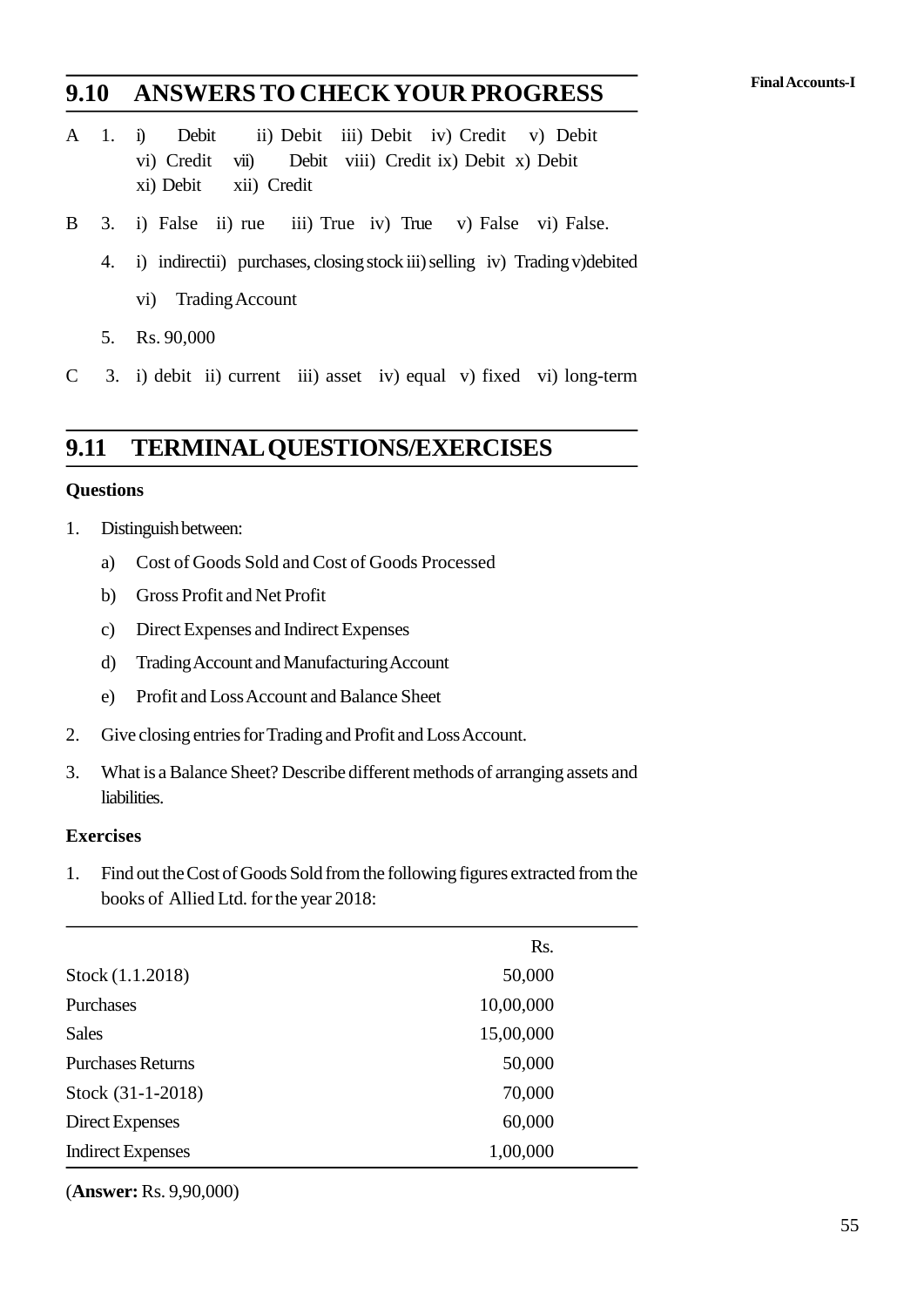## 9.10 ANSWERS TO CHECK YOUR PROGRESS

A 1. i) Debit ii) Debit iii) Debit iv) Credit v) Debit
vi) Credit vii) Debit viii) Credit ix) Debit x) Debit
xi) Debit xii) Credit

B 3. i) False ii) rue iii) True iv) True v) False vi) False.

4. i) indirectii) purchases, closing stock iii) selling iv) Trading v)debited
vi) Trading Account

5. Rs. 90,000

C 3. i) debit ii) current iii) asset iv) equal v) fixed vi) long-term

## 9.11 TERMINAL QUESTIONS/EXERCISES

**Questions**

1. Distinguish between:
   a) Cost of Goods Sold and Cost of Goods Processed
   b) Gross Profit and Net Profit
   c) Direct Expenses and Indirect Expenses
   d) Trading Account and Manufacturing Account
   e) Profit and Loss Account and Balance Sheet
2. Give closing entries for Trading and Profit and Loss Account.
3. What is a Balance Sheet? Describe different methods of arranging assets and liabilities.

**Exercises**

1. Find out the Cost of Goods Sold from the following figures extracted from the books of Allied Ltd. for the year 2018:

| | Rs. |
|---|---|
| Stock (1.1.2018) | 50,000 |
| Purchases | 10,00,000 |
| Sales | 15,00,000 |
| Purchases Returns | 50,000 |
| Stock (31-1-2018) | 70,000 |
| Direct Expenses | 60,000 |
| Indirect Expenses | 1,00,000 |

(**Answer:** Rs. 9,90,000)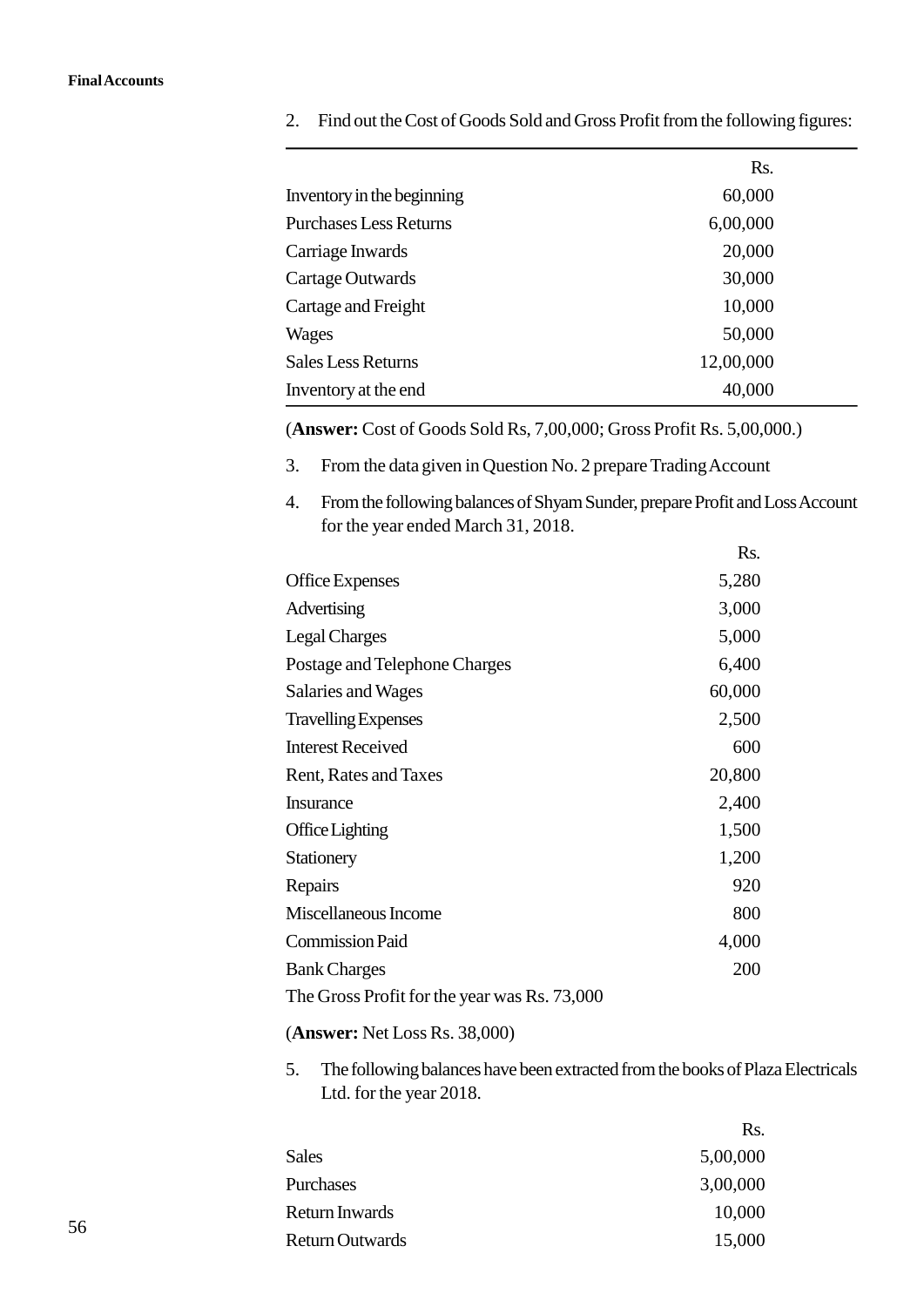2. Find out the Cost of Goods Sold and Gross Profit from the following figures:

| | Rs. |
|---|---|
| Inventory in the beginning | 60,000 |
| Purchases Less Returns | 6,00,000 |
| Carriage Inwards | 20,000 |
| Cartage Outwards | 30,000 |
| Cartage and Freight | 10,000 |
| Wages | 50,000 |
| Sales Less Returns | 12,00,000 |
| Inventory at the end | 40,000 |

(**Answer:** Cost of Goods Sold Rs, 7,00,000; Gross Profit Rs. 5,00,000.)

3. From the data given in Question No. 2 prepare Trading Account

4. From the following balances of Shyam Sunder, prepare Profit and Loss Account for the year ended March 31, 2018.

| | Rs. |
|---|---|
| Office Expenses | 5,280 |
| Advertising | 3,000 |
| Legal Charges | 5,000 |
| Postage and Telephone Charges | 6,400 |
| Salaries and Wages | 60,000 |
| Travelling Expenses | 2,500 |
| Interest Received | 600 |
| Rent, Rates and Taxes | 20,800 |
| Insurance | 2,400 |
| Office Lighting | 1,500 |
| Stationery | 1,200 |
| Repairs | 920 |
| Miscellaneous Income | 800 |
| Commission Paid | 4,000 |
| Bank Charges | 200 |

The Gross Profit for the year was Rs. 73,000

(**Answer:** Net Loss Rs. 38,000)

5. The following balances have been extracted from the books of Plaza Electricals Ltd. for the year 2018.

| | Rs. |
|---|---|
| Sales | 5,00,000 |
| Purchases | 3,00,000 |
| Return Inwards | 10,000 |
| Return Outwards | 15,000 |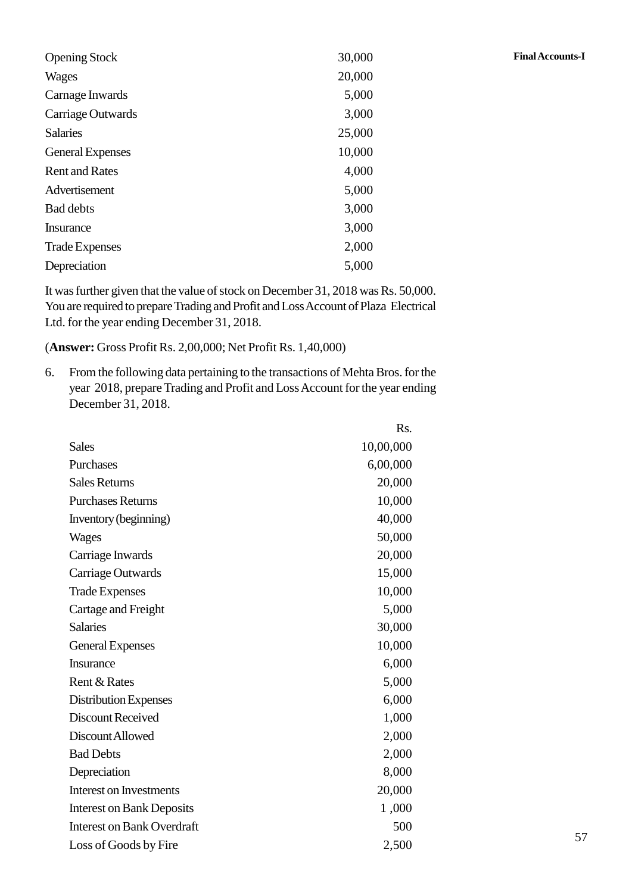| | |
|---|---|
| Opening Stock | 30,000 |
| Wages | 20,000 |
| Carnage Inwards | 5,000 |
| Carriage Outwards | 3,000 |
| Salaries | 25,000 |
| General Expenses | 10,000 |
| Rent and Rates | 4,000 |
| Advertisement | 5,000 |
| Bad debts | 3,000 |
| Insurance | 3,000 |
| Trade Expenses | 2,000 |
| Depreciation | 5,000 |

It was further given that the value of stock on December 31, 2018 was Rs. 50,000. You are required to prepare Trading and Profit and Loss Account of Plaza Electrical Ltd. for the year ending December 31, 2018.

(**Answer:** Gross Profit Rs. 2,00,000; Net Profit Rs. 1,40,000)

6. From the following data pertaining to the transactions of Mehta Bros. for the year 2018, prepare Trading and Profit and Loss Account for the year ending December 31, 2018.

| | Rs. |
|---|---|
| Sales | 10,00,000 |
| Purchases | 6,00,000 |
| Sales Returns | 20,000 |
| Purchases Returns | 10,000 |
| Inventory (beginning) | 40,000 |
| Wages | 50,000 |
| Carriage Inwards | 20,000 |
| Carriage Outwards | 15,000 |
| Trade Expenses | 10,000 |
| Cartage and Freight | 5,000 |
| Salaries | 30,000 |
| General Expenses | 10,000 |
| Insurance | 6,000 |
| Rent & Rates | 5,000 |
| Distribution Expenses | 6,000 |
| Discount Received | 1,000 |
| Discount Allowed | 2,000 |
| Bad Debts | 2,000 |
| Depreciation | 8,000 |
| Interest on Investments | 20,000 |
| Interest on Bank Deposits | 1 ,000 |
| Interest on Bank Overdraft | 500 |
| Loss of Goods by Fire | 2,500 |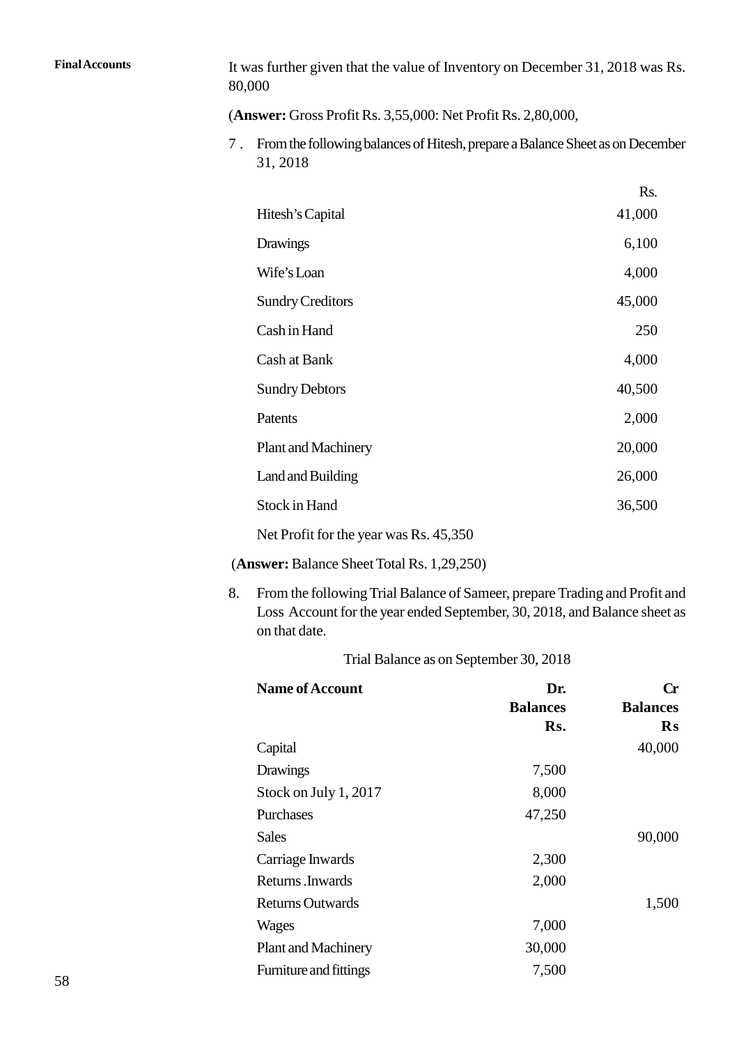It was further given that the value of Inventory on December 31, 2018 was Rs. 80,000

(**Answer:** Gross Profit Rs. 3,55,000: Net Profit Rs. 2,80,000,

7 . From the following balances of Hitesh, prepare a Balance Sheet as on December 31, 2018

| | Rs. |
|---|---|
| Hitesh's Capital | 41,000 |
| Drawings | 6,100 |
| Wife's Loan | 4,000 |
| Sundry Creditors | 45,000 |
| Cash in Hand | 250 |
| Cash at Bank | 4,000 |
| Sundry Debtors | 40,500 |
| Patents | 2,000 |
| Plant and Machinery | 20,000 |
| Land and Building | 26,000 |
| Stock in Hand | 36,500 |

Net Profit for the year was Rs. 45,350

(**Answer:** Balance Sheet Total Rs. 1,29,250)

8. From the following Trial Balance of Sameer, prepare Trading and Profit and Loss Account for the year ended September, 30, 2018, and Balance sheet as on that date.

Trial Balance as on September 30, 2018

| **Name of Account** | **Dr. Balances Rs.** | **Cr Balances Rs** |
|---|---|---|
| Capital | | 40,000 |
| Drawings | 7,500 | |
| Stock on July 1, 2017 | 8,000 | |
| Purchases | 47,250 | |
| Sales | | 90,000 |
| Carriage Inwards | 2,300 | |
| Returns .Inwards | 2,000 | |
| Returns Outwards | | 1,500 |
| Wages | 7,000 | |
| Plant and Machinery | 30,000 | |
| Furniture and fittings | 7,500 | |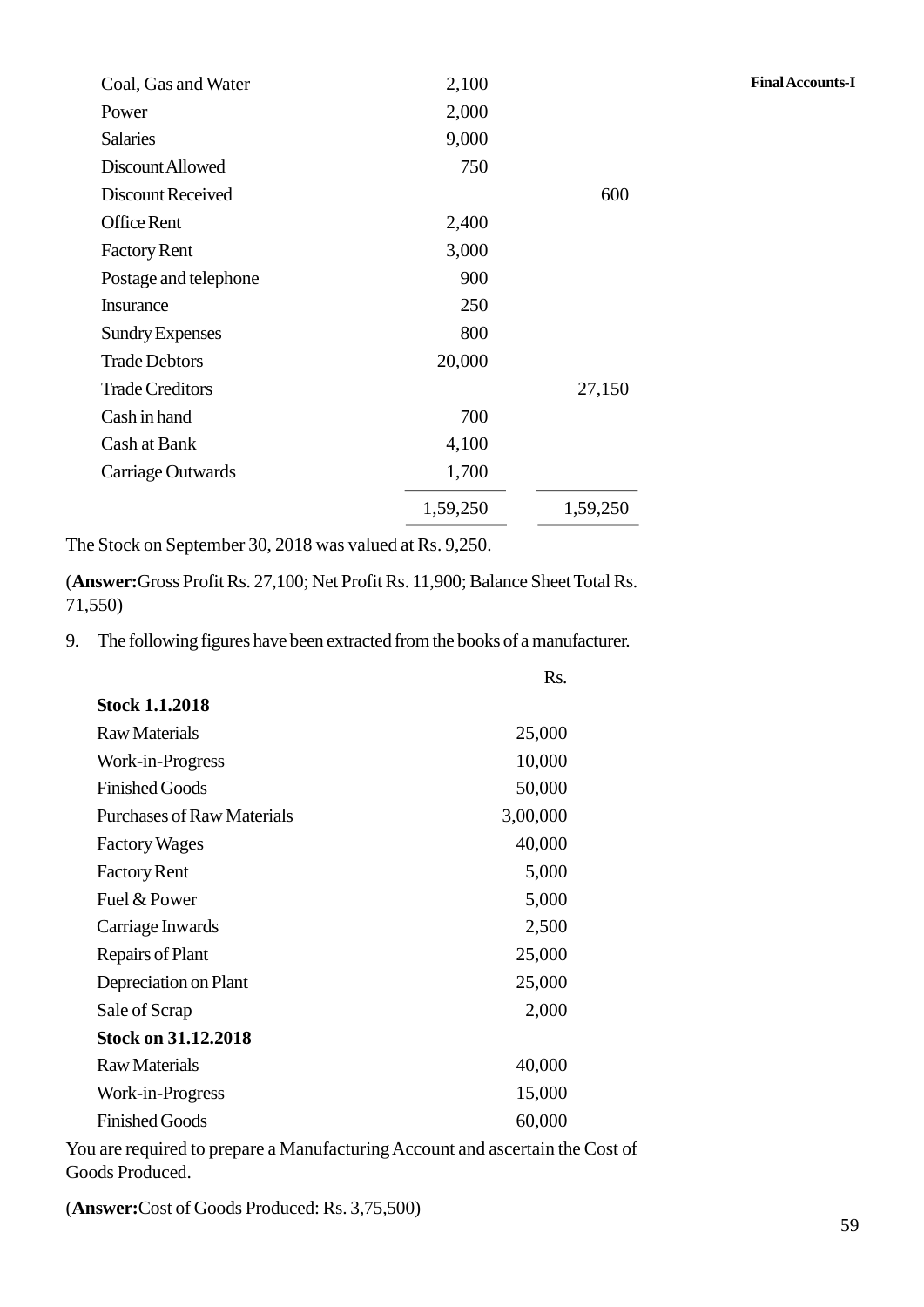| | | |
|---|---|---|
| Coal, Gas and Water | 2,100 | |
| Power | 2,000 | |
| Salaries | 9,000 | |
| Discount Allowed | 750 | |
| Discount Received | | 600 |
| Office Rent | 2,400 | |
| Factory Rent | 3,000 | |
| Postage and telephone | 900 | |
| Insurance | 250 | |
| Sundry Expenses | 800 | |
| Trade Debtors | 20,000 | |
| Trade Creditors | | 27,150 |
| Cash in hand | 700 | |
| Cash at Bank | 4,100 | |
| Carriage Outwards | 1,700 | |
| | 1,59,250 | 1,59,250 |

The Stock on September 30, 2018 was valued at Rs. 9,250.

(**Answer:** Gross Profit Rs. 27,100; Net Profit Rs. 11,900; Balance Sheet Total Rs. 71,550)

9. The following figures have been extracted from the books of a manufacturer.

| | Rs. |
|---|---|
| **Stock 1.1.2018** | |
| Raw Materials | 25,000 |
| Work-in-Progress | 10,000 |
| Finished Goods | 50,000 |
| Purchases of Raw Materials | 3,00,000 |
| Factory Wages | 40,000 |
| Factory Rent | 5,000 |
| Fuel & Power | 5,000 |
| Carriage Inwards | 2,500 |
| Repairs of Plant | 25,000 |
| Depreciation on Plant | 25,000 |
| Sale of Scrap | 2,000 |
| **Stock on 31.12.2018** | |
| Raw Materials | 40,000 |
| Work-in-Progress | 15,000 |
| Finished Goods | 60,000 |

You are required to prepare a Manufacturing Account and ascertain the Cost of Goods Produced.

(**Answer:** Cost of Goods Produced: Rs. 3,75,500)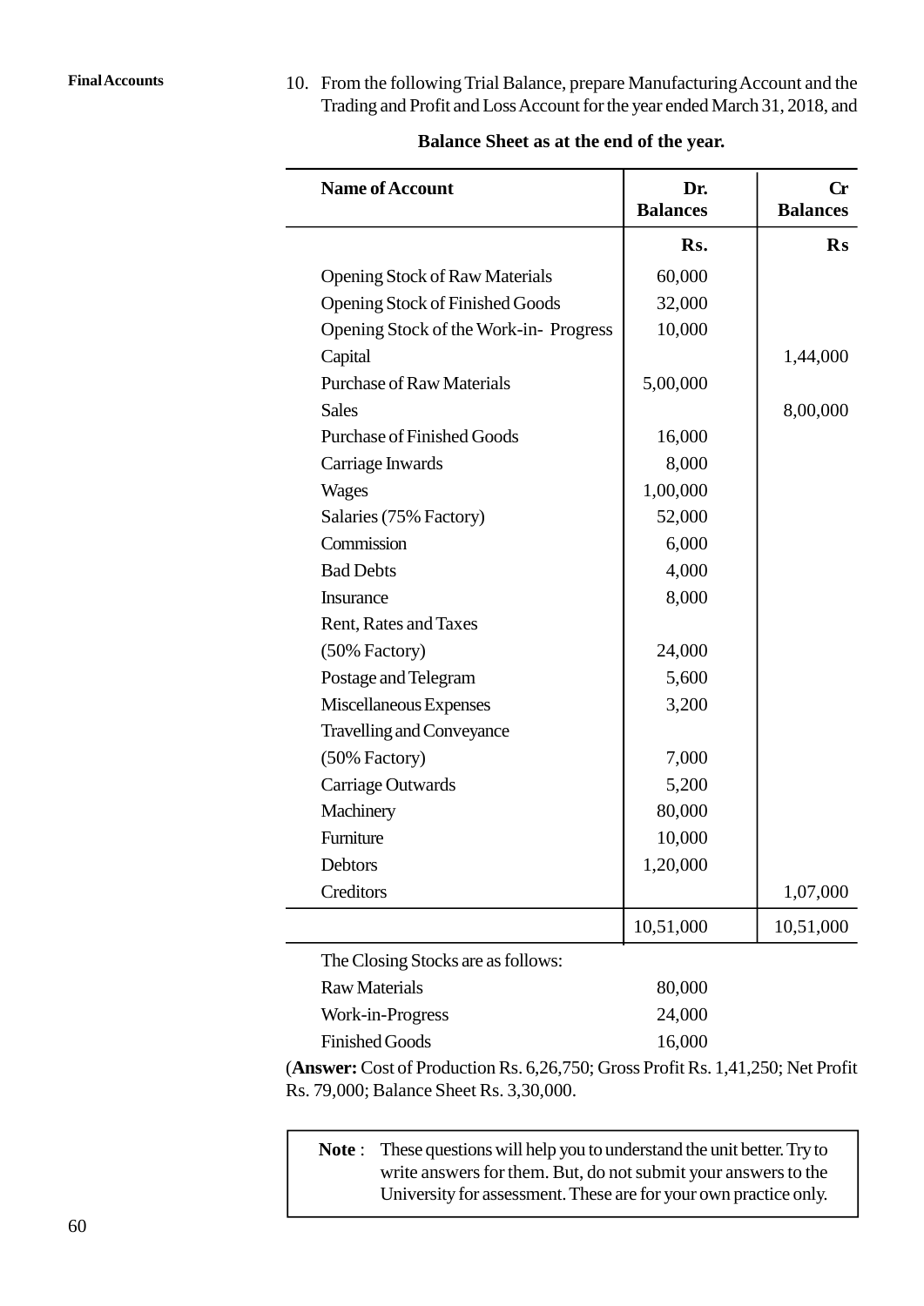10. From the following Trial Balance, prepare Manufacturing Account and the Trading and Profit and Loss Account for the year ended March 31, 2018, and

**Balance Sheet as at the end of the year.**

| Name of Account | Dr. Balances | Cr Balances |
|---|---|---|
| | **Rs.** | **Rs** |
| Opening Stock of Raw Materials | 60,000 | |
| Opening Stock of Finished Goods | 32,000 | |
| Opening Stock of the Work-in- Progress | 10,000 | |
| Capital | | 1,44,000 |
| Purchase of Raw Materials | 5,00,000 | |
| Sales | | 8,00,000 |
| Purchase of Finished Goods | 16,000 | |
| Carriage Inwards | 8,000 | |
| Wages | 1,00,000 | |
| Salaries (75% Factory) | 52,000 | |
| Commission | 6,000 | |
| Bad Debts | 4,000 | |
| Insurance | 8,000 | |
| Rent, Rates and Taxes (50% Factory) | 24,000 | |
| Postage and Telegram | 5,600 | |
| Miscellaneous Expenses | 3,200 | |
| Travelling and Conveyance (50% Factory) | 7,000 | |
| Carriage Outwards | 5,200 | |
| Machinery | 80,000 | |
| Furniture | 10,000 | |
| Debtors | 1,20,000 | |
| Creditors | | 1,07,000 |
| | 10,51,000 | 10,51,000 |

The Closing Stocks are as follows:

| | |
|---|---|
| Raw Materials | 80,000 |
| Work-in-Progress | 24,000 |
| Finished Goods | 16,000 |

(**Answer:** Cost of Production Rs. 6,26,750; Gross Profit Rs. 1,41,250; Net Profit Rs. 79,000; Balance Sheet Rs. 3,30,000.

> **Note** : These questions will help you to understand the unit better. Try to write answers for them. But, do not submit your answers to the University for assessment. These are for your own practice only.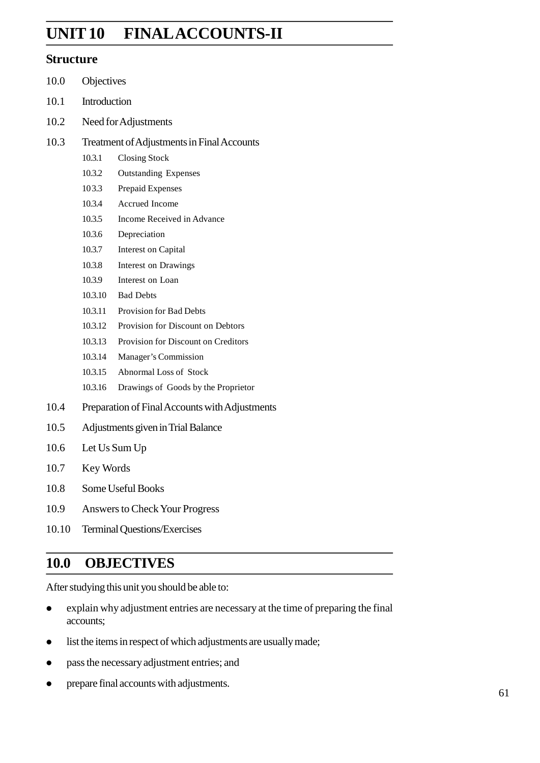# UNIT 10 FINAL ACCOUNTS-II

## Structure

10.0 Objectives

10.1 Introduction

10.2 Need for Adjustments

10.3 Treatment of Adjustments in Final Accounts

- 10.3.1 Closing Stock
- 10.3.2 Outstanding Expenses
- 10.3.3 Prepaid Expenses
- 10.3.4 Accrued Income
- 10.3.5 Income Received in Advance
- 10.3.6 Depreciation
- 10.3.7 Interest on Capital
- 10.3.8 Interest on Drawings
- 10.3.9 Interest on Loan
- 10.3.10 Bad Debts
- 10.3.11 Provision for Bad Debts
- 10.3.12 Provision for Discount on Debtors
- 10.3.13 Provision for Discount on Creditors
- 10.3.14 Manager's Commission
- 10.3.15 Abnormal Loss of Stock
- 10.3.16 Drawings of Goods by the Proprietor

10.4 Preparation of Final Accounts with Adjustments

10.5 Adjustments given in Trial Balance

10.6 Let Us Sum Up

10.7 Key Words

10.8 Some Useful Books

10.9 Answers to Check Your Progress

10.10 Terminal Questions/Exercises

## 10.0 OBJECTIVES

After studying this unit you should be able to:

- explain why adjustment entries are necessary at the time of preparing the final accounts;
- list the items in respect of which adjustments are usually made;
- pass the necessary adjustment entries; and
- prepare final accounts with adjustments.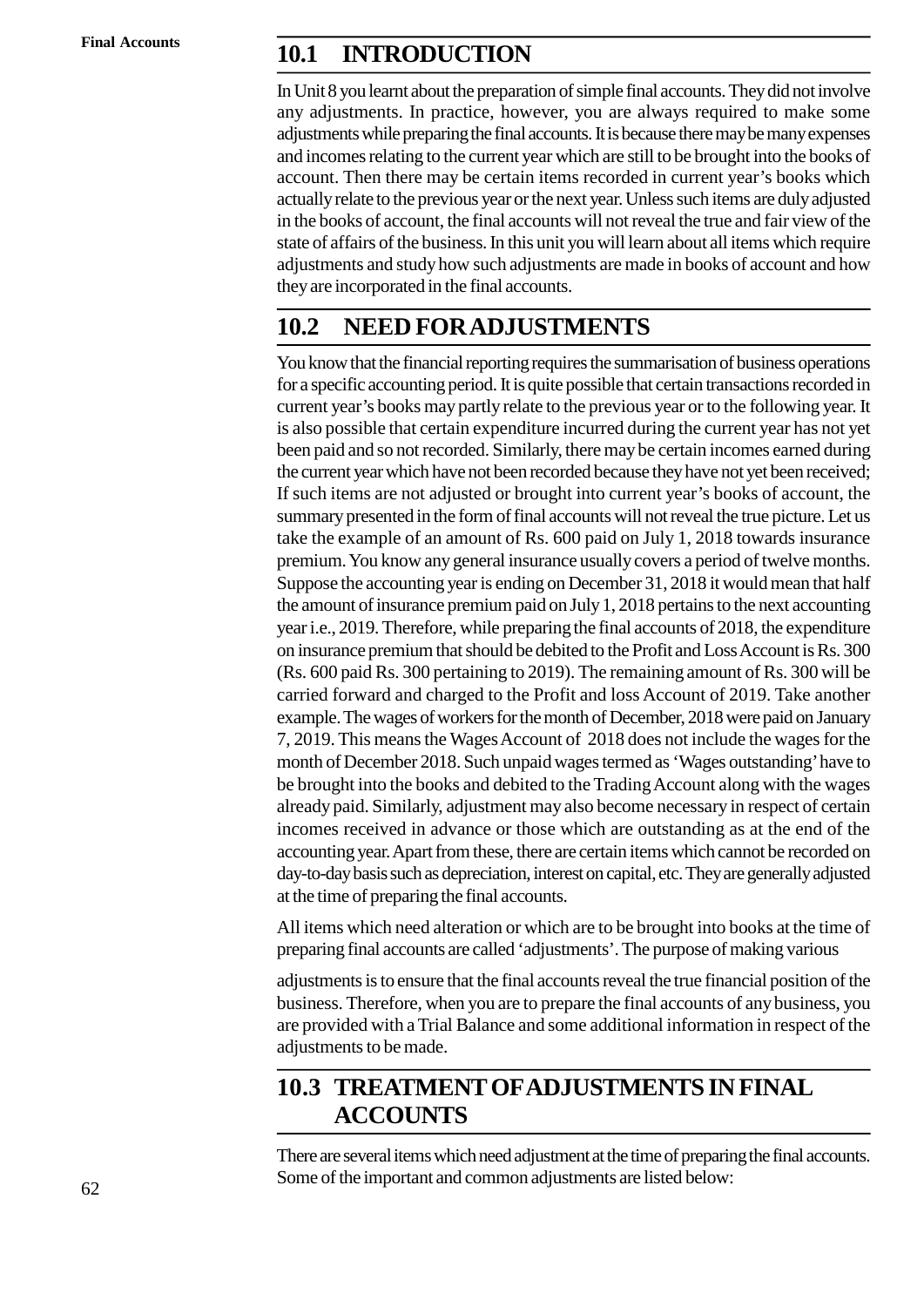## 10.1 INTRODUCTION

In Unit 8 you learnt about the preparation of simple final accounts. They did not involve any adjustments. In practice, however, you are always required to make some adjustments while preparing the final accounts. It is because there may be many expenses and incomes relating to the current year which are still to be brought into the books of account. Then there may be certain items recorded in current year's books which actually relate to the previous year or the next year. Unless such items are duly adjusted in the books of account, the final accounts will not reveal the true and fair view of the state of affairs of the business. In this unit you will learn about all items which require adjustments and study how such adjustments are made in books of account and how they are incorporated in the final accounts.

## 10.2 NEED FOR ADJUSTMENTS

You know that the financial reporting requires the summarisation of business operations for a specific accounting period. It is quite possible that certain transactions recorded in current year's books may partly relate to the previous year or to the following year. It is also possible that certain expenditure incurred during the current year has not yet been paid and so not recorded. Similarly, there may be certain incomes earned during the current year which have not been recorded because they have not yet been received; If such items are not adjusted or brought into current year's books of account, the summary presented in the form of final accounts will not reveal the true picture. Let us take the example of an amount of Rs. 600 paid on July 1, 2018 towards insurance premium. You know any general insurance usually covers a period of twelve months. Suppose the accounting year is ending on December 31, 2018 it would mean that half the amount of insurance premium paid on July 1, 2018 pertains to the next accounting year i.e., 2019. Therefore, while preparing the final accounts of 2018, the expenditure on insurance premium that should be debited to the Profit and Loss Account is Rs. 300 (Rs. 600 paid Rs. 300 pertaining to 2019). The remaining amount of Rs. 300 will be carried forward and charged to the Profit and loss Account of 2019. Take another example. The wages of workers for the month of December, 2018 were paid on January 7, 2019. This means the Wages Account of 2018 does not include the wages for the month of December 2018. Such unpaid wages termed as 'Wages outstanding' have to be brought into the books and debited to the Trading Account along with the wages already paid. Similarly, adjustment may also become necessary in respect of certain incomes received in advance or those which are outstanding as at the end of the accounting year. Apart from these, there are certain items which cannot be recorded on day-to-day basis such as depreciation, interest on capital, etc. They are generally adjusted at the time of preparing the final accounts.

All items which need alteration or which are to be brought into books at the time of preparing final accounts are called 'adjustments'. The purpose of making various adjustments is to ensure that the final accounts reveal the true financial position of the business. Therefore, when you are to prepare the final accounts of any business, you are provided with a Trial Balance and some additional information in respect of the adjustments to be made.

## 10.3 TREATMENT OF ADJUSTMENTS IN FINAL ACCOUNTS

There are several items which need adjustment at the time of preparing the final accounts. Some of the important and common adjustments are listed below: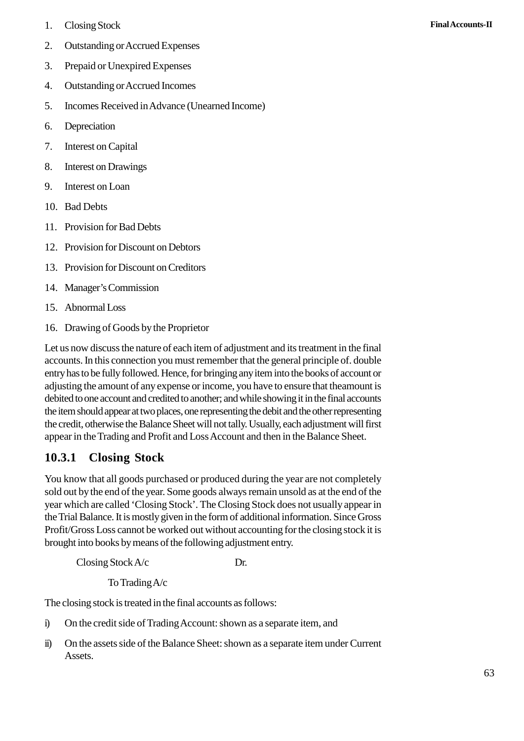1. Closing Stock
2. Outstanding or Accrued Expenses
3. Prepaid or Unexpired Expenses
4. Outstanding or Accrued Incomes
5. Incomes Received in Advance (Unearned Income)
6. Depreciation
7. Interest on Capital
8. Interest on Drawings
9. Interest on Loan
10. Bad Debts
11. Provision for Bad Debts
12. Provision for Discount on Debtors
13. Provision for Discount on Creditors
14. Manager's Commission
15. Abnormal Loss
16. Drawing of Goods by the Proprietor

Let us now discuss the nature of each item of adjustment and its treatment in the final accounts. In this connection you must remember that the general principle of. double entry has to be fully followed. Hence, for bringing any item into the books of account or adjusting the amount of any expense or income, you have to ensure that theamount is debited to one account and credited to another; and while showing it in the final accounts the item should appear at two places, one representing the debit and the other representing the credit, otherwise the Balance Sheet will not tally. Usually, each adjustment will first appear in the Trading and Profit and Loss Account and then in the Balance Sheet.

### 10.3.1 Closing Stock

You know that all goods purchased or produced during the year are not completely sold out by the end of the year. Some goods always remain unsold as at the end of the year which are called 'Closing Stock'. The Closing Stock does not usually appear in the Trial Balance. It is mostly given in the form of additional information. Since Gross Profit/Gross Loss cannot be worked out without accounting for the closing stock it is brought into books by means of the following adjustment entry.

Closing Stock A/c     Dr.

    To Trading A/c

The closing stock is treated in the final accounts as follows:

i) On the credit side of Trading Account: shown as a separate item, and
ii) On the assets side of the Balance Sheet: shown as a separate item under Current Assets.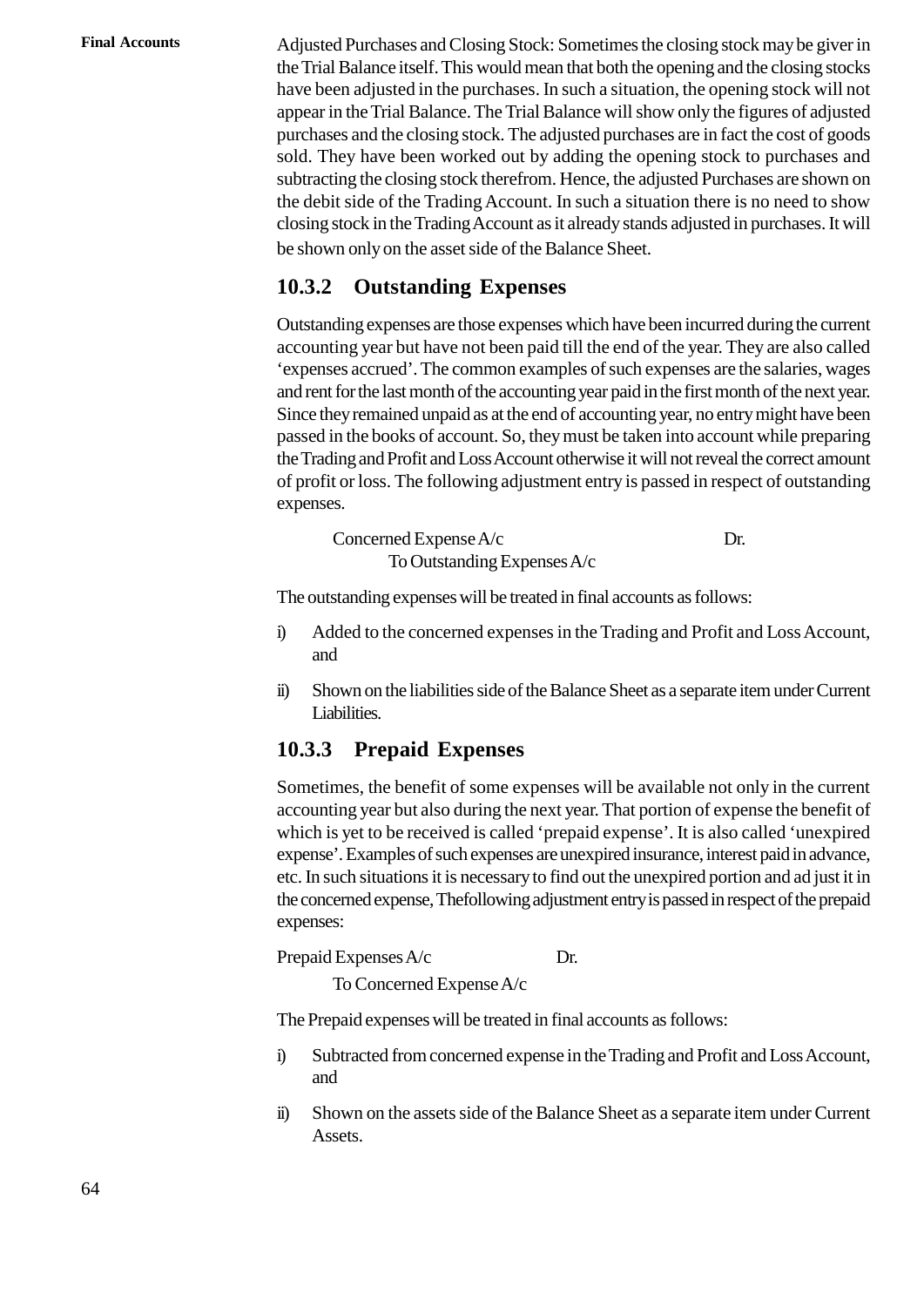Adjusted Purchases and Closing Stock: Sometimes the closing stock may be giver in the Trial Balance itself. This would mean that both the opening and the closing stocks have been adjusted in the purchases. In such a situation, the opening stock will not appear in the Trial Balance. The Trial Balance will show only the figures of adjusted purchases and the closing stock. The adjusted purchases are in fact the cost of goods sold. They have been worked out by adding the opening stock to purchases and subtracting the closing stock therefrom. Hence, the adjusted Purchases are shown on the debit side of the Trading Account. In such a situation there is no need to show closing stock in the Trading Account as it already stands adjusted in purchases. It will be shown only on the asset side of the Balance Sheet.

### 10.3.2 Outstanding Expenses

Outstanding expenses are those expenses which have been incurred during the current accounting year but have not been paid till the end of the year. They are also called 'expenses accrued'. The common examples of such expenses are the salaries, wages and rent for the last month of the accounting year paid in the first month of the next year. Since they remained unpaid as at the end of accounting year, no entry might have been passed in the books of account. So, they must be taken into account while preparing the Trading and Profit and Loss Account otherwise it will not reveal the correct amount of profit or loss. The following adjustment entry is passed in respect of outstanding expenses.

| | |
|---|---|
| Concerned Expense A/c | Dr. |
| To Outstanding Expenses A/c | |

The outstanding expenses will be treated in final accounts as follows:

i) Added to the concerned expenses in the Trading and Profit and Loss Account, and

ii) Shown on the liabilities side of the Balance Sheet as a separate item under Current Liabilities.

### 10.3.3 Prepaid Expenses

Sometimes, the benefit of some expenses will be available not only in the current accounting year but also during the next year. That portion of expense the benefit of which is yet to be received is called 'prepaid expense'. It is also called 'unexpired expense'. Examples of such expenses are unexpired insurance, interest paid in advance, etc. In such situations it is necessary to find out the unexpired portion and ad just it in the concerned expense, Thefollowing adjustment entry is passed in respect of the prepaid expenses:

| | |
|---|---|
| Prepaid Expenses A/c | Dr. |
| To Concerned Expense A/c | |

The Prepaid expenses will be treated in final accounts as follows:

i) Subtracted from concerned expense in the Trading and Profit and Loss Account, and

ii) Shown on the assets side of the Balance Sheet as a separate item under Current Assets.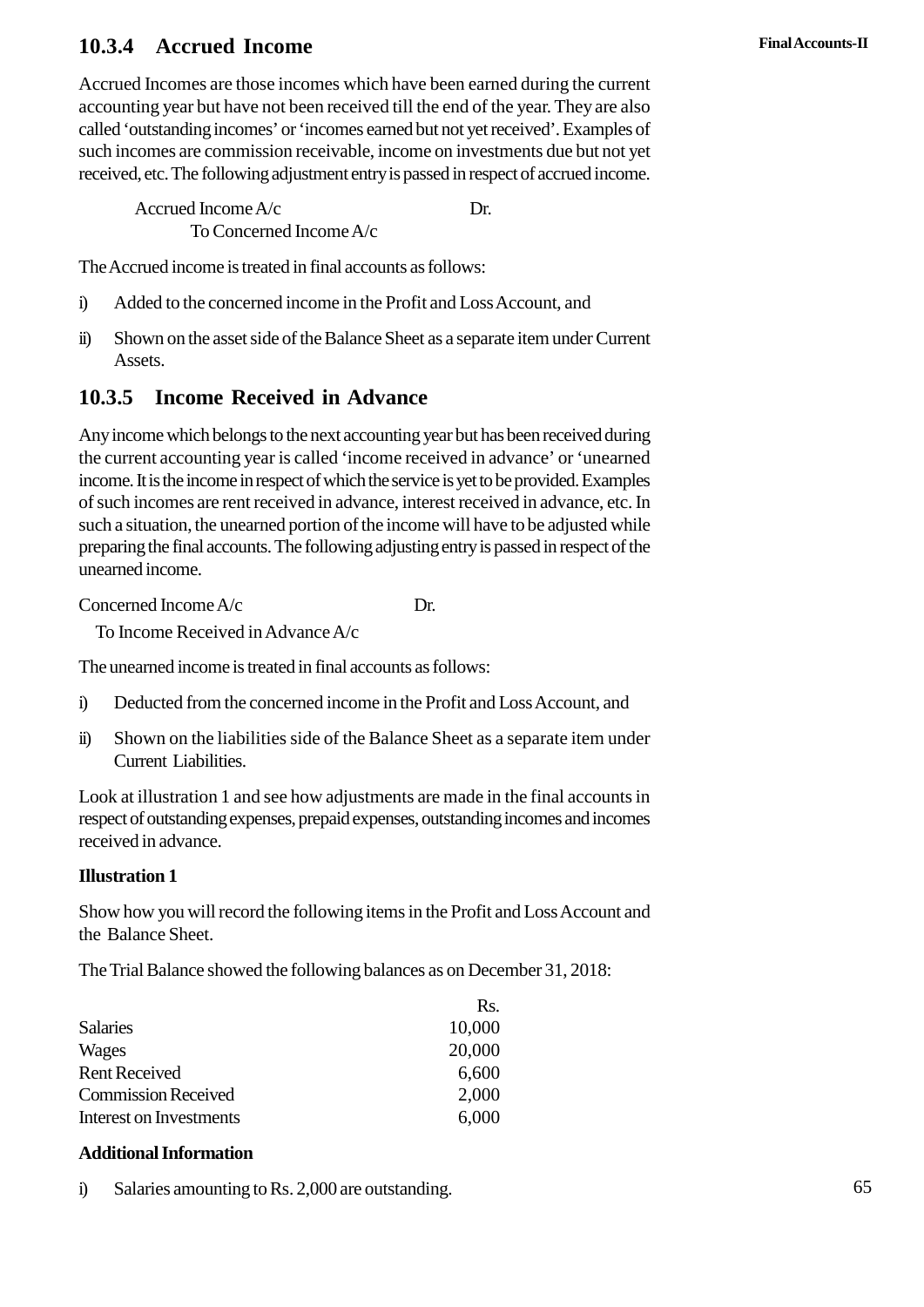### 10.3.4 Accrued Income

Accrued Incomes are those incomes which have been earned during the current accounting year but have not been received till the end of the year. They are also called 'outstanding incomes' or 'incomes earned but not yet received'. Examples of such incomes are commission receivable, income on investments due but not yet received, etc. The following adjustment entry is passed in respect of accrued income.

Accrued Income A/c                Dr.
    To Concerned Income A/c

The Accrued income is treated in final accounts as follows:

i) Added to the concerned income in the Profit and Loss Account, and

ii) Shown on the asset side of the Balance Sheet as a separate item under Current Assets.

### 10.3.5 Income Received in Advance

Any income which belongs to the next accounting year but has been received during the current accounting year is called 'income received in advance' or 'unearned income. It is the income in respect of which the service is yet to be provided. Examples of such incomes are rent received in advance, interest received in advance, etc. In such a situation, the unearned portion of the income will have to be adjusted while preparing the final accounts. The following adjusting entry is passed in respect of the unearned income.

Concerned Income A/c                Dr.
    To Income Received in Advance A/c

The unearned income is treated in final accounts as follows:

i) Deducted from the concerned income in the Profit and Loss Account, and

ii) Shown on the liabilities side of the Balance Sheet as a separate item under Current Liabilities.

Look at illustration 1 and see how adjustments are made in the final accounts in respect of outstanding expenses, prepaid expenses, outstanding incomes and incomes received in advance.

**Illustration 1**

Show how you will record the following items in the Profit and Loss Account and the Balance Sheet.

The Trial Balance showed the following balances as on December 31, 2018:

| | Rs. |
|---|---|
| Salaries | 10,000 |
| Wages | 20,000 |
| Rent Received | 6,600 |
| Commission Received | 2,000 |
| Interest on Investments | 6,000 |

**Additional Information**

i) Salaries amounting to Rs. 2,000 are outstanding.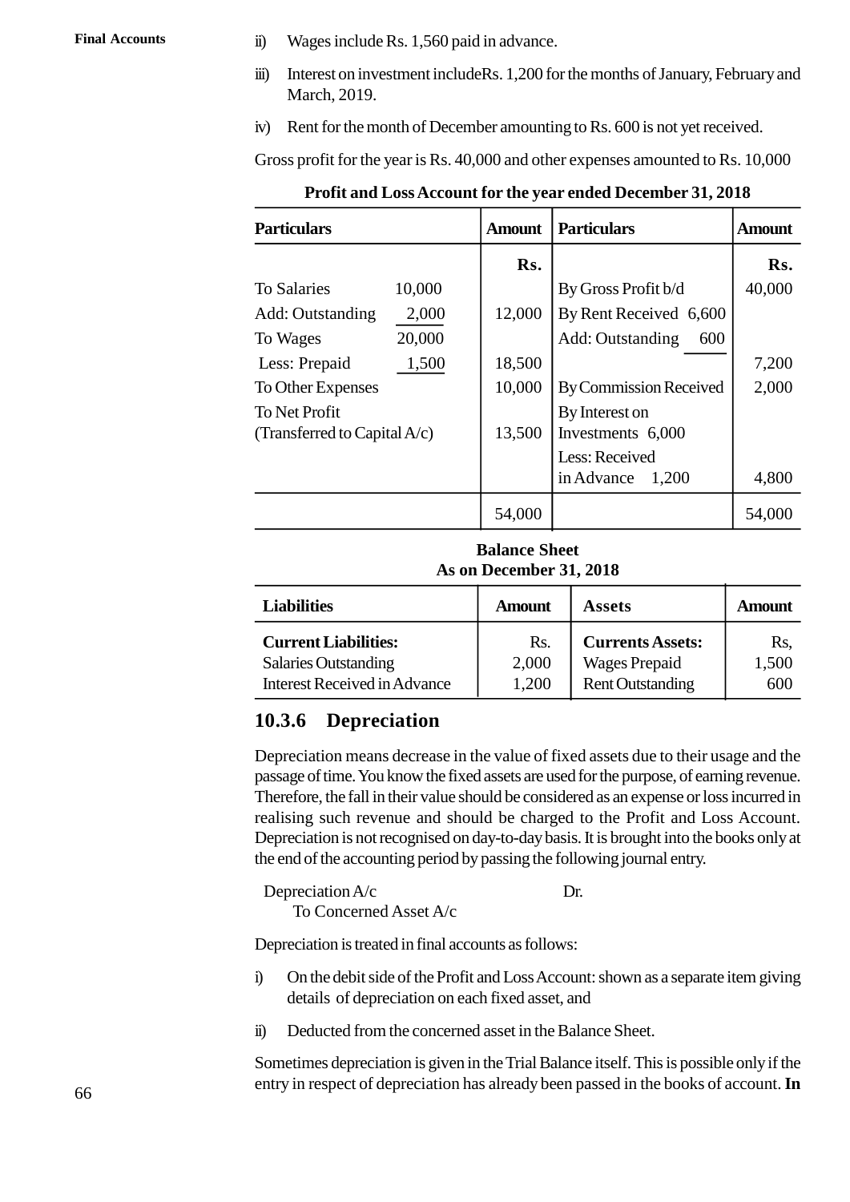ii) Wages include Rs. 1,560 paid in advance.

iii) Interest on investment includeRs. 1,200 for the months of January, February and March, 2019.

iv) Rent for the month of December amounting to Rs. 600 is not yet received.

Gross profit for the year is Rs. 40,000 and other expenses amounted to Rs. 10,000

**Profit and Loss Account for the year ended December 31, 2018**

| Particulars | | Amount | Particulars | | Amount |
|---|---|---|---|---|---|
| | | **Rs.** | | | **Rs.** |
| To Salaries | 10,000 | | By Gross Profit b/d | | 40,000 |
| Add: Outstanding | 2,000 | 12,000 | By Rent Received | 6,600 | |
| To Wages | 20,000 | | Add: Outstanding | 600 | |
| Less: Prepaid | 1,500 | 18,500 | | | 7,200 |
| To Other Expenses | | 10,000 | By Commission Received | | 2,000 |
| To Net Profit (Transferred to Capital A/c) | | 13,500 | By Interest on Investments | 6,000 | |
| | | | Less: Received in Advance | 1,200 | 4,800 |
| | | 54,000 | | | 54,000 |

**Balance Sheet**
**As on December 31, 2018**

| Liabilities | Amount | Assets | Amount |
|---|---|---|---|
| **Current Liabilities:** | Rs. | **Currents Assets:** | Rs, |
| Salaries Outstanding | 2,000 | Wages Prepaid | 1,500 |
| Interest Received in Advance | 1,200 | Rent Outstanding | 600 |

### 10.3.6 Depreciation

Depreciation means decrease in the value of fixed assets due to their usage and the passage of time. You know the fixed assets are used for the purpose, of earning revenue. Therefore, the fall in their value should be considered as an expense or loss incurred in realising such revenue and should be charged to the Profit and Loss Account. Depreciation is not recognised on day-to-day basis. It is brought into the books only at the end of the accounting period by passing the following journal entry.

Depreciation A/c Dr.
    To Concerned Asset A/c

Depreciation is treated in final accounts as follows:

i) On the debit side of the Profit and Loss Account: shown as a separate item giving details of depreciation on each fixed asset, and

ii) Deducted from the concerned asset in the Balance Sheet.

Sometimes depreciation is given in the Trial Balance itself. This is possible only if the entry in respect of depreciation has already been passed in the books of account. **In**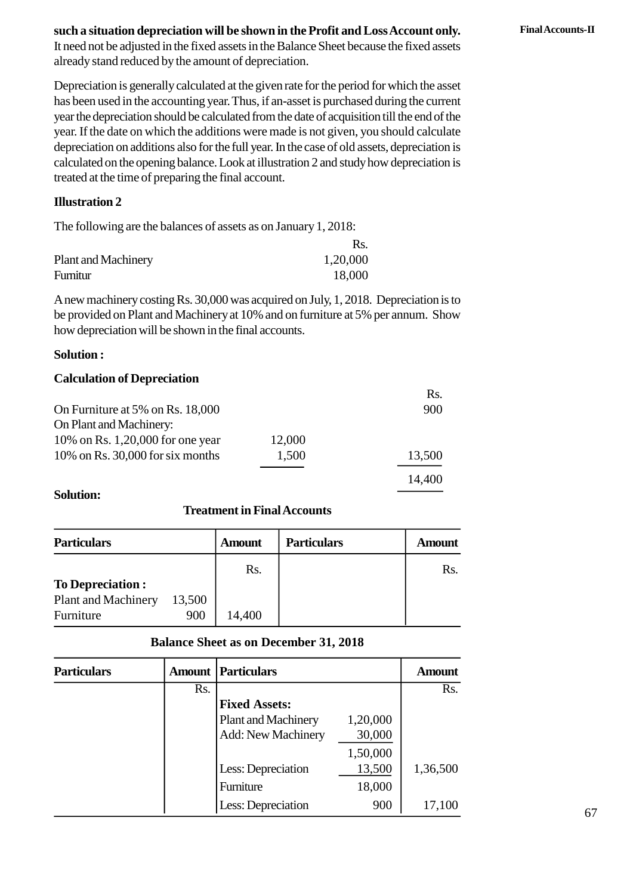**such a situation depreciation will be shown in the Profit and Loss Account only.** It need not be adjusted in the fixed assets in the Balance Sheet because the fixed assets already stand reduced by the amount of depreciation.

Depreciation is generally calculated at the given rate for the period for which the asset has been used in the accounting year. Thus, if an-asset is purchased during the current year the depreciation should be calculated from the date of acquisition till the end of the year. If the date on which the additions were made is not given, you should calculate depreciation on additions also for the full year. In the case of old assets, depreciation is calculated on the opening balance. Look at illustration 2 and study how depreciation is treated at the time of preparing the final account.

**Illustration 2**

The following are the balances of assets as on January 1, 2018:

| | Rs. |
|---|---|
| Plant and Machinery | 1,20,000 |
| Furnitur | 18,000 |

A new machinery costing Rs. 30,000 was acquired on July, 1, 2018. Depreciation is to be provided on Plant and Machinery at 10% and on furniture at 5% per annum. Show how depreciation will be shown in the final accounts.

**Solution :**

**Calculation of Depreciation**

| | | Rs. |
|---|---|---|
| On Furniture at 5% on Rs. 18,000 | | 900 |
| On Plant and Machinery: | | |
| 10% on Rs. 1,20,000 for one year | 12,000 | |
| 10% on Rs. 30,000 for six months | 1,500 | 13,500 |
| | | 14,400 |

**Solution:**

**Treatment in Final Accounts**

| Particulars | | Amount | Particulars | Amount |
|---|---|---|---|---|
| | | Rs. | | Rs. |
| **To Depreciation :** | | | | |
| Plant and Machinery | 13,500 | | | |
| Furniture | 900 | 14,400 | | |

**Balance Sheet as on December 31, 2018**

| Particulars | Amount | Particulars | | Amount |
|---|---|---|---|---|
| | Rs. | | | Rs. |
| | | **Fixed Assets:** | | |
| | | Plant and Machinery | 1,20,000 | |
| | | Add: New Machinery | 30,000 | |
| | | | 1,50,000 | |
| | | Less: Depreciation | 13,500 | 1,36,500 |
| | | Furniture | 18,000 | |
| | | Less: Depreciation | 900 | 17,100 |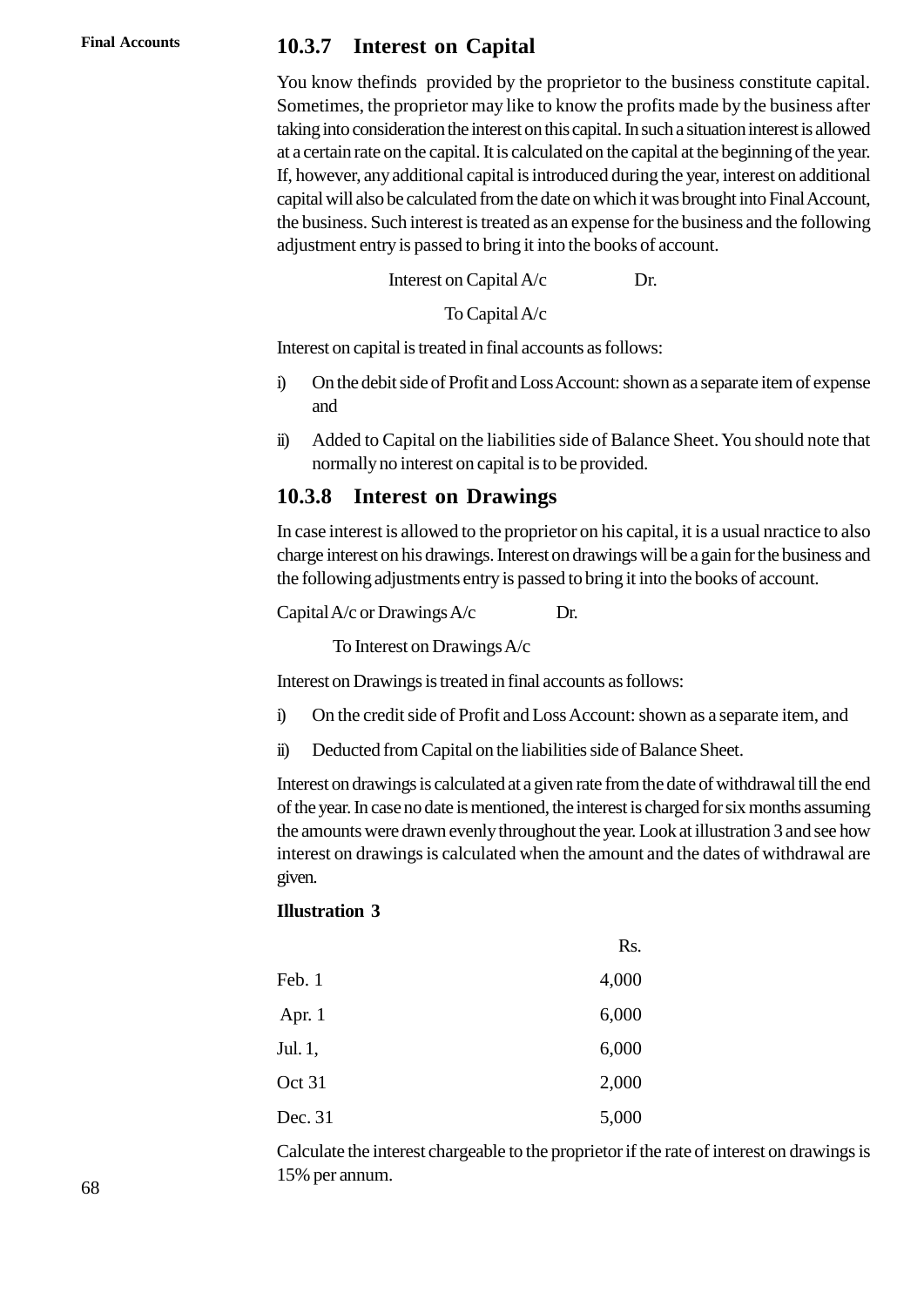### 10.3.7 Interest on Capital

You know thefinds provided by the proprietor to the business constitute capital. Sometimes, the proprietor may like to know the profits made by the business after taking into consideration the interest on this capital. In such a situation interest is allowed at a certain rate on the capital. It is calculated on the capital at the beginning of the year. If, however, any additional capital is introduced during the year, interest on additional capital will also be calculated from the date on which it was brought into Final Account, the business. Such interest is treated as an expense for the business and the following adjustment entry is passed to bring it into the books of account.

Interest on Capital A/c Dr.

To Capital A/c

Interest on capital is treated in final accounts as follows:

i) On the debit side of Profit and Loss Account: shown as a separate item of expense and

ii) Added to Capital on the liabilities side of Balance Sheet. You should note that normally no interest on capital is to be provided.

### 10.3.8 Interest on Drawings

In case interest is allowed to the proprietor on his capital, it is a usual nractice to also charge interest on his drawings. Interest on drawings will be a gain for the business and the following adjustments entry is passed to bring it into the books of account.

Capital A/c or Drawings A/c Dr.

To Interest on Drawings A/c

Interest on Drawings is treated in final accounts as follows:

i) On the credit side of Profit and Loss Account: shown as a separate item, and

ii) Deducted from Capital on the liabilities side of Balance Sheet.

Interest on drawings is calculated at a given rate from the date of withdrawal till the end of the year. In case no date is mentioned, the interest is charged for six months assuming the amounts were drawn evenly throughout the year. Look at illustration 3 and see how interest on drawings is calculated when the amount and the dates of withdrawal are given.

**Illustration 3**

| | Rs. |
|---|---|
| Feb. 1 | 4,000 |
| Apr. 1 | 6,000 |
| Jul. 1, | 6,000 |
| Oct 31 | 2,000 |
| Dec. 31 | 5,000 |

Calculate the interest chargeable to the proprietor if the rate of interest on drawings is 15% per annum.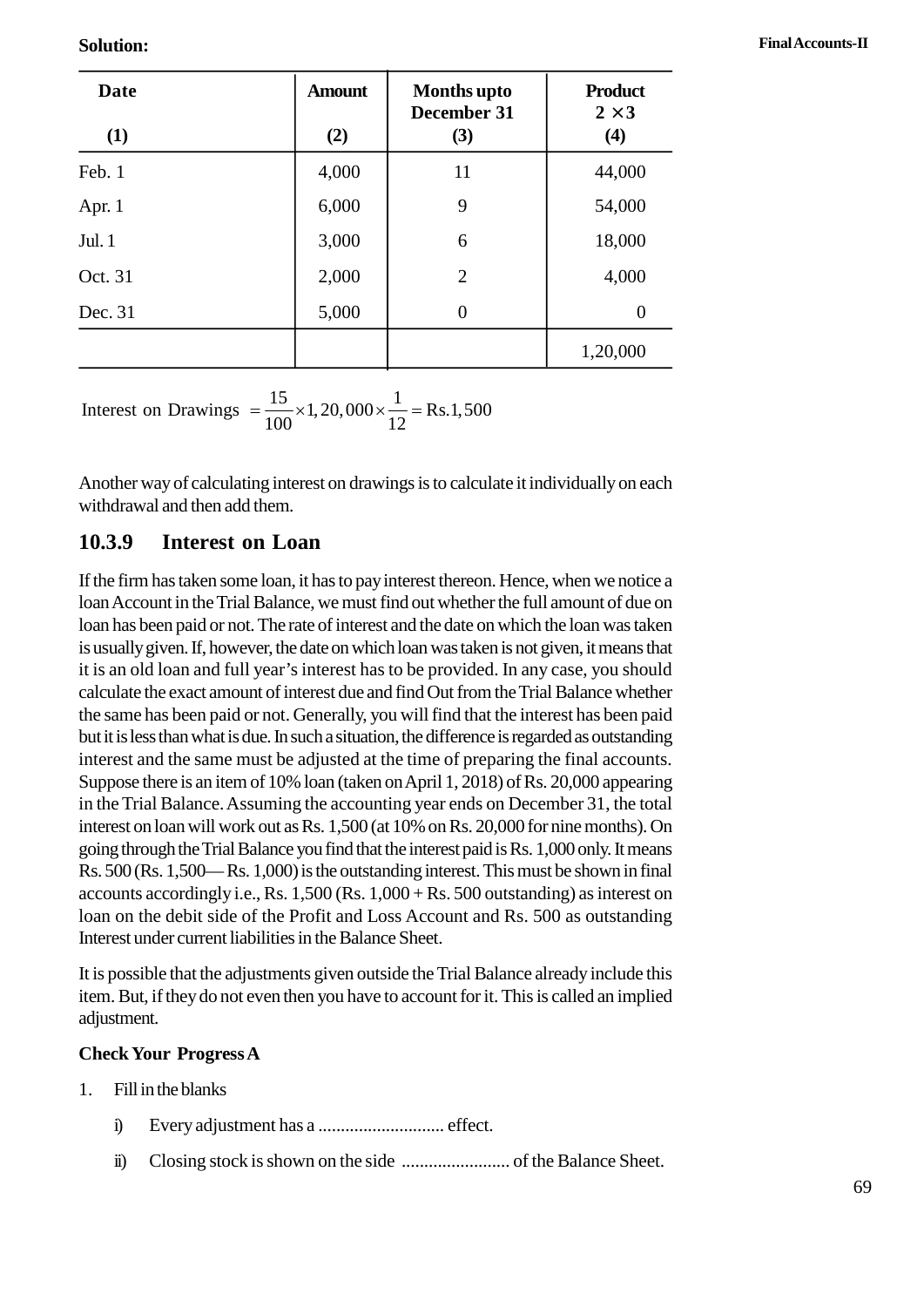**Solution:**

| Date<br>(1) | Amount<br>(2) | Months upto December 31<br>(3) | Product $2 \times 3$<br>(4) |
|---|---|---|---|
| Feb. 1 | 4,000 | 11 | 44,000 |
| Apr. 1 | 6,000 | 9 | 54,000 |
| Jul. 1 | 3,000 | 6 | 18,000 |
| Oct. 31 | 2,000 | 2 | 4,000 |
| Dec. 31 | 5,000 | 0 | 0 |
| | | | 1,20,000 |

$$\text{Interest on Drawings} = \frac{15}{100} \times 1,20,000 \times \frac{1}{12} = \text{Rs.}1,500$$

Another way of calculating interest on drawings is to calculate it individually on each withdrawal and then add them.

## 10.3.9 Interest on Loan

If the firm has taken some loan, it has to pay interest thereon. Hence, when we notice a loan Account in the Trial Balance, we must find out whether the full amount of due on loan has been paid or not. The rate of interest and the date on which the loan was taken is usually given. If, however, the date on which loan was taken is not given, it means that it is an old loan and full year's interest has to be provided. In any case, you should calculate the exact amount of interest due and find Out from the Trial Balance whether the same has been paid or not. Generally, you will find that the interest has been paid but it is less than what is due. In such a situation, the difference is regarded as outstanding interest and the same must be adjusted at the time of preparing the final accounts. Suppose there is an item of 10% loan (taken on April 1, 2018) of Rs. 20,000 appearing in the Trial Balance. Assuming the accounting year ends on December 31, the total interest on loan will work out as Rs. 1,500 (at 10% on Rs. 20,000 for nine months). On going through the Trial Balance you find that the interest paid is Rs. 1,000 only. It means Rs. 500 (Rs. 1,500— Rs. 1,000) is the outstanding interest. This must be shown in final accounts accordingly i.e., Rs. 1,500 (Rs. 1,000 + Rs. 500 outstanding) as interest on loan on the debit side of the Profit and Loss Account and Rs. 500 as outstanding Interest under current liabilities in the Balance Sheet.

It is possible that the adjustments given outside the Trial Balance already include this item. But, if they do not even then you have to account for it. This is called an implied adjustment.

**Check Your Progress A**

1. Fill in the blanks
   i) Every adjustment has a ............................ effect.
   ii) Closing stock is shown on the side ........................ of the Balance Sheet.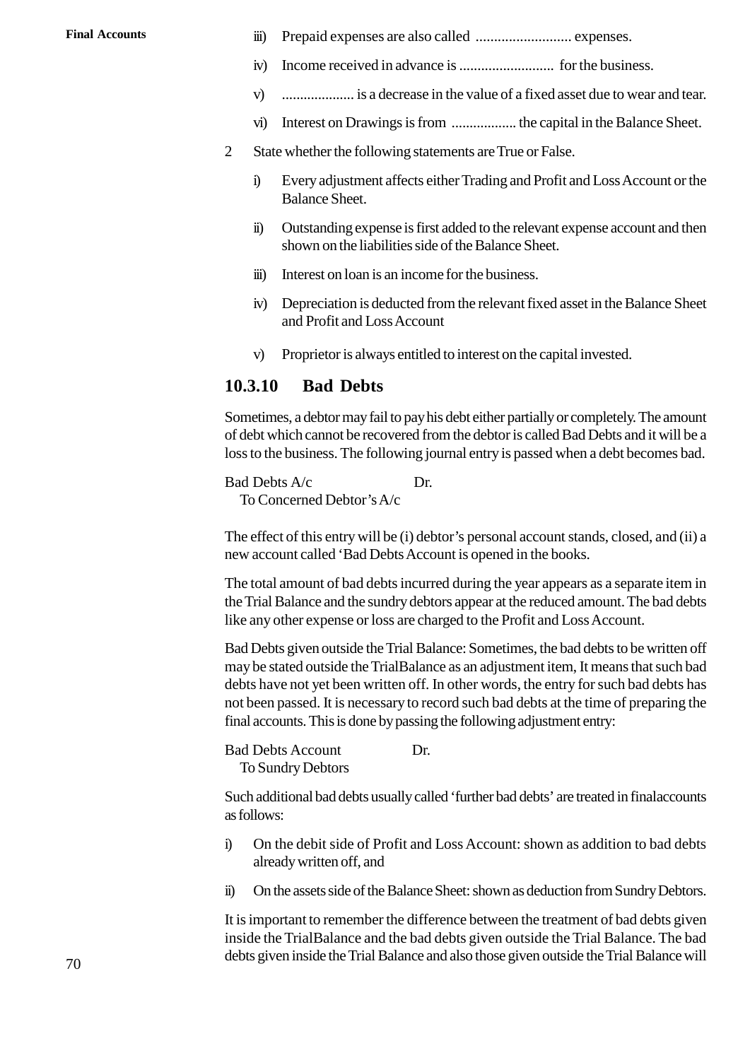iii) Prepaid expenses are also called .......................... expenses.

iv) Income received in advance is .......................... for the business.

v) .................... is a decrease in the value of a fixed asset due to wear and tear.

vi) Interest on Drawings is from .................. the capital in the Balance Sheet.

2 State whether the following statements are True or False.

i) Every adjustment affects either Trading and Profit and Loss Account or the Balance Sheet.

ii) Outstanding expense is first added to the relevant expense account and then shown on the liabilities side of the Balance Sheet.

iii) Interest on loan is an income for the business.

iv) Depreciation is deducted from the relevant fixed asset in the Balance Sheet and Profit and Loss Account

v) Proprietor is always entitled to interest on the capital invested.

### 10.3.10 Bad Debts

Sometimes, a debtor may fail to pay his debt either partially or completely. The amount of debt which cannot be recovered from the debtor is called Bad Debts and it will be a loss to the business. The following journal entry is passed when a debt becomes bad.

Bad Debts A/c Dr.
To Concerned Debtor's A/c

The effect of this entry will be (i) debtor's personal account stands, closed, and (ii) a new account called 'Bad Debts Account is opened in the books.

The total amount of bad debts incurred during the year appears as a separate item in the Trial Balance and the sundry debtors appear at the reduced amount. The bad debts like any other expense or loss are charged to the Profit and Loss Account.

Bad Debts given outside the Trial Balance: Sometimes, the bad debts to be written off may be stated outside the TrialBalance as an adjustment item, It means that such bad debts have not yet been written off. In other words, the entry for such bad debts has not been passed. It is necessary to record such bad debts at the time of preparing the final accounts. This is done by passing the following adjustment entry:

Bad Debts Account Dr.
To Sundry Debtors

Such additional bad debts usually called 'further bad debts' are treated in finalaccounts as follows:

i) On the debit side of Profit and Loss Account: shown as addition to bad debts already written off, and

ii) On the assets side of the Balance Sheet: shown as deduction from Sundry Debtors.

It is important to remember the difference between the treatment of bad debts given inside the TrialBalance and the bad debts given outside the Trial Balance. The bad debts given inside the Trial Balance and also those given outside the Trial Balance will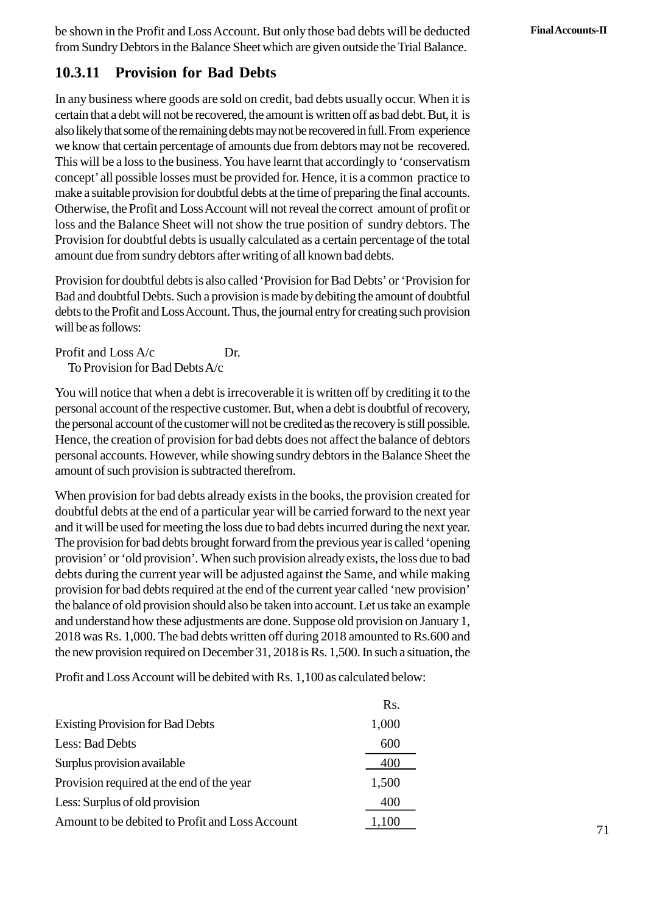be shown in the Profit and Loss Account. But only those bad debts will be deducted from Sundry Debtors in the Balance Sheet which are given outside the Trial Balance.

### 10.3.11 Provision for Bad Debts

In any business where goods are sold on credit, bad debts usually occur. When it is certain that a debt will not be recovered, the amount is written off as bad debt. But, it is also likely that some of the remaining debts may not be recovered in full. From experience we know that certain percentage of amounts due from debtors may not be recovered. This will be a loss to the business. You have learnt that accordingly to 'conservatism concept' all possible losses must be provided for. Hence, it is a common practice to make a suitable provision for doubtful debts at the time of preparing the final accounts. Otherwise, the Profit and Loss Account will not reveal the correct amount of profit or loss and the Balance Sheet will not show the true position of sundry debtors. The Provision for doubtful debts is usually calculated as a certain percentage of the total amount due from sundry debtors after writing of all known bad debts.

Provision for doubtful debts is also called 'Provision for Bad Debts' or 'Provision for Bad and doubtful Debts. Such a provision is made by debiting the amount of doubtful debts to the Profit and Loss Account. Thus, the journal entry for creating such provision will be as follows:

Profit and Loss A/c          Dr.
    To Provision for Bad Debts A/c

You will notice that when a debt is irrecoverable it is written off by crediting it to the personal account of the respective customer. But, when a debt is doubtful of recovery, the personal account of the customer will not be credited as the recovery is still possible. Hence, the creation of provision for bad debts does not affect the balance of debtors personal accounts. However, while showing sundry debtors in the Balance Sheet the amount of such provision is subtracted therefrom.

When provision for bad debts already exists in the books, the provision created for doubtful debts at the end of a particular year will be carried forward to the next year and it will be used for meeting the loss due to bad debts incurred during the next year. The provision for bad debts brought forward from the previous year is called 'opening provision' or 'old provision'. When such provision already exists, the loss due to bad debts during the current year will be adjusted against the Same, and while making provision for bad debts required at the end of the current year called 'new provision' the balance of old provision should also be taken into account. Let us take an example and understand how these adjustments are done. Suppose old provision on January 1, 2018 was Rs. 1,000. The bad debts written off during 2018 amounted to Rs.600 and the new provision required on December 31, 2018 is Rs. 1,500. In such a situation, the

Profit and Loss Account will be debited with Rs. 1,100 as calculated below:

| | Rs. |
|---|---|
| Existing Provision for Bad Debts | 1,000 |
| Less: Bad Debts | 600 |
| Surplus provision available | 400 |
| Provision required at the end of the year | 1,500 |
| Less: Surplus of old provision | 400 |
| Amount to be debited to Profit and Loss Account | 1,100 |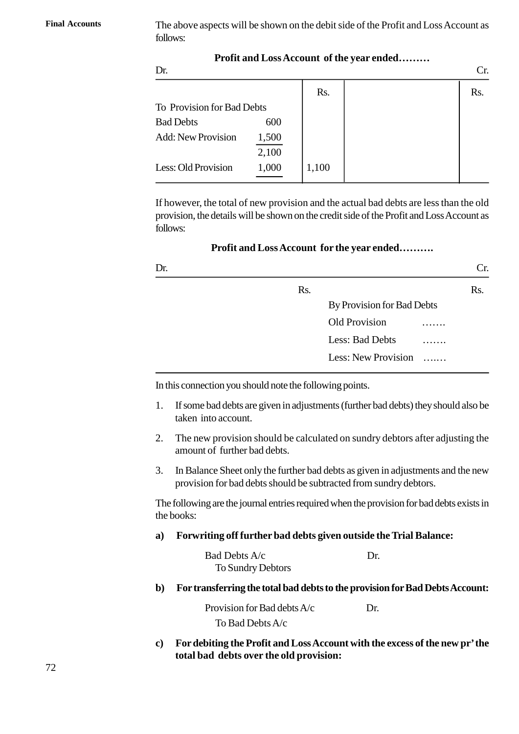The above aspects will be shown on the debit side of the Profit and Loss Account as follows:

**Profit and Loss Account of the year ended………**

| Dr. | | Rs. | | Cr. Rs. |
|---|---|---|---|---|
| To Provision for Bad Debts | | | | |
| Bad Debts | 600 | | | |
| Add: New Provision | 1,500 | | | |
| | 2,100 | | | |
| Less: Old Provision | 1,000 | 1,100 | | |

If however, the total of new provision and the actual bad debts are less than the old provision, the details will be shown on the credit side of the Profit and Loss Account as follows:

**Profit and Loss Account for the year ended……….**

| Dr. | Rs. | Cr. | | Rs. |
|---|---|---|---|---|
| | | By Provision for Bad Debts | | |
| | | Old Provision | ……. | |
| | | Less: Bad Debts | ……. | |
| | | Less: New Provision | ….… | |

In this connection you should note the following points.

1. If some bad debts are given in adjustments (further bad debts) they should also be taken into account.
2. The new provision should be calculated on sundry debtors after adjusting the amount of further bad debts.
3. In Balance Sheet only the further bad debts as given in adjustments and the new provision for bad debts should be subtracted from sundry debtors.

The following are the journal entries required when the provision for bad debts exists in the books:

**a) Forwriting off further bad debts given outside the Trial Balance:**

Bad Debts A/c Dr.
  To Sundry Debtors

**b) For transferring the total bad debts to the provision for Bad Debts Account:**

Provision for Bad debts A/c Dr.
  To Bad Debts A/c

**c) For debiting the Profit and Loss Account with the excess of the new pr' the total bad debts over the old provision:**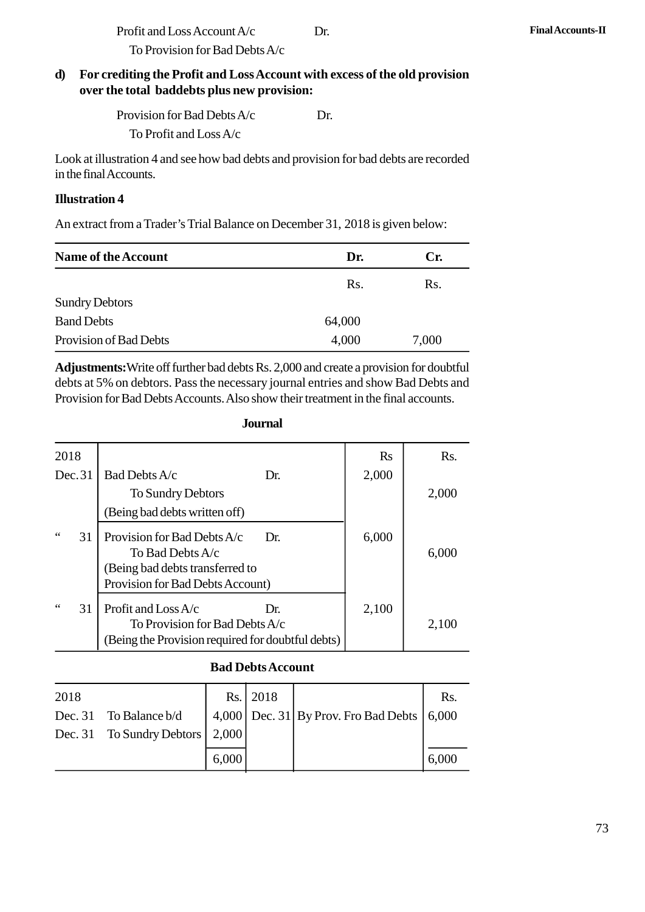Profit and Loss Account A/c Dr.
To Provision for Bad Debts A/c

**d) For crediting the Profit and Loss Account with excess of the old provision over the total baddebts plus new provision:**

Provision for Bad Debts A/c Dr.
To Profit and Loss A/c

Look at illustration 4 and see how bad debts and provision for bad debts are recorded in the final Accounts.

**Illustration 4**

An extract from a Trader's Trial Balance on December 31, 2018 is given below:

| Name of the Account | Dr. | Cr. |
|---|---|---|
| | Rs. | Rs. |
| Sundry Debtors | | |
| Band Debts | 64,000 | |
| Provision of Bad Debts | 4,000 | 7,000 |

**Adjustments:** Write off further bad debts Rs. 2,000 and create a provision for doubtful debts at 5% on debtors. Pass the necessary journal entries and show Bad Debts and Provision for Bad Debts Accounts. Also show their treatment in the final accounts.

**Journal**

| 2018 | | Rs | Rs. |
|---|---|---|---|
| Dec. 31 | Bad Debts A/c Dr.<br>To Sundry Debtors<br>(Being bad debts written off) | 2,000 | 2,000 |
| " 31 | Provision for Bad Debts A/c Dr.<br>To Bad Debts A/c<br>(Being bad debts transferred to Provision for Bad Debts Account) | 6,000 | 6,000 |
| " 31 | Profit and Loss A/c Dr.<br>To Provision for Bad Debts A/c<br>(Being the Provision required for doubtful debts) | 2,100 | 2,100 |

**Bad Debts Account**

| 2018 | | Rs. | 2018 | | Rs. |
|---|---|---|---|---|---|
| Dec. 31 | To Balance b/d | 4,000 | Dec. 31 | By Prov. Fro Bad Debts | 6,000 |
| Dec. 31 | To Sundry Debtors | 2,000 | | | |
| | | 6,000 | | | 6,000 |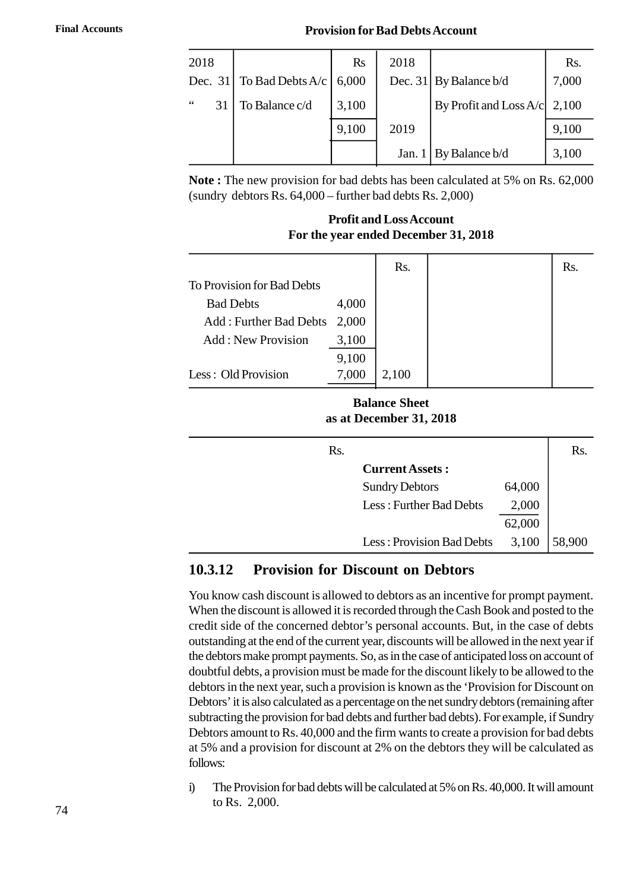**Provision for Bad Debts Account**

| 2018 | | Rs | 2018 | | Rs. |
|---|---|---|---|---|---|
| Dec. 31 | To Bad Debts A/c | 6,000 | Dec. 31 | By Balance b/d | 7,000 |
| " 31 | To Balance c/d | 3,100 | | By Profit and Loss A/c | 2,100 |
| | | 9,100 | 2019 | | 9,100 |
| | | | Jan. 1 | By Balance b/d | 3,100 |

**Note :** The new provision for bad debts has been calculated at 5% on Rs. 62,000 (sundry debtors Rs. 64,000 – further bad debts Rs. 2,000)

**Profit and Loss Account**
**For the year ended December 31, 2018**

| | | Rs. | | Rs. |
|---|---|---|---|---|
| To Provision for Bad Debts | | | | |
| Bad Debts | 4,000 | | | |
| Add : Further Bad Debts | 2,000 | | | |
| Add : New Provision | 3,100 | | | |
| | 9,100 | | | |
| Less : Old Provision | 7,000 | 2,100 | | |

**Balance Sheet**
**as at December 31, 2018**

| | Rs. | | | Rs. |
|---|---|---|---|---|
| | | **Current Assets :** | | |
| | | Sundry Debtors | 64,000 | |
| | | Less : Further Bad Debts | 2,000 | |
| | | | 62,000 | |
| | | Less : Provision Bad Debts | 3,100 | 58,900 |

### 10.3.12 Provision for Discount on Debtors

You know cash discount is allowed to debtors as an incentive for prompt payment. When the discount is allowed it is recorded through the Cash Book and posted to the credit side of the concerned debtor's personal accounts. But, in the case of debts outstanding at the end of the current year, discounts will be allowed in the next year if the debtors make prompt payments. So, as in the case of anticipated loss on account of doubtful debts, a provision must be made for the discount likely to be allowed to the debtors in the next year, such a provision is known as the 'Provision for Discount on Debtors' it is also calculated as a percentage on the net sundry debtors (remaining after subtracting the provision for bad debts and further bad debts). For example, if Sundry Debtors amount to Rs. 40,000 and the firm wants to create a provision for bad debts at 5% and a provision for discount at 2% on the debtors they will be calculated as follows:

i) The Provision for bad debts will be calculated at 5% on Rs. 40,000. It will amount to Rs. 2,000.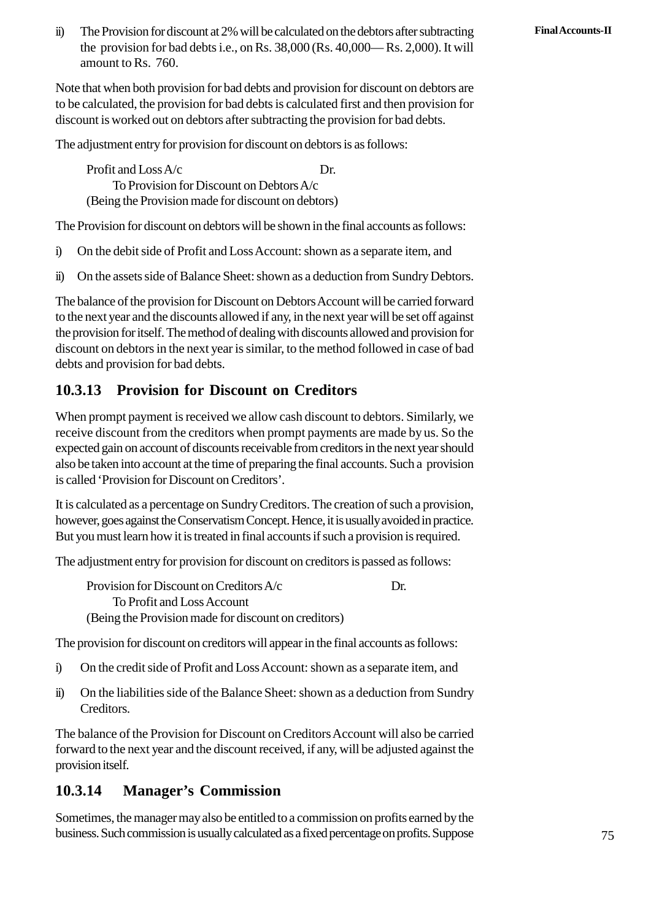ii) The Provision for discount at 2% will be calculated on the debtors after subtracting the provision for bad debts i.e., on Rs. 38,000 (Rs. 40,000— Rs. 2,000). It will amount to Rs. 760.

Note that when both provision for bad debts and provision for discount on debtors are to be calculated, the provision for bad debts is calculated first and then provision for discount is worked out on debtors after subtracting the provision for bad debts.

The adjustment entry for provision for discount on debtors is as follows:

Profit and Loss A/c Dr.
    To Provision for Discount on Debtors A/c
(Being the Provision made for discount on debtors)

The Provision for discount on debtors will be shown in the final accounts as follows:

i) On the debit side of Profit and Loss Account: shown as a separate item, and

ii) On the assets side of Balance Sheet: shown as a deduction from Sundry Debtors.

The balance of the provision for Discount on Debtors Account will be carried forward to the next year and the discounts allowed if any, in the next year will be set off against the provision for itself. The method of dealing with discounts allowed and provision for discount on debtors in the next year is similar, to the method followed in case of bad debts and provision for bad debts.

## 10.3.13 Provision for Discount on Creditors

When prompt payment is received we allow cash discount to debtors. Similarly, we receive discount from the creditors when prompt payments are made by us. So the expected gain on account of discounts receivable from creditors in the next year should also be taken into account at the time of preparing the final accounts. Such a provision is called 'Provision for Discount on Creditors'.

It is calculated as a percentage on Sundry Creditors. The creation of such a provision, however, goes against the Conservatism Concept. Hence, it is usually avoided in practice. But you must learn how it is treated in final accounts if such a provision is required.

The adjustment entry for provision for discount on creditors is passed as follows:

Provision for Discount on Creditors A/c Dr.
    To Profit and Loss Account
(Being the Provision made for discount on creditors)

The provision for discount on creditors will appear in the final accounts as follows:

i) On the credit side of Profit and Loss Account: shown as a separate item, and

ii) On the liabilities side of the Balance Sheet: shown as a deduction from Sundry Creditors.

The balance of the Provision for Discount on Creditors Account will also be carried forward to the next year and the discount received, if any, will be adjusted against the provision itself.

## 10.3.14 Manager's Commission

Sometimes, the manager may also be entitled to a commission on profits earned by the business. Such commission is usually calculated as a fixed percentage on profits. Suppose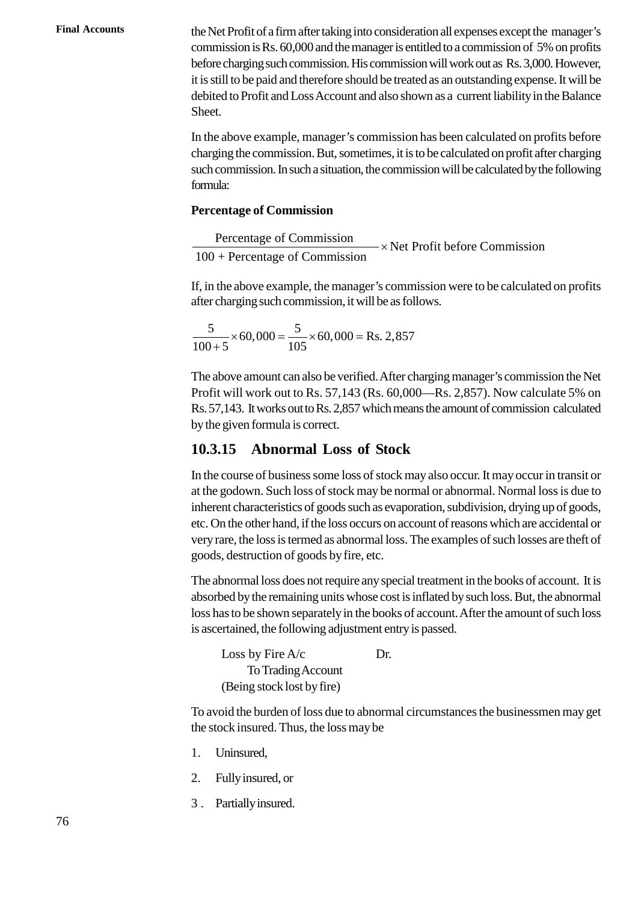the Net Profit of a firm after taking into consideration all expenses except the manager's commission is Rs. 60,000 and the manager is entitled to a commission of 5% on profits before charging such commission. His commission will work out as Rs. 3,000. However, it is still to be paid and therefore should be treated as an outstanding expense. It will be debited to Profit and Loss Account and also shown as a current liability in the Balance Sheet.

In the above example, manager's commission has been calculated on profits before charging the commission. But, sometimes, it is to be calculated on profit after charging such commission. In such a situation, the commission will be calculated by the following formula:

**Percentage of Commission**

$$\frac{\text{Percentage of Commission}}{100 + \text{Percentage of Commission}} \times \text{Net Profit before Commission}$$

If, in the above example, the manager's commission were to be calculated on profits after charging such commission, it will be as follows.

$$\frac{5}{100+5} \times 60,000 = \frac{5}{105} \times 60,000 = \text{Rs. } 2,857$$

The above amount can also be verified. After charging manager's commission the Net Profit will work out to Rs. 57,143 (Rs. 60,000—Rs. 2,857). Now calculate 5% on Rs. 57,143. It works out to Rs. 2,857 which means the amount of commission calculated by the given formula is correct.

### 10.3.15 Abnormal Loss of Stock

In the course of business some loss of stock may also occur. It may occur in transit or at the godown. Such loss of stock may be normal or abnormal. Normal loss is due to inherent characteristics of goods such as evaporation, subdivision, drying up of goods, etc. On the other hand, if the loss occurs on account of reasons which are accidental or very rare, the loss is termed as abnormal loss. The examples of such losses are theft of goods, destruction of goods by fire, etc.

The abnormal loss does not require any special treatment in the books of account. It is absorbed by the remaining units whose cost is inflated by such loss. But, the abnormal loss has to be shown separately in the books of account. After the amount of such loss is ascertained, the following adjustment entry is passed.

Loss by Fire A/c Dr.
    To Trading Account
(Being stock lost by fire)

To avoid the burden of loss due to abnormal circumstances the businessmen may get the stock insured. Thus, the loss may be

1. Uninsured,
2. Fully insured, or
3. Partially insured.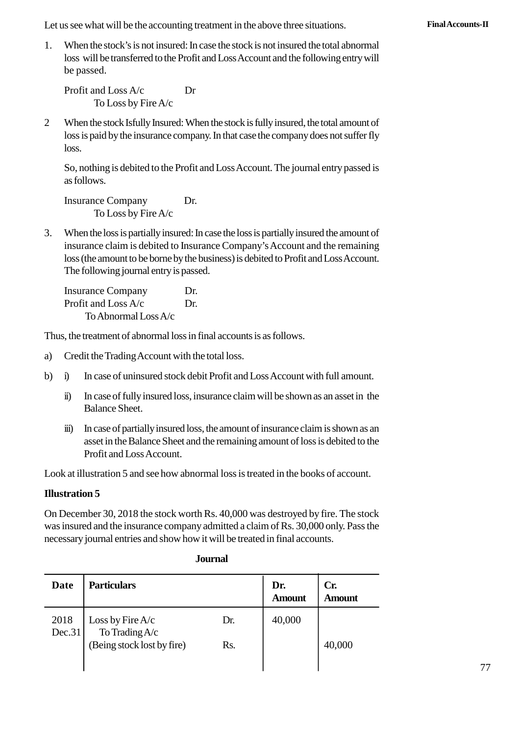Let us see what will be the accounting treatment in the above three situations.

1. When the stock's is not insured: In case the stock is not insured the total abnormal loss will be transferred to the Profit and Loss Account and the following entry will be passed.

   Profit and Loss A/c Dr
   
   To Loss by Fire A/c

2. When the stock Isfully Insured: When the stock is fully insured, the total amount of loss is paid by the insurance company. In that case the company does not suffer fly loss.

   So, nothing is debited to the Profit and Loss Account. The journal entry passed is as follows.

   Insurance Company Dr.
   
   To Loss by Fire A/c

3. When the loss is partially insured: In case the loss is partially insured the amount of insurance claim is debited to Insurance Company's Account and the remaining loss (the amount to be borne by the business) is debited to Profit and Loss Account. The following journal entry is passed.

   Insurance Company Dr.
   
   Profit and Loss A/c Dr.
   
   To Abnormal Loss A/c

Thus, the treatment of abnormal loss in final accounts is as follows.

a) Credit the Trading Account with the total loss.

b) i) In case of uninsured stock debit Profit and Loss Account with full amount.

   ii) In case of fully insured loss, insurance claim will be shown as an asset in the Balance Sheet.

   iii) In case of partially insured loss, the amount of insurance claim is shown as an asset in the Balance Sheet and the remaining amount of loss is debited to the Profit and Loss Account.

Look at illustration 5 and see how abnormal loss is treated in the books of account.

**Illustration 5**

On December 30, 2018 the stock worth Rs. 40,000 was destroyed by fire. The stock was insured and the insurance company admitted a claim of Rs. 30,000 only. Pass the necessary journal entries and show how it will be treated in final accounts.

**Journal**

| Date | Particulars | | Dr. Amount | Cr. Amount |
|---|---|---|---|---|
| 2018 Dec.31 | Loss by Fire A/c | Dr. | 40,000 | |
| | To Trading A/c | | | |
| | (Being stock lost by fire) | Rs. | | 40,000 |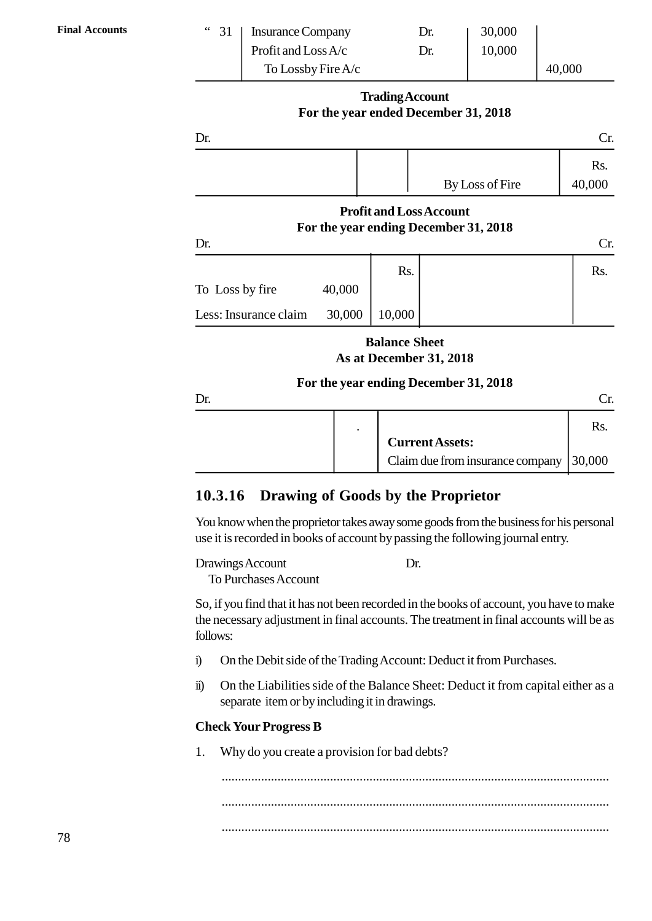| | | | | |
|---|---|---|---|---|
| " 31 | Insurance Company | Dr. | 30,000 | |
| | Profit and Loss A/c | Dr. | 10,000 | |
| | To Lossby Fire A/c | | | 40,000 |

**Trading Account**
**For the year ended December 31, 2018**

| Dr. | | | Cr. |
|---|---|---|---|
| | | | Rs. |
| | | By Loss of Fire | 40,000 |

**Profit and Loss Account**
**For the year ending December 31, 2018**

| Dr. | | | | Cr. |
|---|---|---|---|---|
| | | Rs. | | Rs. |
| To Loss by fire | 40,000 | | | |
| Less: Insurance claim | 30,000 | 10,000 | | |

**Balance Sheet**
**As at December 31, 2018**

**For the year ending December 31, 2018**

| Dr. | | | Cr. |
|---|---|---|---|
| | . | | Rs. |
| | | **Current Assets:** | |
| | | Claim due from insurance company | 30,000 |

### 10.3.16 Drawing of Goods by the Proprietor

You know when the proprietor takes away some goods from the business for his personal use it is recorded in books of account by passing the following journal entry.

Drawings Account Dr.
  To Purchases Account

So, if you find that it has not been recorded in the books of account, you have to make the necessary adjustment in final accounts. The treatment in final accounts will be as follows:

i) On the Debit side of the Trading Account: Deduct it from Purchases.

ii) On the Liabilities side of the Balance Sheet: Deduct it from capital either as a separate item or by including it in drawings.

**Check Your Progress B**

1. Why do you create a provision for bad debts?

.....................................................................................................................

.....................................................................................................................

.....................................................................................................................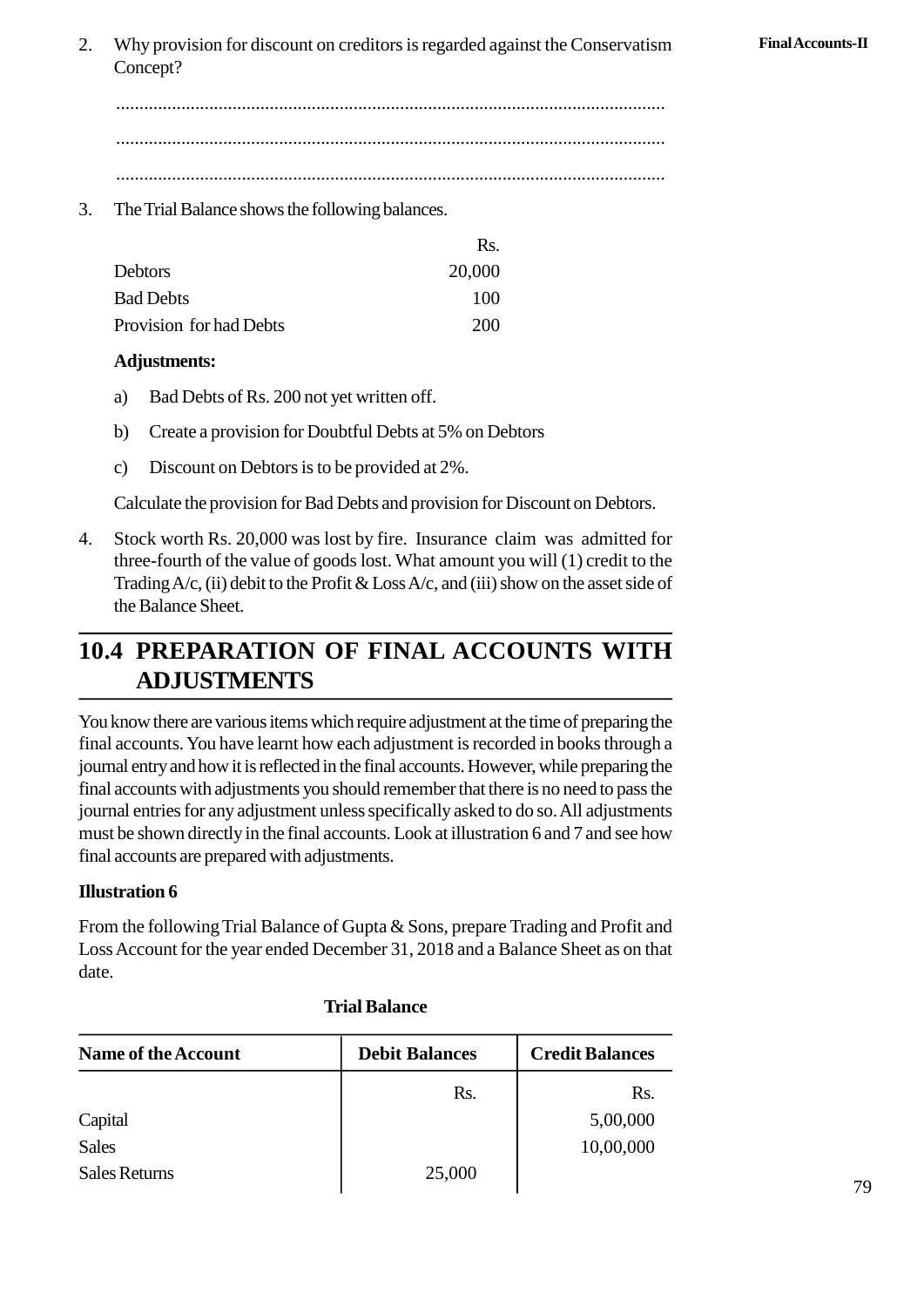2. Why provision for discount on creditors is regarded against the Conservatism Concept?

......................................................................................................................

......................................................................................................................

......................................................................................................................

3. The Trial Balance shows the following balances.

| | Rs. |
|---|---|
| Debtors | 20,000 |
| Bad Debts | 100 |
| Provision for had Debts | 200 |

**Adjustments:**

a) Bad Debts of Rs. 200 not yet written off.

b) Create a provision for Doubtful Debts at 5% on Debtors

c) Discount on Debtors is to be provided at 2%.

Calculate the provision for Bad Debts and provision for Discount on Debtors.

4. Stock worth Rs. 20,000 was lost by fire. Insurance claim was admitted for three-fourth of the value of goods lost. What amount you will (1) credit to the Trading A/c, (ii) debit to the Profit & Loss A/c, and (iii) show on the asset side of the Balance Sheet.

## 10.4 PREPARATION OF FINAL ACCOUNTS WITH ADJUSTMENTS

You know there are various items which require adjustment at the time of preparing the final accounts. You have learnt how each adjustment is recorded in books through a journal entry and how it is reflected in the final accounts. However, while preparing the final accounts with adjustments you should remember that there is no need to pass the journal entries for any adjustment unless specifically asked to do so. All adjustments must be shown directly in the final accounts. Look at illustration 6 and 7 and see how final accounts are prepared with adjustments.

**Illustration 6**

From the following Trial Balance of Gupta & Sons, prepare Trading and Profit and Loss Account for the year ended December 31, 2018 and a Balance Sheet as on that date.

**Trial Balance**

| Name of the Account | Debit Balances | Credit Balances |
|---|---|---|
| | Rs. | Rs. |
| Capital | | 5,00,000 |
| Sales | | 10,00,000 |
| Sales Returns | 25,000 | |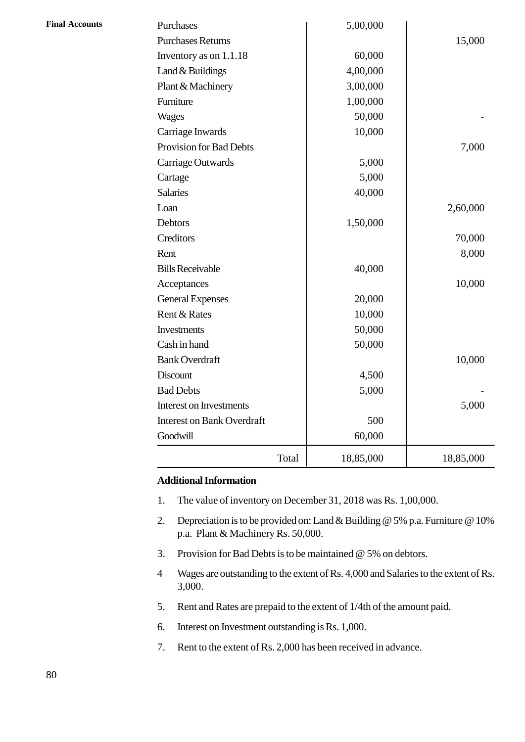| Particulars | Debit | Credit |
|---|---|---|
| Purchases | 5,00,000 | |
| Purchases Returns | | 15,000 |
| Inventory as on 1.1.18 | 60,000 | |
| Land & Buildings | 4,00,000 | |
| Plant & Machinery | 3,00,000 | |
| Furniture | 1,00,000 | |
| Wages | 50,000 | - |
| Carriage Inwards | 10,000 | |
| Provision for Bad Debts | | 7,000 |
| Carriage Outwards | 5,000 | |
| Cartage | 5,000 | |
| Salaries | 40,000 | |
| Loan | | 2,60,000 |
| Debtors | 1,50,000 | |
| Creditors | | 70,000 |
| Rent | | 8,000 |
| Bills Receivable | 40,000 | |
| Acceptances | | 10,000 |
| General Expenses | 20,000 | |
| Rent & Rates | 10,000 | |
| Investments | 50,000 | |
| Cash in hand | 50,000 | |
| Bank Overdraft | | 10,000 |
| Discount | 4,500 | |
| Bad Debts | 5,000 | - |
| Interest on Investments | | 5,000 |
| Interest on Bank Overdraft | 500 | |
| Goodwill | 60,000 | |
| Total | 18,85,000 | 18,85,000 |

**Additional Information**

1. The value of inventory on December 31, 2018 was Rs. 1,00,000.
2. Depreciation is to be provided on: Land & Building @ 5% p.a. Furniture @ 10% p.a. Plant & Machinery Rs. 50,000.
3. Provision for Bad Debts is to be maintained @ 5% on debtors.
4. Wages are outstanding to the extent of Rs. 4,000 and Salaries to the extent of Rs. 3,000.
5. Rent and Rates are prepaid to the extent of 1/4th of the amount paid.
6. Interest on Investment outstanding is Rs. 1,000.
7. Rent to the extent of Rs. 2,000 has been received in advance.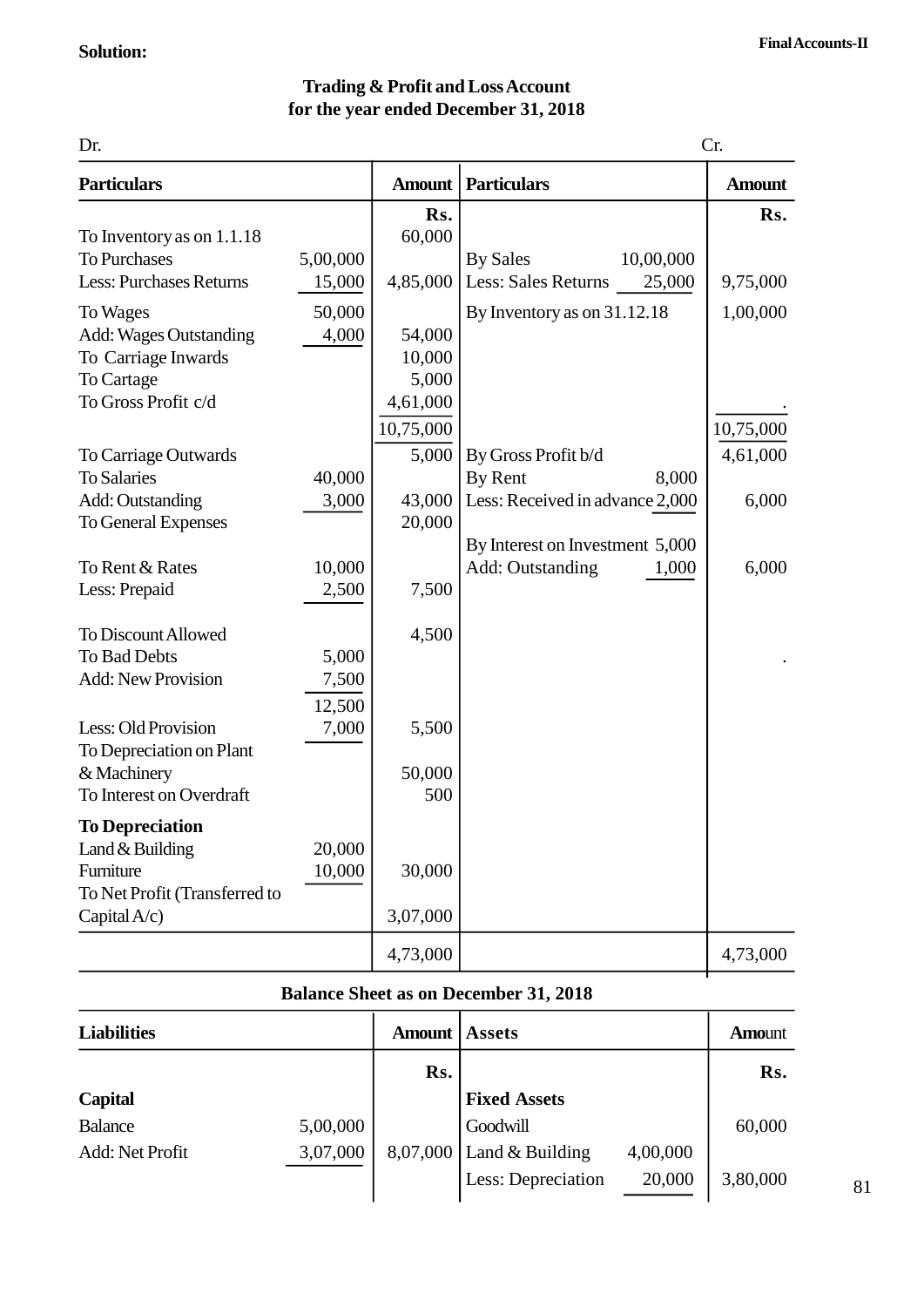**Solution:**

**Trading & Profit and Loss Account**
**for the year ended December 31, 2018**

| Dr. Particulars | | Amount | Cr. Particulars | | Amount |
|---|---|---|---|---|---|
| | | Rs. | | | Rs. |
| To Inventory as on 1.1.18 | | 60,000 | | | |
| To Purchases | 5,00,000 | | By Sales | 10,00,000 | |
| Less: Purchases Returns | 15,000 | 4,85,000 | Less: Sales Returns | 25,000 | 9,75,000 |
| To Wages | 50,000 | | By Inventory as on 31.12.18 | | 1,00,000 |
| Add: Wages Outstanding | 4,000 | 54,000 | | | |
| To Carriage Inwards | | 10,000 | | | |
| To Cartage | | 5,000 | | | |
| To Gross Profit c/d | | 4,61,000 | | | . |
| | | 10,75,000 | | | 10,75,000 |
| To Carriage Outwards | | 5,000 | By Gross Profit b/d | | 4,61,000 |
| To Salaries | 40,000 | | By Rent | 8,000 | |
| Add: Outstanding | 3,000 | 43,000 | Less: Received in advance | 2,000 | 6,000 |
| To General Expenses | | 20,000 | | | |
| | | | By Interest on Investment | 5,000 | |
| To Rent & Rates | 10,000 | | Add: Outstanding | 1,000 | 6,000 |
| Less: Prepaid | 2,500 | 7,500 | | | |
| To Discount Allowed | | 4,500 | | | |
| To Bad Debts | 5,000 | | | | . |
| Add: New Provision | 7,500 | | | | |
| | 12,500 | | | | |
| Less: Old Provision | 7,000 | 5,500 | | | |
| To Depreciation on Plant & Machinery | | 50,000 | | | |
| To Interest on Overdraft | | 500 | | | |
| **To Depreciation** | | | | | |
| Land & Building | 20,000 | | | | |
| Furniture | 10,000 | 30,000 | | | |
| To Net Profit (Transferred to Capital A/c) | | 3,07,000 | | | |
| | | 4,73,000 | | | 4,73,000 |

**Balance Sheet as on December 31, 2018**

| Liabilities | | Amount | Assets | | Amount |
|---|---|---|---|---|---|
| | | Rs. | | | Rs. |
| **Capital** | | | **Fixed Assets** | | |
| Balance | 5,00,000 | | Goodwill | | 60,000 |
| Add: Net Profit | 3,07,000 | 8,07,000 | Land & Building | 4,00,000 | |
| | | | Less: Depreciation | 20,000 | 3,80,000 |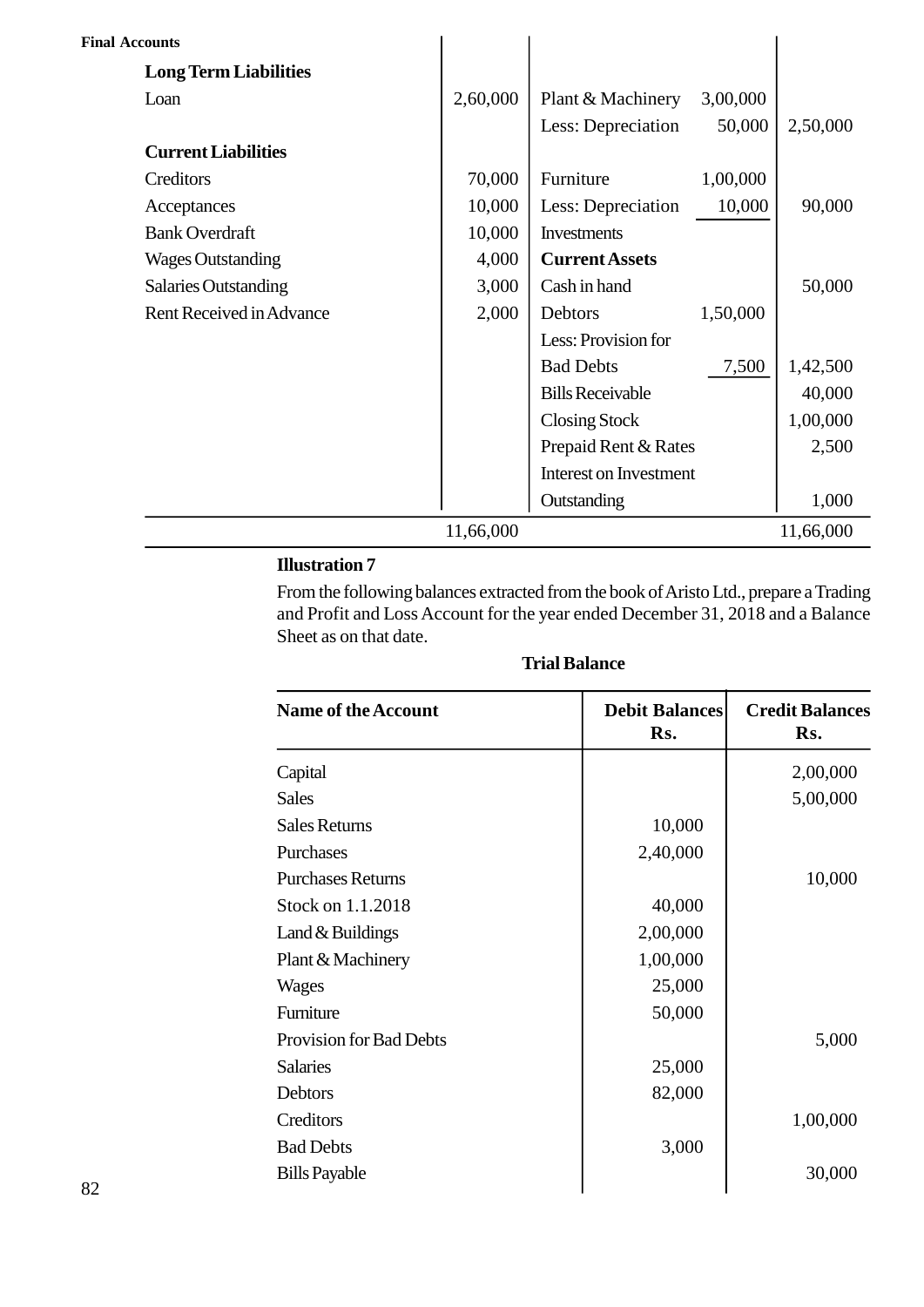| | | | | |
|---|---|---|---|---|
| **Long Term Liabilities** | | | | |
| Loan | 2,60,000 | Plant & Machinery | 3,00,000 | |
| | | Less: Depreciation | 50,000 | 2,50,000 |
| **Current Liabilities** | | | | |
| Creditors | 70,000 | Furniture | 1,00,000 | |
| Acceptances | 10,000 | Less: Depreciation | 10,000 | 90,000 |
| Bank Overdraft | 10,000 | Investments | | |
| Wages Outstanding | 4,000 | **Current Assets** | | |
| Salaries Outstanding | 3,000 | Cash in hand | | 50,000 |
| Rent Received in Advance | 2,000 | Debtors | 1,50,000 | |
| | | Less: Provision for | | |
| | | Bad Debts | 7,500 | 1,42,500 |
| | | Bills Receivable | | 40,000 |
| | | Closing Stock | | 1,00,000 |
| | | Prepaid Rent & Rates | | 2,500 |
| | | Interest on Investment | | |
| | | Outstanding | | 1,000 |
| | 11,66,000 | | | 11,66,000 |

**Illustration 7**

From the following balances extracted from the book of Aristo Ltd., prepare a Trading and Profit and Loss Account for the year ended December 31, 2018 and a Balance Sheet as on that date.

**Trial Balance**

| Name of the Account | Debit Balances Rs. | Credit Balances Rs. |
|---|---|---|
| Capital | | 2,00,000 |
| Sales | | 5,00,000 |
| Sales Returns | 10,000 | |
| Purchases | 2,40,000 | |
| Purchases Returns | | 10,000 |
| Stock on 1.1.2018 | 40,000 | |
| Land & Buildings | 2,00,000 | |
| Plant & Machinery | 1,00,000 | |
| Wages | 25,000 | |
| Furniture | 50,000 | |
| Provision for Bad Debts | | 5,000 |
| Salaries | 25,000 | |
| Debtors | 82,000 | |
| Creditors | | 1,00,000 |
| Bad Debts | 3,000 | |
| Bills Payable | | 30,000 |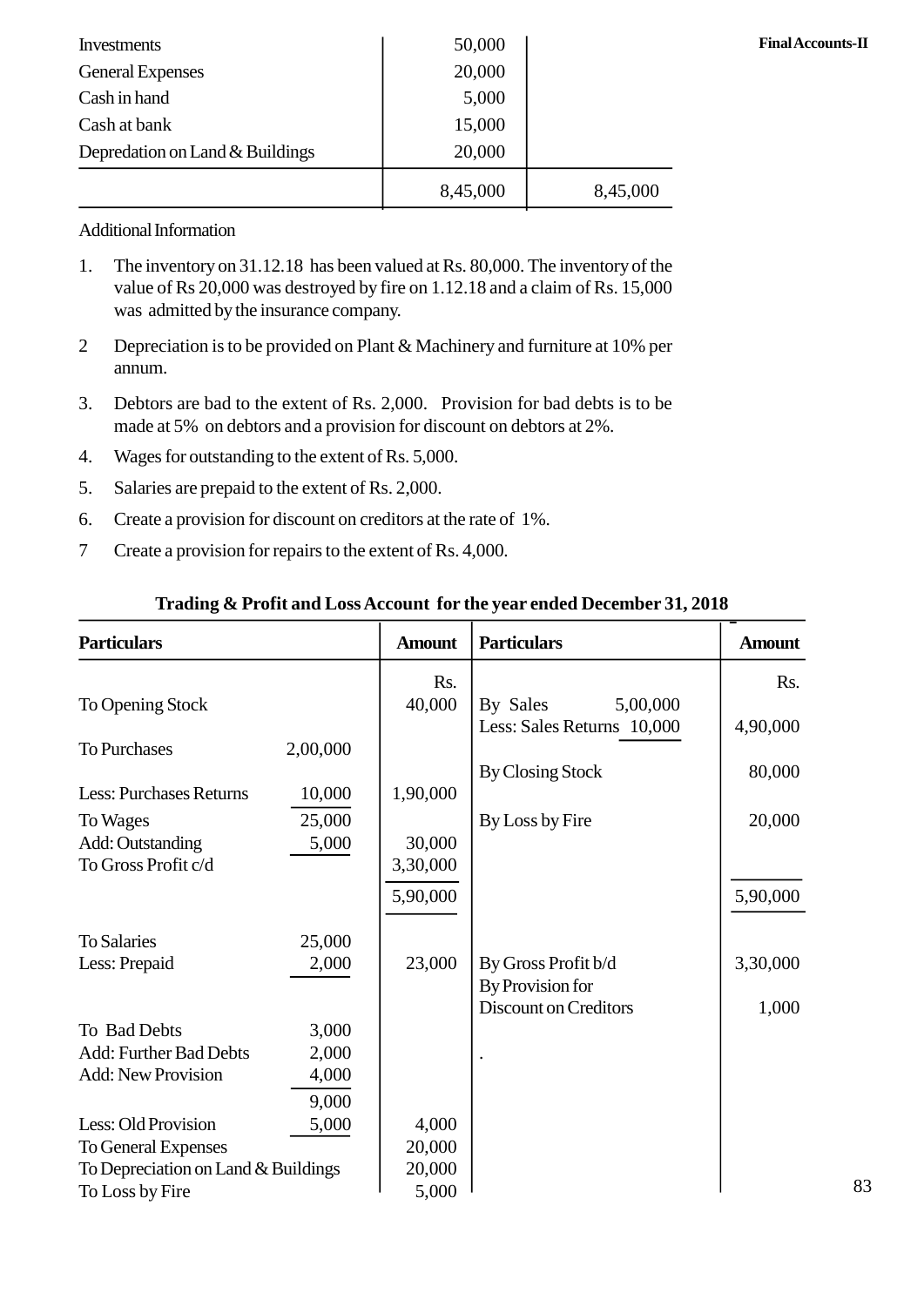| | | |
|---|---|---|
| Investments | 50,000 | |
| General Expenses | 20,000 | |
| Cash in hand | 5,000 | |
| Cash at bank | 15,000 | |
| Depredation on Land & Buildings | 20,000 | |
| | 8,45,000 | 8,45,000 |

Additional Information

1. The inventory on 31.12.18 has been valued at Rs. 80,000. The inventory of the value of Rs 20,000 was destroyed by fire on 1.12.18 and a claim of Rs. 15,000 was admitted by the insurance company.
2. Depreciation is to be provided on Plant & Machinery and furniture at 10% per annum.
3. Debtors are bad to the extent of Rs. 2,000. Provision for bad debts is to be made at 5% on debtors and a provision for discount on debtors at 2%.
4. Wages for outstanding to the extent of Rs. 5,000.
5. Salaries are prepaid to the extent of Rs. 2,000.
6. Create a provision for discount on creditors at the rate of 1%.
7. Create a provision for repairs to the extent of Rs. 4,000.

**Trading & Profit and Loss Account for the year ended December 31, 2018**

| Particulars | | Amount | Particulars | | Amount |
|---|---|---|---|---|---|
| | | Rs. | | | Rs. |
| To Opening Stock | | 40,000 | By Sales | 5,00,000 | |
| | | | Less: Sales Returns | 10,000 | 4,90,000 |
| To Purchases | 2,00,000 | | | | |
| | | | By Closing Stock | | 80,000 |
| Less: Purchases Returns | 10,000 | 1,90,000 | | | |
| To Wages | 25,000 | | By Loss by Fire | | 20,000 |
| Add: Outstanding | 5,000 | 30,000 | | | |
| To Gross Profit c/d | | 3,30,000 | | | |
| | | 5,90,000 | | | 5,90,000 |
| To Salaries | 25,000 | | | | |
| Less: Prepaid | 2,000 | 23,000 | By Gross Profit b/d | | 3,30,000 |
| | | | By Provision for Discount on Creditors | | 1,000 |
| To Bad Debts | 3,000 | | | | |
| Add: Further Bad Debts | 2,000 | | . | | |
| Add: New Provision | 4,000 | | | | |
| | 9,000 | | | | |
| Less: Old Provision | 5,000 | 4,000 | | | |
| To General Expenses | | 20,000 | | | |
| To Depreciation on Land & Buildings | | 20,000 | | | |
| To Loss by Fire | | 5,000 | | | |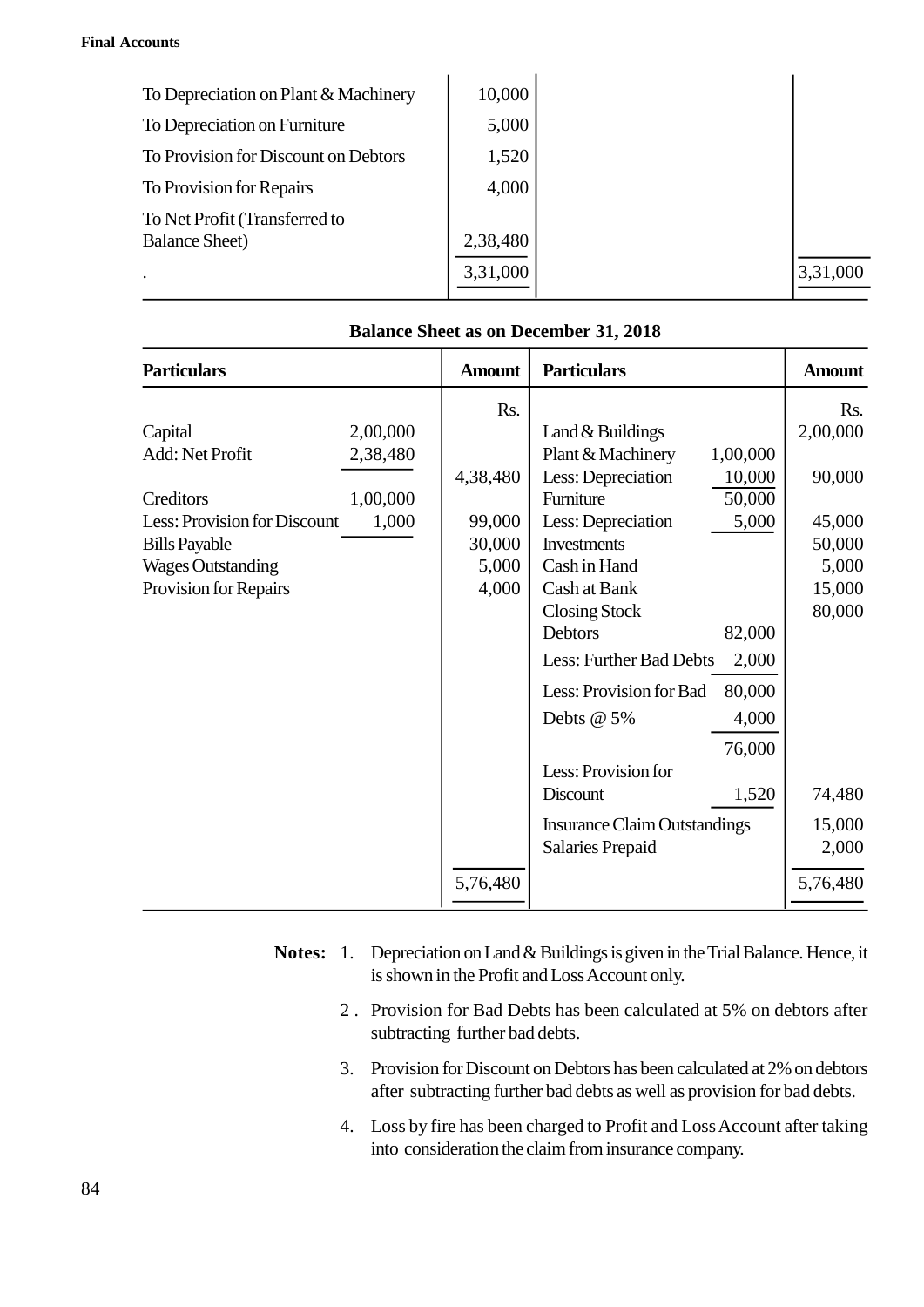| | | | |
|---|---|---|---|
| To Depreciation on Plant & Machinery | 10,000 | | |
| To Depreciation on Furniture | 5,000 | | |
| To Provision for Discount on Debtors | 1,520 | | |
| To Provision for Repairs | 4,000 | | |
| To Net Profit (Transferred to Balance Sheet) | 2,38,480 | | |
| . | 3,31,000 | | 3,31,000 |

**Balance Sheet as on December 31, 2018**

| **Particulars** | | **Amount** | **Particulars** | | **Amount** |
|---|---|---|---|---|---|
| | | Rs. | | | Rs. |
| Capital | 2,00,000 | | Land & Buildings | | 2,00,000 |
| Add: Net Profit | 2,38,480 | | Plant & Machinery | 1,00,000 | |
| | | 4,38,480 | Less: Depreciation | 10,000 | 90,000 |
| Creditors | 1,00,000 | | Furniture | 50,000 | |
| Less: Provision for Discount | 1,000 | 99,000 | Less: Depreciation | 5,000 | 45,000 |
| Bills Payable | | 30,000 | Investments | | 50,000 |
| Wages Outstanding | | 5,000 | Cash in Hand | | 5,000 |
| Provision for Repairs | | 4,000 | Cash at Bank | | 15,000 |
| | | | Closing Stock | | 80,000 |
| | | | Debtors | 82,000 | |
| | | | Less: Further Bad Debts | 2,000 | |
| | | | Less: Provision for Bad | 80,000 | |
| | | | Debts @ 5% | 4,000 | |
| | | | | 76,000 | |
| | | | Less: Provision for Discount | 1,520 | 74,480 |
| | | | Insurance Claim Outstandings | | 15,000 |
| | | | Salaries Prepaid | | 2,000 |
| | | 5,76,480 | | | 5,76,480 |

**Notes:**

1. Depreciation on Land & Buildings is given in the Trial Balance. Hence, it is shown in the Profit and Loss Account only.
2. Provision for Bad Debts has been calculated at 5% on debtors after subtracting further bad debts.
3. Provision for Discount on Debtors has been calculated at 2% on debtors after subtracting further bad debts as well as provision for bad debts.
4. Loss by fire has been charged to Profit and Loss Account after taking into consideration the claim from insurance company.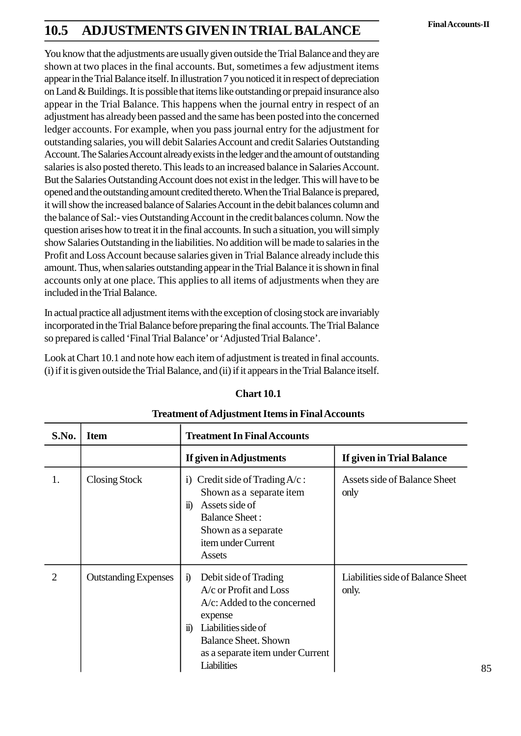## 10.5 ADJUSTMENTS GIVEN IN TRIAL BALANCE

You know that the adjustments are usually given outside the Trial Balance and they are shown at two places in the final accounts. But, sometimes a few adjustment items appear in the Trial Balance itself. In illustration 7 you noticed it in respect of depreciation on Land & Buildings. It is possible that items like outstanding or prepaid insurance also appear in the Trial Balance. This happens when the journal entry in respect of an adjustment has already been passed and the same has been posted into the concerned ledger accounts. For example, when you pass journal entry for the adjustment for outstanding salaries, you will debit Salaries Account and credit Salaries Outstanding Account. The Salaries Account already exists in the ledger and the amount of outstanding salaries is also posted thereto. This leads to an increased balance in Salaries Account. But the Salaries Outstanding Account does not exist in the ledger. This will have to be opened and the outstanding amount credited thereto. When the Trial Balance is prepared, it will show the increased balance of Salaries Account in the debit balances column and the balance of Sal:- vies Outstanding Account in the credit balances column. Now the question arises how to treat it in the final accounts. In such a situation, you will simply show Salaries Outstanding in the liabilities. No addition will be made to salaries in the Profit and Loss Account because salaries given in Trial Balance already include this amount. Thus, when salaries outstanding appear in the Trial Balance it is shown in final accounts only at one place. This applies to all items of adjustments when they are included in the Trial Balance.

In actual practice all adjustment items with the exception of closing stock are invariably incorporated in the Trial Balance before preparing the final accounts. The Trial Balance so prepared is called 'Final Trial Balance' or 'Adjusted Trial Balance'.

Look at Chart 10.1 and note how each item of adjustment is treated in final accounts. (i) if it is given outside the Trial Balance, and (ii) if it appears in the Trial Balance itself.

**Chart 10.1**

**Treatment of Adjustment Items in Final Accounts**

| S.No. | Item | Treatment In Final Accounts | |
|---|---|---|---|
| | | **If given in Adjustments** | **If given in Trial Balance** |
| 1. | Closing Stock | i) Credit side of Trading A/c : Shown as a separate item<br>ii) Assets side of Balance Sheet : Shown as a separate item under Current Assets | Assets side of Balance Sheet only |
| 2 | Outstanding Expenses | i) Debit side of Trading A/c or Profit and Loss A/c: Added to the concerned expense<br>ii) Liabilities side of Balance Sheet. Shown as a separate item under Current Liabilities | Liabilities side of Balance Sheet only. |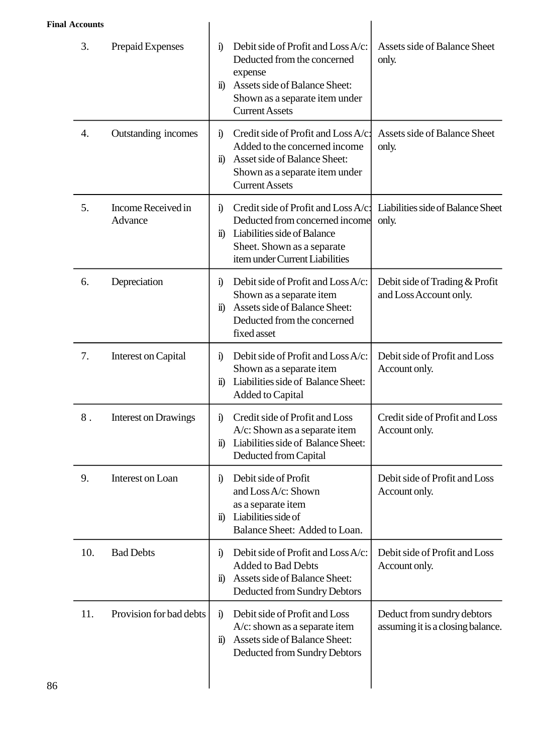| | | | |
|---|---|---|---|
| 3. | Prepaid Expenses | i) Debit side of Profit and Loss A/c: Deducted from the concerned expense<br>ii) Assets side of Balance Sheet: Shown as a separate item under Current Assets | Assets side of Balance Sheet only. |
| 4. | Outstanding incomes | i) Credit side of Profit and Loss A/c: Added to the concerned income<br>ii) Asset side of Balance Sheet: Shown as a separate item under Current Assets | Assets side of Balance Sheet only. |
| 5. | Income Received in Advance | i) Credit side of Profit and Loss A/c: Deducted from concerned income<br>ii) Liabilities side of Balance Sheet. Shown as a separate item under Current Liabilities | Liabilities side of Balance Sheet only. |
| 6. | Depreciation | i) Debit side of Profit and Loss A/c: Shown as a separate item<br>ii) Assets side of Balance Sheet: Deducted from the concerned fixed asset | Debit side of Trading & Profit and Loss Account only. |
| 7. | Interest on Capital | i) Debit side of Profit and Loss A/c: Shown as a separate item<br>ii) Liabilities side of Balance Sheet: Added to Capital | Debit side of Profit and Loss Account only. |
| 8 . | Interest on Drawings | i) Credit side of Profit and Loss A/c: Shown as a separate item<br>ii) Liabilities side of Balance Sheet: Deducted from Capital | Credit side of Profit and Loss Account only. |
| 9. | Interest on Loan | i) Debit side of Profit and Loss A/c: Shown as a separate item<br>ii) Liabilities side of Balance Sheet: Added to Loan. | Debit side of Profit and Loss Account only. |
| 10. | Bad Debts | i) Debit side of Profit and Loss A/c: Added to Bad Debts<br>ii) Assets side of Balance Sheet: Deducted from Sundry Debtors | Debit side of Profit and Loss Account only. |
| 11. | Provision for bad debts | i) Debit side of Profit and Loss A/c: shown as a separate item<br>ii) Assets side of Balance Sheet: Deducted from Sundry Debtors | Deduct from sundry debtors assuming it is a closing balance. |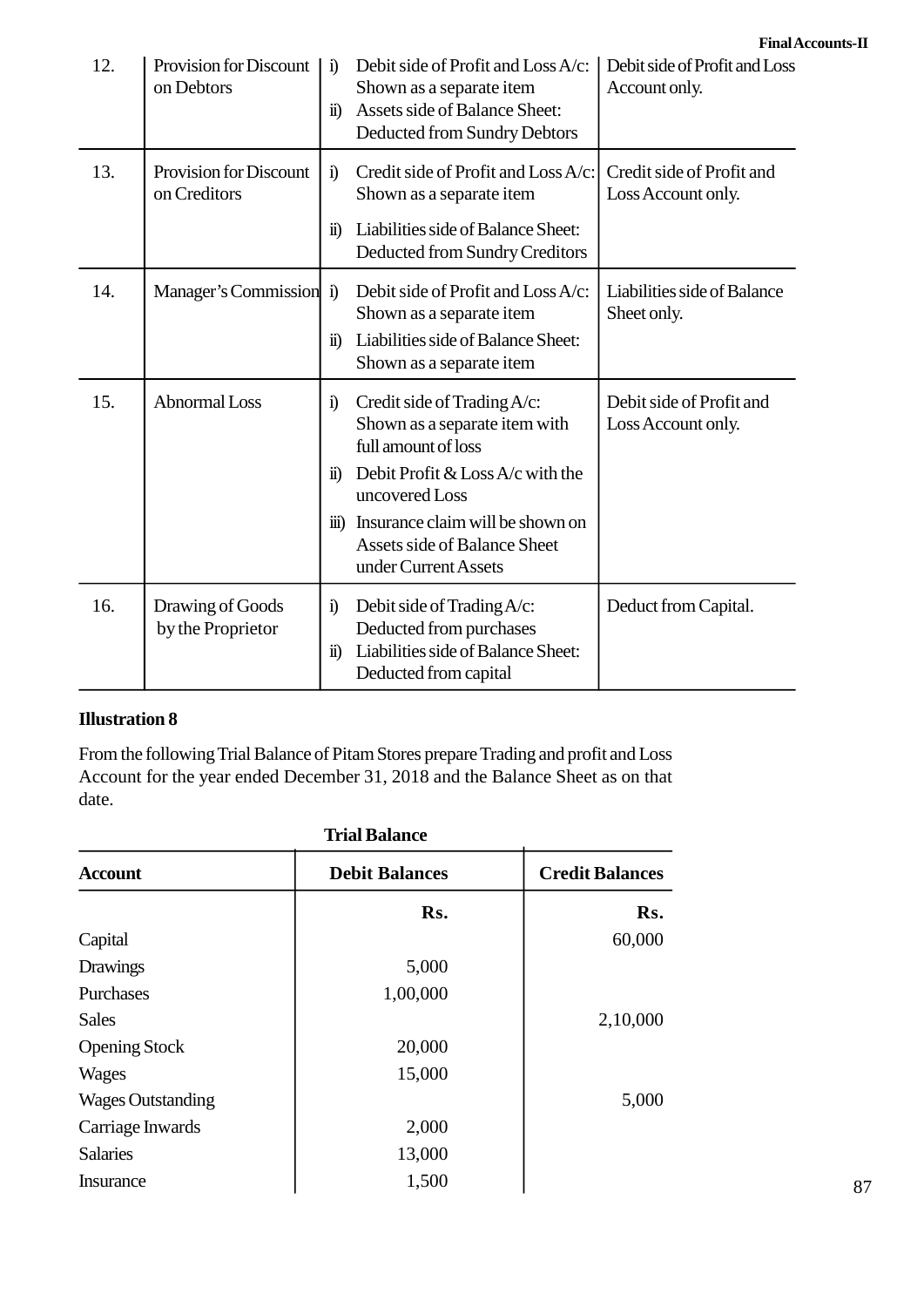| 12. | Provision for Discount on Debtors | i) Debit side of Profit and Loss A/c: Shown as a separate item<br>ii) Assets side of Balance Sheet: Deducted from Sundry Debtors | Debit side of Profit and Loss Account only. |
|---|---|---|---|
| 13. | Provision for Discount on Creditors | i) Credit side of Profit and Loss A/c: Shown as a separate item<br>ii) Liabilities side of Balance Sheet: Deducted from Sundry Creditors | Credit side of Profit and Loss Account only. |
| 14. | Manager's Commission | i) Debit side of Profit and Loss A/c: Shown as a separate item<br>ii) Liabilities side of Balance Sheet: Shown as a separate item | Liabilities side of Balance Sheet only. |
| 15. | Abnormal Loss | i) Credit side of Trading A/c: Shown as a separate item with full amount of loss<br>ii) Debit Profit & Loss A/c with the uncovered Loss<br>iii) Insurance claim will be shown on Assets side of Balance Sheet under Current Assets | Debit side of Profit and Loss Account only. |
| 16. | Drawing of Goods by the Proprietor | i) Debit side of Trading A/c: Deducted from purchases<br>ii) Liabilities side of Balance Sheet: Deducted from capital | Deduct from Capital. |

**Illustration 8**

From the following Trial Balance of Pitam Stores prepare Trading and profit and Loss Account for the year ended December 31, 2018 and the Balance Sheet as on that date.

**Trial Balance**

| Account | Debit Balances | Credit Balances |
|---|---|---|
| | Rs. | Rs. |
| Capital | | 60,000 |
| Drawings | 5,000 | |
| Purchases | 1,00,000 | |
| Sales | | 2,10,000 |
| Opening Stock | 20,000 | |
| Wages | 15,000 | |
| Wages Outstanding | | 5,000 |
| Carriage Inwards | 2,000 | |
| Salaries | 13,000 | |
| Insurance | 1,500 | |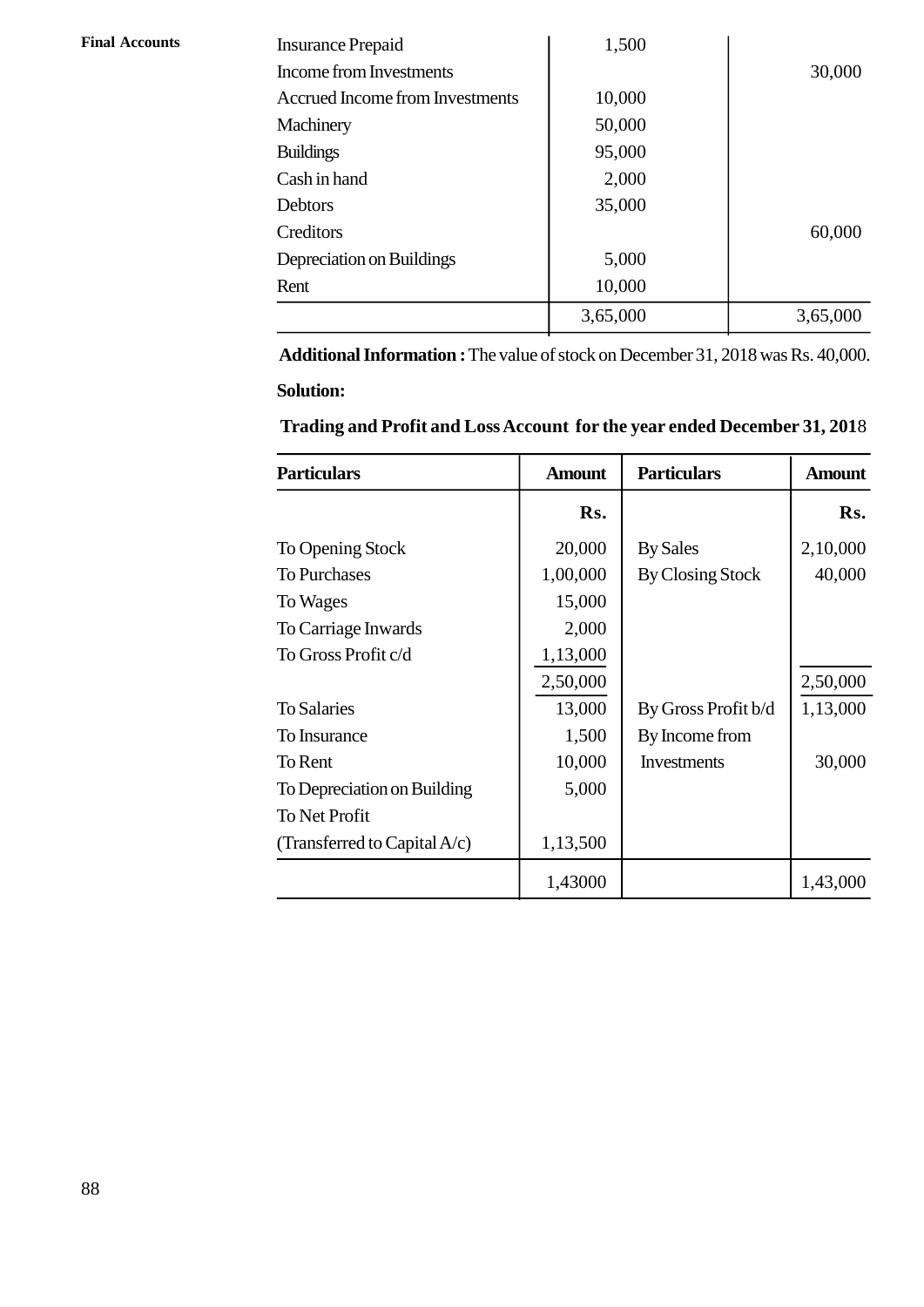| | | |
|---|---|---|
| Insurance Prepaid | 1,500 | |
| Income from Investments | | 30,000 |
| Accrued Income from Investments | 10,000 | |
| Machinery | 50,000 | |
| Buildings | 95,000 | |
| Cash in hand | 2,000 | |
| Debtors | 35,000 | |
| Creditors | | 60,000 |
| Depreciation on Buildings | 5,000 | |
| Rent | 10,000 | |
| | 3,65,000 | 3,65,000 |

**Additional Information :** The value of stock on December 31, 2018 was Rs. 40,000.

**Solution:**

**Trading and Profit and Loss Account for the year ended December 31, 2018**

| Particulars | Amount | Particulars | Amount |
|---|---|---|---|
| | **Rs.** | | **Rs.** |
| To Opening Stock | 20,000 | By Sales | 2,10,000 |
| To Purchases | 1,00,000 | By Closing Stock | 40,000 |
| To Wages | 15,000 | | |
| To Carriage Inwards | 2,000 | | |
| To Gross Profit c/d | 1,13,000 | | |
| | 2,50,000 | | 2,50,000 |
| To Salaries | 13,000 | By Gross Profit b/d | 1,13,000 |
| To Insurance | 1,500 | By Income from | |
| To Rent | 10,000 | Investments | 30,000 |
| To Depreciation on Building | 5,000 | | |
| To Net Profit | | | |
| (Transferred to Capital A/c) | 1,13,500 | | |
| | 1,43000 | | 1,43,000 |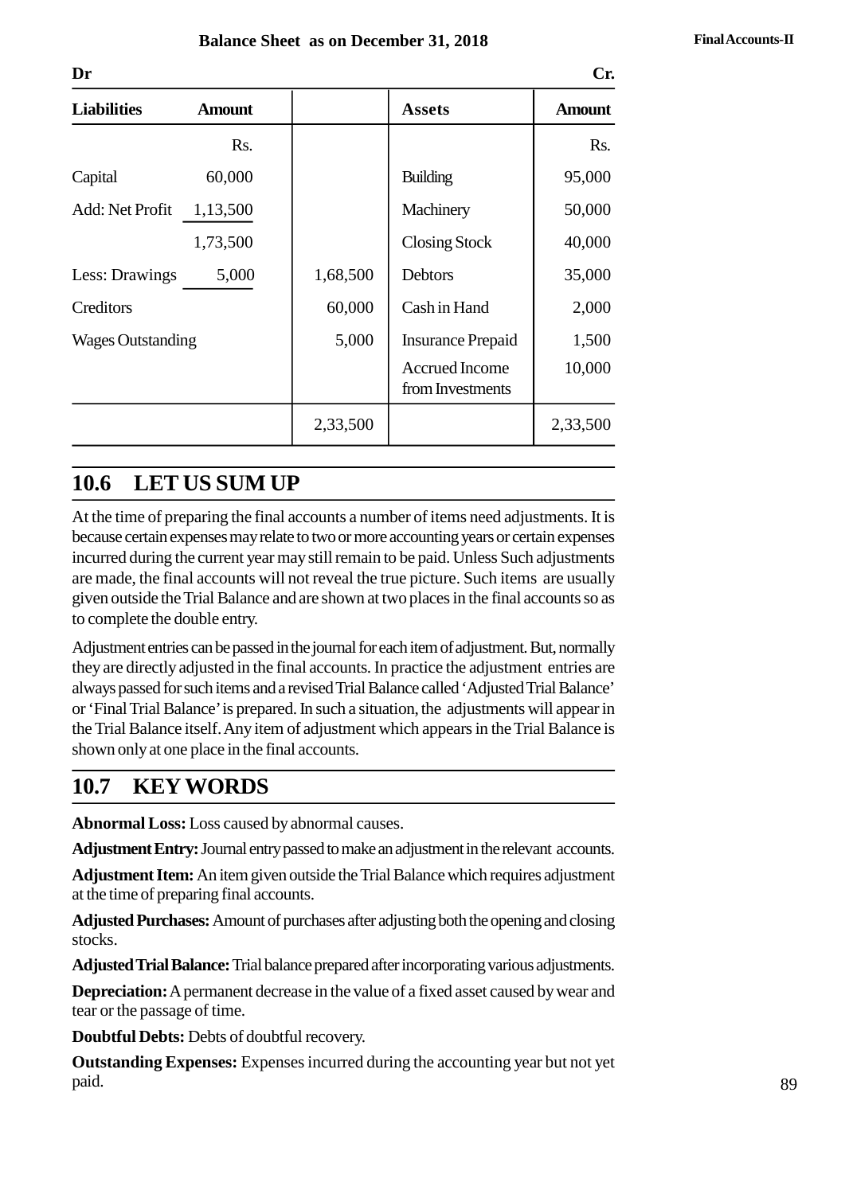**Balance Sheet as on December 31, 2018**

| Dr | | | | Cr. |
|---|---|---|---|---|
| **Liabilities** | **Amount** | | **Assets** | **Amount** |
| | Rs. | | | Rs. |
| Capital | 60,000 | | Building | 95,000 |
| Add: Net Profit | 1,13,500 | | Machinery | 50,000 |
| | 1,73,500 | | Closing Stock | 40,000 |
| Less: Drawings | 5,000 | 1,68,500 | Debtors | 35,000 |
| Creditors | | 60,000 | Cash in Hand | 2,000 |
| Wages Outstanding | | 5,000 | Insurance Prepaid | 1,500 |
| | | | Accrued Income from Investments | 10,000 |
| | | 2,33,500 | | 2,33,500 |

## 10.6 LET US SUM UP

At the time of preparing the final accounts a number of items need adjustments. It is because certain expenses may relate to two or more accounting years or certain expenses incurred during the current year may still remain to be paid. Unless Such adjustments are made, the final accounts will not reveal the true picture. Such items are usually given outside the Trial Balance and are shown at two places in the final accounts so as to complete the double entry.

Adjustment entries can be passed in the journal for each item of adjustment. But, normally they are directly adjusted in the final accounts. In practice the adjustment entries are always passed for such items and a revised Trial Balance called 'Adjusted Trial Balance' or 'Final Trial Balance' is prepared. In such a situation, the adjustments will appear in the Trial Balance itself. Any item of adjustment which appears in the Trial Balance is shown only at one place in the final accounts.

## 10.7 KEY WORDS

**Abnormal Loss:** Loss caused by abnormal causes.

**Adjustment Entry:** Journal entry passed to make an adjustment in the relevant accounts.

**Adjustment Item:** An item given outside the Trial Balance which requires adjustment at the time of preparing final accounts.

**Adjusted Purchases:** Amount of purchases after adjusting both the opening and closing stocks.

**Adjusted Trial Balance:** Trial balance prepared after incorporating various adjustments.

**Depreciation:** A permanent decrease in the value of a fixed asset caused by wear and tear or the passage of time.

**Doubtful Debts:** Debts of doubtful recovery.

**Outstanding Expenses:** Expenses incurred during the accounting year but not yet paid.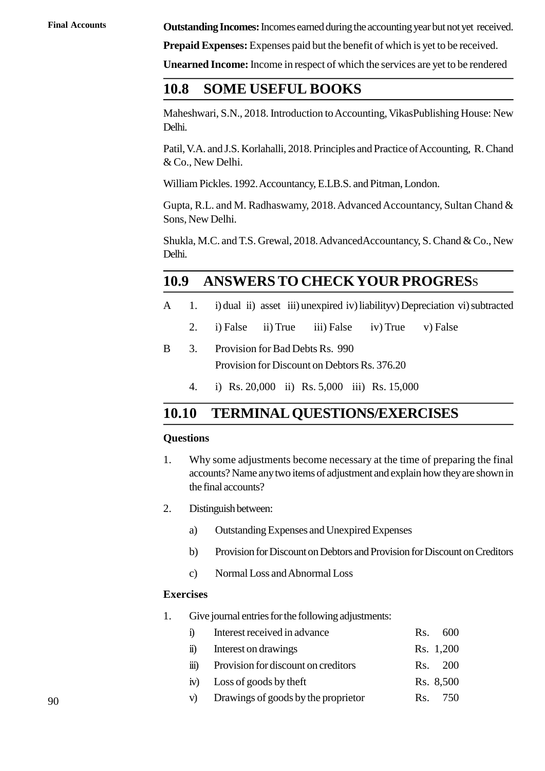**Outstanding Incomes:** Incomes earned during the accounting year but not yet received.

**Prepaid Expenses:** Expenses paid but the benefit of which is yet to be received.

**Unearned Income:** Income in respect of which the services are yet to be rendered

## 10.8 SOME USEFUL BOOKS

Maheshwari, S.N., 2018. Introduction to Accounting, VikasPublishing House: New Delhi.

Patil, V.A. and J.S. Korlahalli, 2018. Principles and Practice of Accounting, R. Chand & Co., New Delhi.

William Pickles. 1992. Accountancy, E.LB.S. and Pitman, London.

Gupta, R.L. and M. Radhaswamy, 2018. Advanced Accountancy, Sultan Chand & Sons, New Delhi.

Shukla, M.C. and T.S. Grewal, 2018. AdvancedAccountancy, S. Chand & Co., New Delhi.

## 10.9 ANSWERS TO CHECK YOUR PROGRESS

A 1. i) dual ii) asset iii) unexpired iv) liabilityv) Depreciation vi) subtracted

2. i) False ii) True iii) False iv) True v) False

B 3. Provision for Bad Debts Rs. 990

Provision for Discount on Debtors Rs. 376.20

4. i) Rs. 20,000 ii) Rs. 5,000 iii) Rs. 15,000

## 10.10 TERMINAL QUESTIONS/EXERCISES

**Questions**

1. Why some adjustments become necessary at the time of preparing the final accounts? Name any two items of adjustment and explain how they are shown in the final accounts?

2. Distinguish between:

   a) Outstanding Expenses and Unexpired Expenses

   b) Provision for Discount on Debtors and Provision for Discount on Creditors

   c) Normal Loss and Abnormal Loss

**Exercises**

1. Give journal entries for the following adjustments:

| | | |
|---|---|---|
| i) | Interest received in advance | Rs. 600 |
| ii) | Interest on drawings | Rs. 1,200 |
| iii) | Provision for discount on creditors | Rs. 200 |
| iv) | Loss of goods by theft | Rs. 8,500 |
| v) | Drawings of goods by the proprietor | Rs. 750 |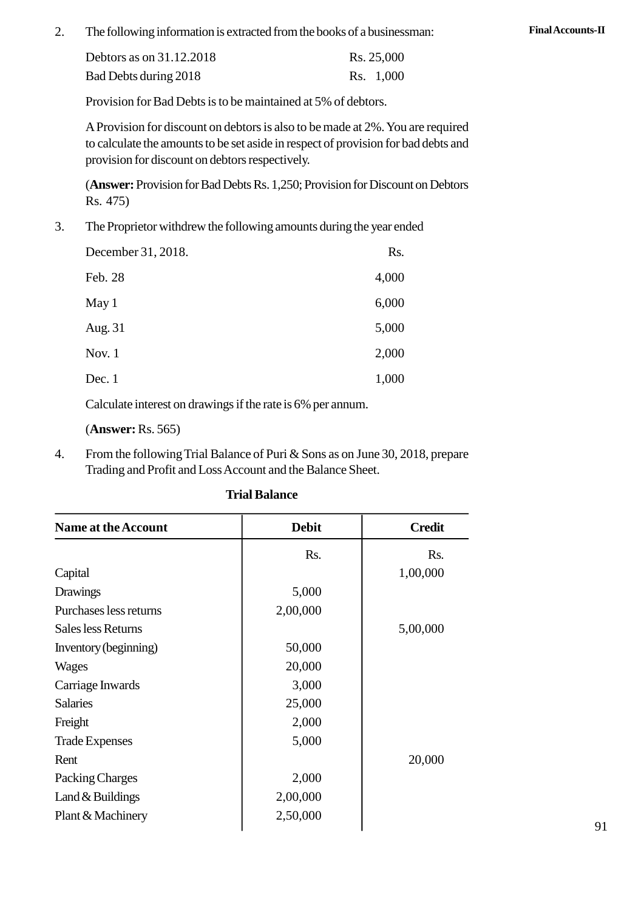2. The following information is extracted from the books of a businessman:

| | |
|---|---|
| Debtors as on 31.12.2018 | Rs. 25,000 |
| Bad Debts during 2018 | Rs. 1,000 |

Provision for Bad Debts is to be maintained at 5% of debtors.

A Provision for discount on debtors is also to be made at 2%. You are required to calculate the amounts to be set aside in respect of provision for bad debts and provision for discount on debtors respectively.

(**Answer:** Provision for Bad Debts Rs. 1,250; Provision for Discount on Debtors Rs. 475)

3. The Proprietor withdrew the following amounts during the year ended

| December 31, 2018. | Rs. |
|---|---|
| Feb. 28 | 4,000 |
| May 1 | 6,000 |
| Aug. 31 | 5,000 |
| Nov. 1 | 2,000 |
| Dec. 1 | 1,000 |

Calculate interest on drawings if the rate is 6% per annum.

(**Answer:** Rs. 565)

4. From the following Trial Balance of Puri & Sons as on June 30, 2018, prepare Trading and Profit and Loss Account and the Balance Sheet.

**Trial Balance**

| Name at the Account | Debit | Credit |
|---|---|---|
| | Rs. | Rs. |
| Capital | | 1,00,000 |
| Drawings | 5,000 | |
| Purchases less returns | 2,00,000 | |
| Sales less Returns | | 5,00,000 |
| Inventory (beginning) | 50,000 | |
| Wages | 20,000 | |
| Carriage Inwards | 3,000 | |
| Salaries | 25,000 | |
| Freight | 2,000 | |
| Trade Expenses | 5,000 | |
| Rent | | 20,000 |
| Packing Charges | 2,000 | |
| Land & Buildings | 2,00,000 | |
| Plant & Machinery | 2,50,000 | |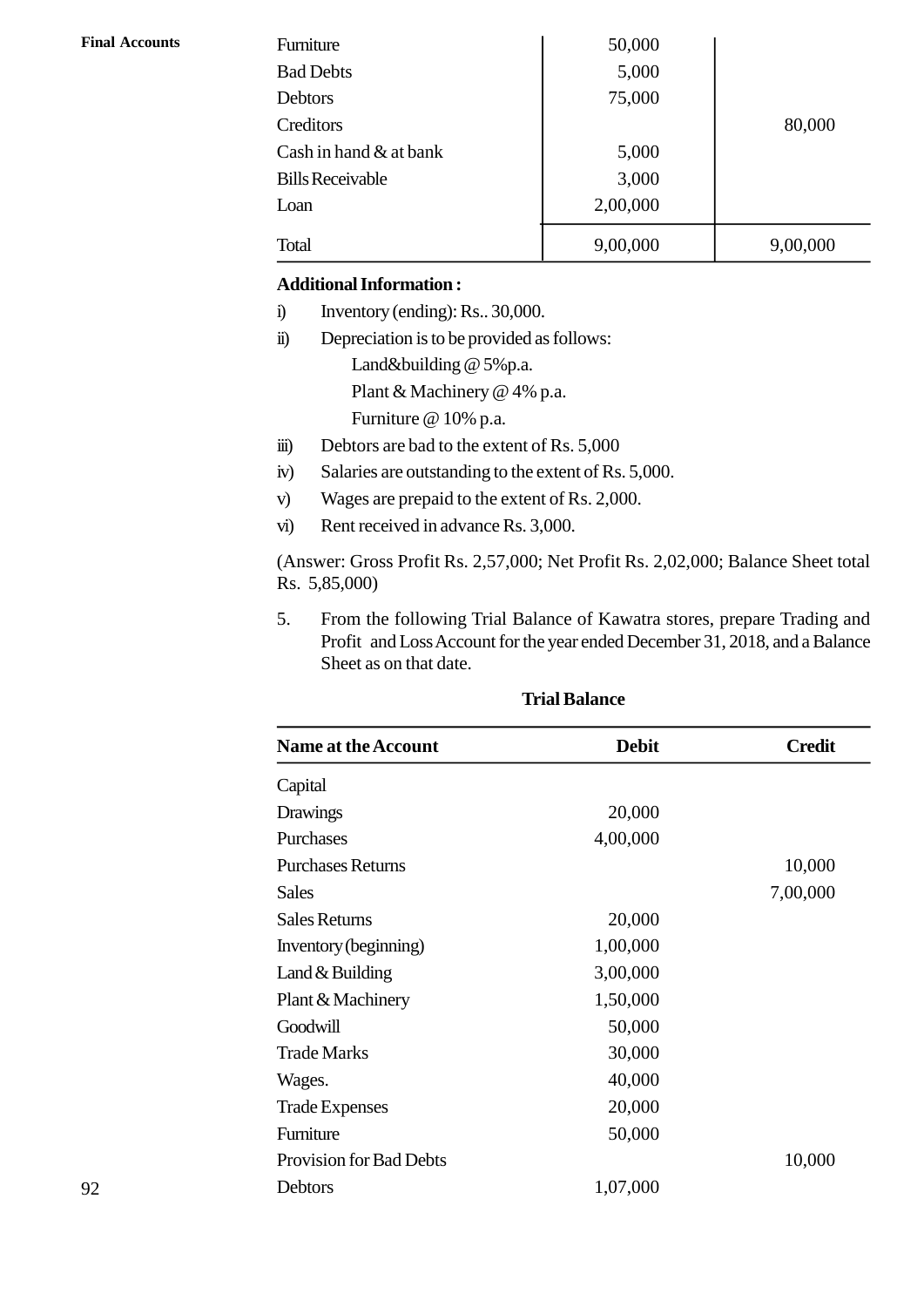| | | |
|---|---|---|
| Furniture | 50,000 | |
| Bad Debts | 5,000 | |
| Debtors | 75,000 | |
| Creditors | | 80,000 |
| Cash in hand & at bank | 5,000 | |
| Bills Receivable | 3,000 | |
| Loan | 2,00,000 | |
| Total | 9,00,000 | 9,00,000 |

**Additional Information :**

i) Inventory (ending): Rs.. 30,000.

ii) Depreciation is to be provided as follows:

   Land&building @ 5%p.a.

   Plant & Machinery @ 4% p.a.

   Furniture @ 10% p.a.

iii) Debtors are bad to the extent of Rs. 5,000

iv) Salaries are outstanding to the extent of Rs. 5,000.

v) Wages are prepaid to the extent of Rs. 2,000.

vi) Rent received in advance Rs. 3,000.

(Answer: Gross Profit Rs. 2,57,000; Net Profit Rs. 2,02,000; Balance Sheet total Rs. 5,85,000)

5. From the following Trial Balance of Kawatra stores, prepare Trading and Profit and Loss Account for the year ended December 31, 2018, and a Balance Sheet as on that date.

**Trial Balance**

| Name at the Account | Debit | Credit |
|---|---|---|
| Capital | | |
| Drawings | 20,000 | |
| Purchases | 4,00,000 | |
| Purchases Returns | | 10,000 |
| Sales | | 7,00,000 |
| Sales Returns | 20,000 | |
| Inventory (beginning) | 1,00,000 | |
| Land & Building | 3,00,000 | |
| Plant & Machinery | 1,50,000 | |
| Goodwill | 50,000 | |
| Trade Marks | 30,000 | |
| Wages. | 40,000 | |
| Trade Expenses | 20,000 | |
| Furniture | 50,000 | |
| Provision for Bad Debts | | 10,000 |
| Debtors | 1,07,000 | |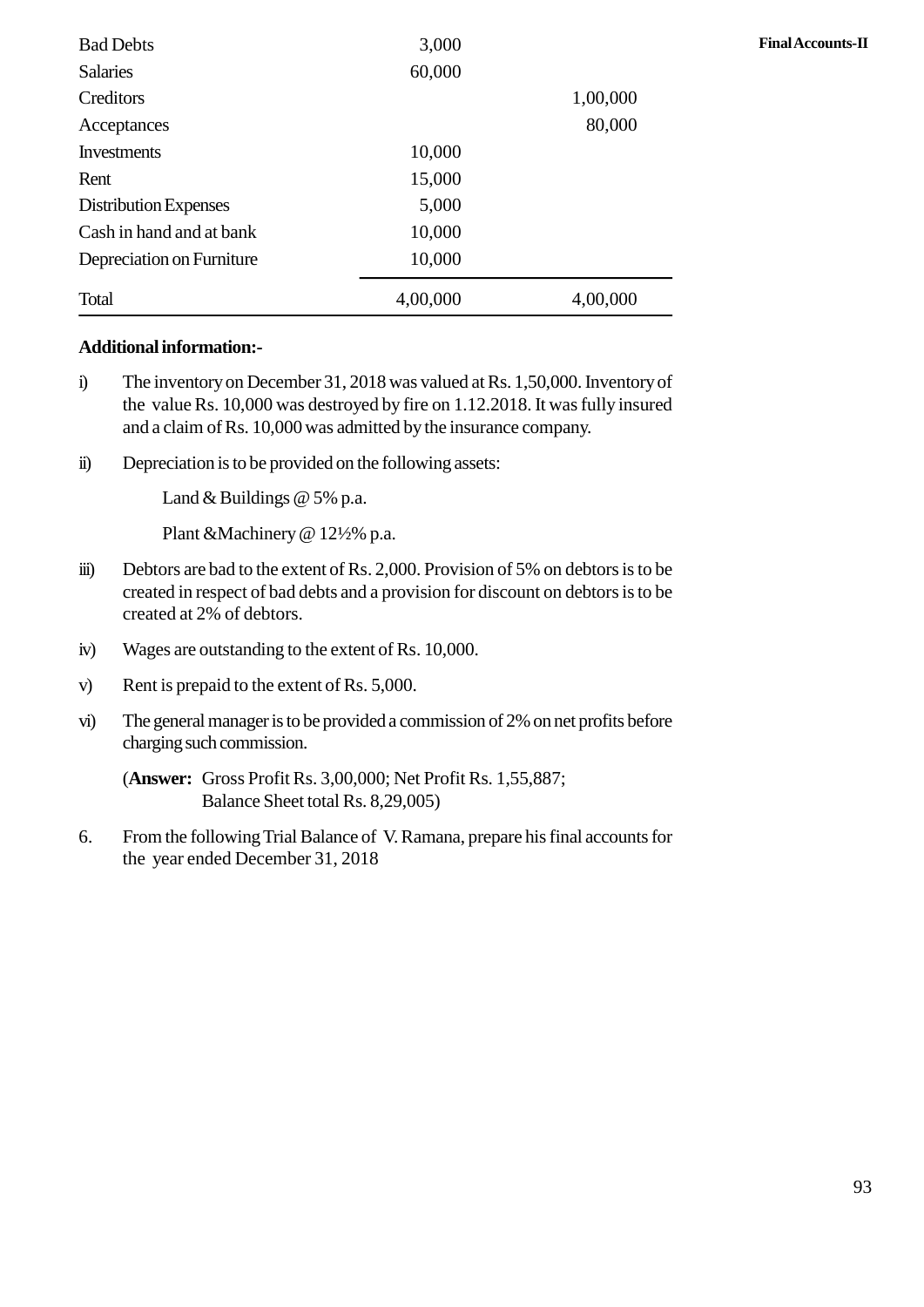| | | |
|---|---|---|
| Bad Debts | 3,000 | |
| Salaries | 60,000 | |
| Creditors | | 1,00,000 |
| Acceptances | | 80,000 |
| Investments | 10,000 | |
| Rent | 15,000 | |
| Distribution Expenses | 5,000 | |
| Cash in hand and at bank | 10,000 | |
| Depreciation on Furniture | 10,000 | |
| Total | 4,00,000 | 4,00,000 |

**Additional information:-**

i) The inventory on December 31, 2018 was valued at Rs. 1,50,000. Inventory of the value Rs. 10,000 was destroyed by fire on 1.12.2018. It was fully insured and a claim of Rs. 10,000 was admitted by the insurance company.

ii) Depreciation is to be provided on the following assets:

Land & Buildings @ 5% p.a.

Plant &Machinery @ 12½% p.a.

iii) Debtors are bad to the extent of Rs. 2,000. Provision of 5% on debtors is to be created in respect of bad debts and a provision for discount on debtors is to be created at 2% of debtors.

iv) Wages are outstanding to the extent of Rs. 10,000.

v) Rent is prepaid to the extent of Rs. 5,000.

vi) The general manager is to be provided a commission of 2% on net profits before charging such commission.

(**Answer:** Gross Profit Rs. 3,00,000; Net Profit Rs. 1,55,887; Balance Sheet total Rs. 8,29,005)

6. From the following Trial Balance of V. Ramana, prepare his final accounts for the year ended December 31, 2018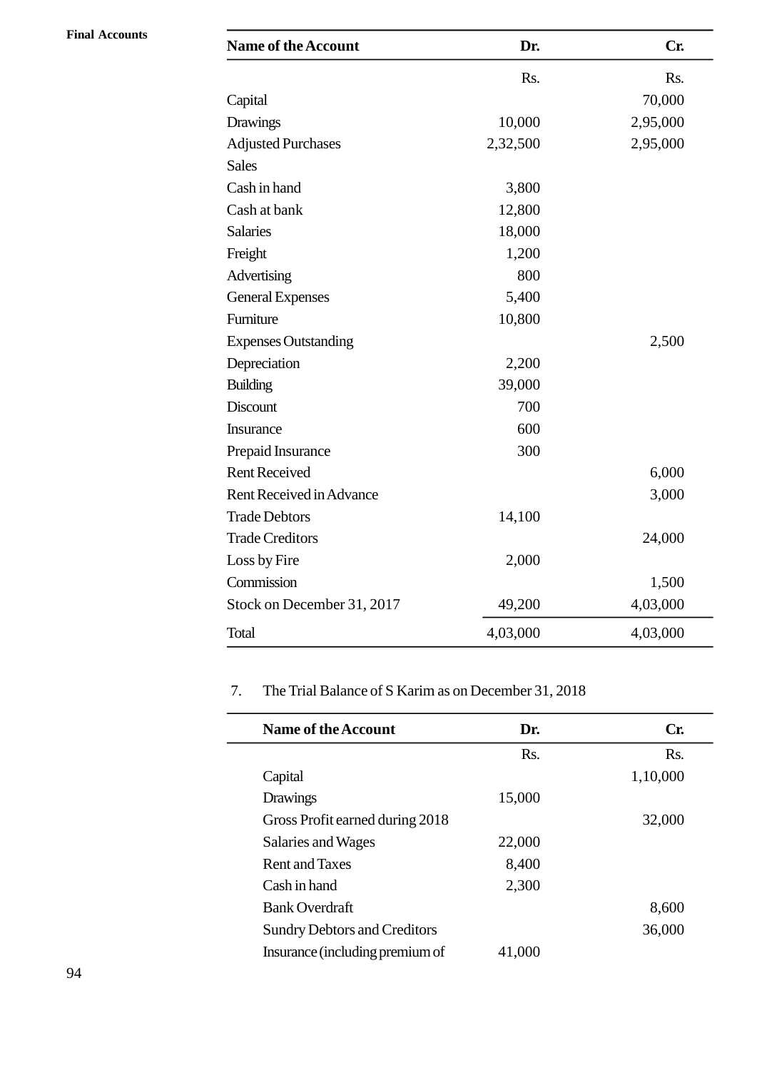| Name of the Account | Dr. | Cr. |
|---|---|---|
| | Rs. | Rs. |
| Capital | | 70,000 |
| Drawings | 10,000 | 2,95,000 |
| Adjusted Purchases | 2,32,500 | 2,95,000 |
| Sales | | |
| Cash in hand | 3,800 | |
| Cash at bank | 12,800 | |
| Salaries | 18,000 | |
| Freight | 1,200 | |
| Advertising | 800 | |
| General Expenses | 5,400 | |
| Furniture | 10,800 | |
| Expenses Outstanding | | 2,500 |
| Depreciation | 2,200 | |
| Building | 39,000 | |
| Discount | 700 | |
| Insurance | 600 | |
| Prepaid Insurance | 300 | |
| Rent Received | | 6,000 |
| Rent Received in Advance | | 3,000 |
| Trade Debtors | 14,100 | |
| Trade Creditors | | 24,000 |
| Loss by Fire | 2,000 | |
| Commission | | 1,500 |
| Stock on December 31, 2017 | 49,200 | 4,03,000 |
| Total | 4,03,000 | 4,03,000 |

7. The Trial Balance of S Karim as on December 31, 2018

| Name of the Account | Dr. | Cr. |
|---|---|---|
| | Rs. | Rs. |
| Capital | | 1,10,000 |
| Drawings | 15,000 | |
| Gross Profit earned during 2018 | | 32,000 |
| Salaries and Wages | 22,000 | |
| Rent and Taxes | 8,400 | |
| Cash in hand | 2,300 | |
| Bank Overdraft | | 8,600 |
| Sundry Debtors and Creditors | | 36,000 |
| Insurance (including premium of | 41,000 | |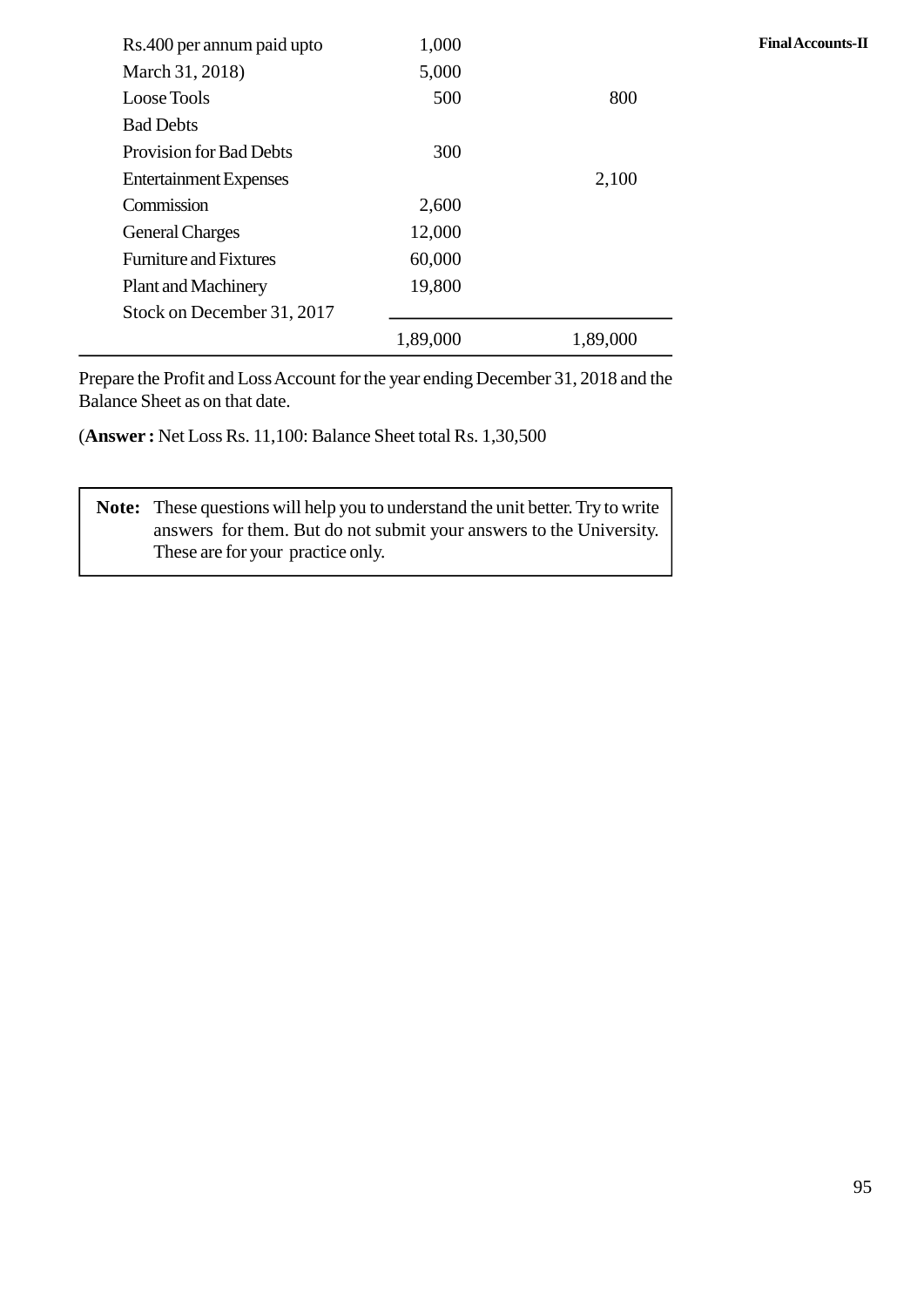| | | |
|---|---|---|
| Rs.400 per annum paid upto | 1,000 | |
| March 31, 2018) | 5,000 | |
| Loose Tools | 500 | 800 |
| Bad Debts | | |
| Provision for Bad Debts | 300 | |
| Entertainment Expenses | | 2,100 |
| Commission | 2,600 | |
| General Charges | 12,000 | |
| Furniture and Fixtures | 60,000 | |
| Plant and Machinery | 19,800 | |
| Stock on December 31, 2017 | | |
| | 1,89,000 | 1,89,000 |

Prepare the Profit and Loss Account for the year ending December 31, 2018 and the Balance Sheet as on that date.

(**Answer :** Net Loss Rs. 11,100: Balance Sheet total Rs. 1,30,500

> **Note:** These questions will help you to understand the unit better. Try to write answers for them. But do not submit your answers to the University. These are for your practice only.